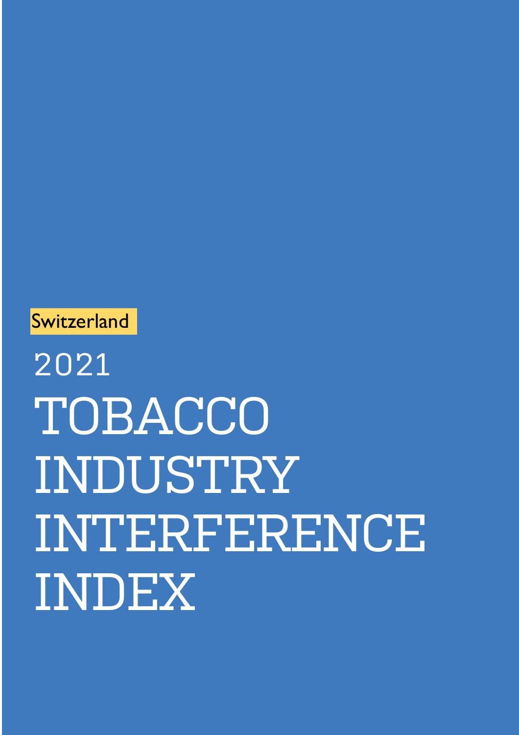Switzerland

2021

# TOBACCO INDUSTRY INTERFERENCE INDEX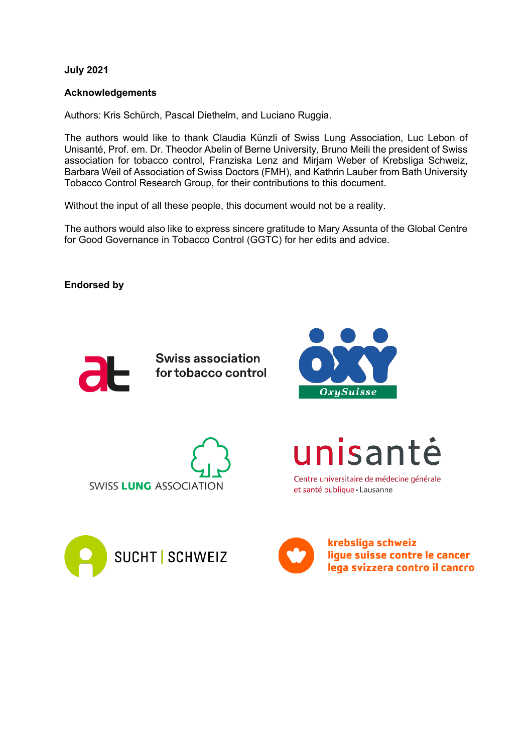**July 2021**

**Acknowledgements**

Authors: Kris Schürch, Pascal Diethelm, and Luciano Ruggia.

The authors would like to thank Claudia Künzli of Swiss Lung Association, Luc Lebon of Unisanté, Prof. em. Dr. Theodor Abelin of Berne University, Bruno Meili the president of Swiss association for tobacco control, Franziska Lenz and Mirjam Weber of Krebsliga Schweiz, Barbara Weil of Association of Swiss Doctors (FMH), and Kathrin Lauber from Bath University Tobacco Control Research Group, for their contributions to this document.

Without the input of all these people, this document would not be a reality.

The authors would also like to express sincere gratitude to Mary Assunta of the Global Centre for Good Governance in Tobacco Control (GGTC) for her edits and advice.

**Endorsed by**

Swiss association for tobacco control

OxySuisse

SWISS LUNG ASSOCIATION

unisanté
Centre universitaire de médecine générale et santé publique · Lausanne

SUCHT | SCHWEIZ

krebsliga schweiz
ligue suisse contre le cancer
lega svizzera contro il cancro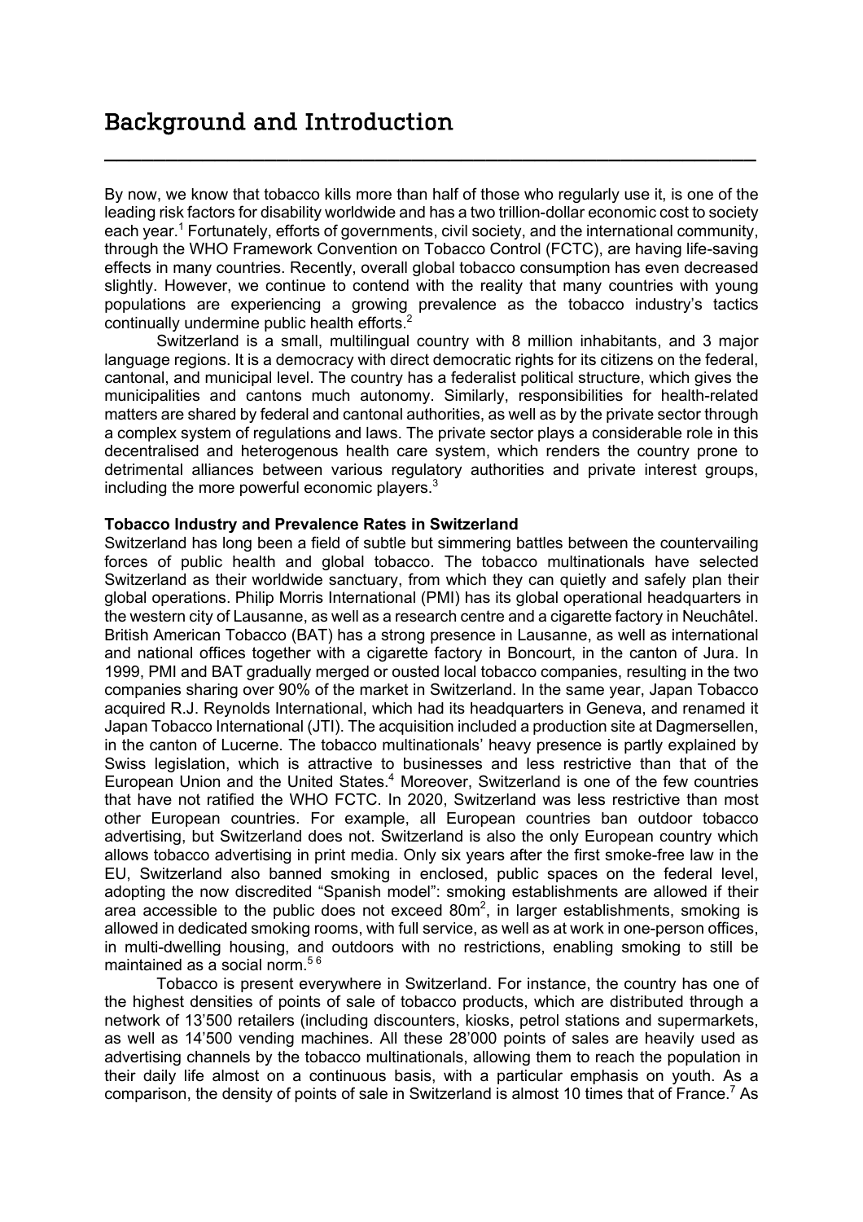# Background and Introduction

By now, we know that tobacco kills more than half of those who regularly use it, is one of the leading risk factors for disability worldwide and has a two trillion-dollar economic cost to society each year.[1] Fortunately, efforts of governments, civil society, and the international community, through the WHO Framework Convention on Tobacco Control (FCTC), are having life-saving effects in many countries. Recently, overall global tobacco consumption has even decreased slightly. However, we continue to contend with the reality that many countries with young populations are experiencing a growing prevalence as the tobacco industry's tactics continually undermine public health efforts.[2]

Switzerland is a small, multilingual country with 8 million inhabitants, and 3 major language regions. It is a democracy with direct democratic rights for its citizens on the federal, cantonal, and municipal level. The country has a federalist political structure, which gives the municipalities and cantons much autonomy. Similarly, responsibilities for health-related matters are shared by federal and cantonal authorities, as well as by the private sector through a complex system of regulations and laws. The private sector plays a considerable role in this decentralised and heterogenous health care system, which renders the country prone to detrimental alliances between various regulatory authorities and private interest groups, including the more powerful economic players.[3]

**Tobacco Industry and Prevalence Rates in Switzerland**

Switzerland has long been a field of subtle but simmering battles between the countervailing forces of public health and global tobacco. The tobacco multinationals have selected Switzerland as their worldwide sanctuary, from which they can quietly and safely plan their global operations. Philip Morris International (PMI) has its global operational headquarters in the western city of Lausanne, as well as a research centre and a cigarette factory in Neuchâtel. British American Tobacco (BAT) has a strong presence in Lausanne, as well as international and national offices together with a cigarette factory in Boncourt, in the canton of Jura. In 1999, PMI and BAT gradually merged or ousted local tobacco companies, resulting in the two companies sharing over 90% of the market in Switzerland. In the same year, Japan Tobacco acquired R.J. Reynolds International, which had its headquarters in Geneva, and renamed it Japan Tobacco International (JTI). The acquisition included a production site at Dagmersellen, in the canton of Lucerne. The tobacco multinationals' heavy presence is partly explained by Swiss legislation, which is attractive to businesses and less restrictive than that of the European Union and the United States.[4] Moreover, Switzerland is one of the few countries that have not ratified the WHO FCTC. In 2020, Switzerland was less restrictive than most other European countries. For example, all European countries ban outdoor tobacco advertising, but Switzerland does not. Switzerland is also the only European country which allows tobacco advertising in print media. Only six years after the first smoke-free law in the EU, Switzerland also banned smoking in enclosed, public spaces on the federal level, adopting the now discredited "Spanish model": smoking establishments are allowed if their area accessible to the public does not exceed 80m$^2$, in larger establishments, smoking is allowed in dedicated smoking rooms, with full service, as well as at work in one-person offices, in multi-dwelling housing, and outdoors with no restrictions, enabling smoking to still be maintained as a social norm.[5,6]

Tobacco is present everywhere in Switzerland. For instance, the country has one of the highest densities of points of sale of tobacco products, which are distributed through a network of 13'500 retailers (including discounters, kiosks, petrol stations and supermarkets, as well as 14'500 vending machines. All these 28'000 points of sales are heavily used as advertising channels by the tobacco multinationals, allowing them to reach the population in their daily life almost on a continuous basis, with a particular emphasis on youth. As a comparison, the density of points of sale in Switzerland is almost 10 times that of France.[7] As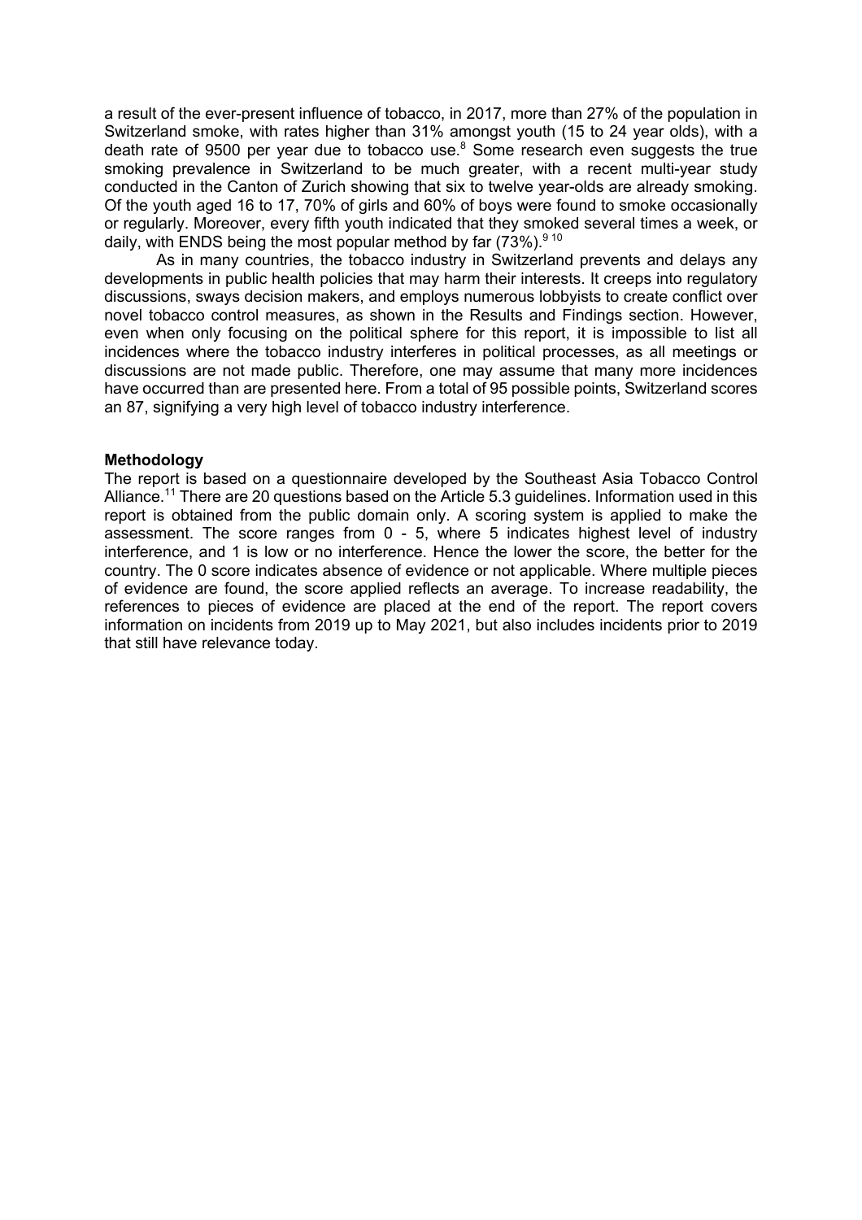a result of the ever-present influence of tobacco, in 2017, more than 27% of the population in Switzerland smoke, with rates higher than 31% amongst youth (15 to 24 year olds), with a death rate of 9500 per year due to tobacco use.[8] Some research even suggests the true smoking prevalence in Switzerland to be much greater, with a recent multi-year study conducted in the Canton of Zurich showing that six to twelve year-olds are already smoking. Of the youth aged 16 to 17, 70% of girls and 60% of boys were found to smoke occasionally or regularly. Moreover, every fifth youth indicated that they smoked several times a week, or daily, with ENDS being the most popular method by far (73%).[9 10]

As in many countries, the tobacco industry in Switzerland prevents and delays any developments in public health policies that may harm their interests. It creeps into regulatory discussions, sways decision makers, and employs numerous lobbyists to create conflict over novel tobacco control measures, as shown in the Results and Findings section. However, even when only focusing on the political sphere for this report, it is impossible to list all incidences where the tobacco industry interferes in political processes, as all meetings or discussions are not made public. Therefore, one may assume that many more incidences have occurred than are presented here. From a total of 95 possible points, Switzerland scores an 87, signifying a very high level of tobacco industry interference.

**Methodology**

The report is based on a questionnaire developed by the Southeast Asia Tobacco Control Alliance.[11] There are 20 questions based on the Article 5.3 guidelines. Information used in this report is obtained from the public domain only. A scoring system is applied to make the assessment. The score ranges from 0 - 5, where 5 indicates highest level of industry interference, and 1 is low or no interference. Hence the lower the score, the better for the country. The 0 score indicates absence of evidence or not applicable. Where multiple pieces of evidence are found, the score applied reflects an average. To increase readability, the references to pieces of evidence are placed at the end of the report. The report covers information on incidents from 2019 up to May 2021, but also includes incidents prior to 2019 that still have relevance today.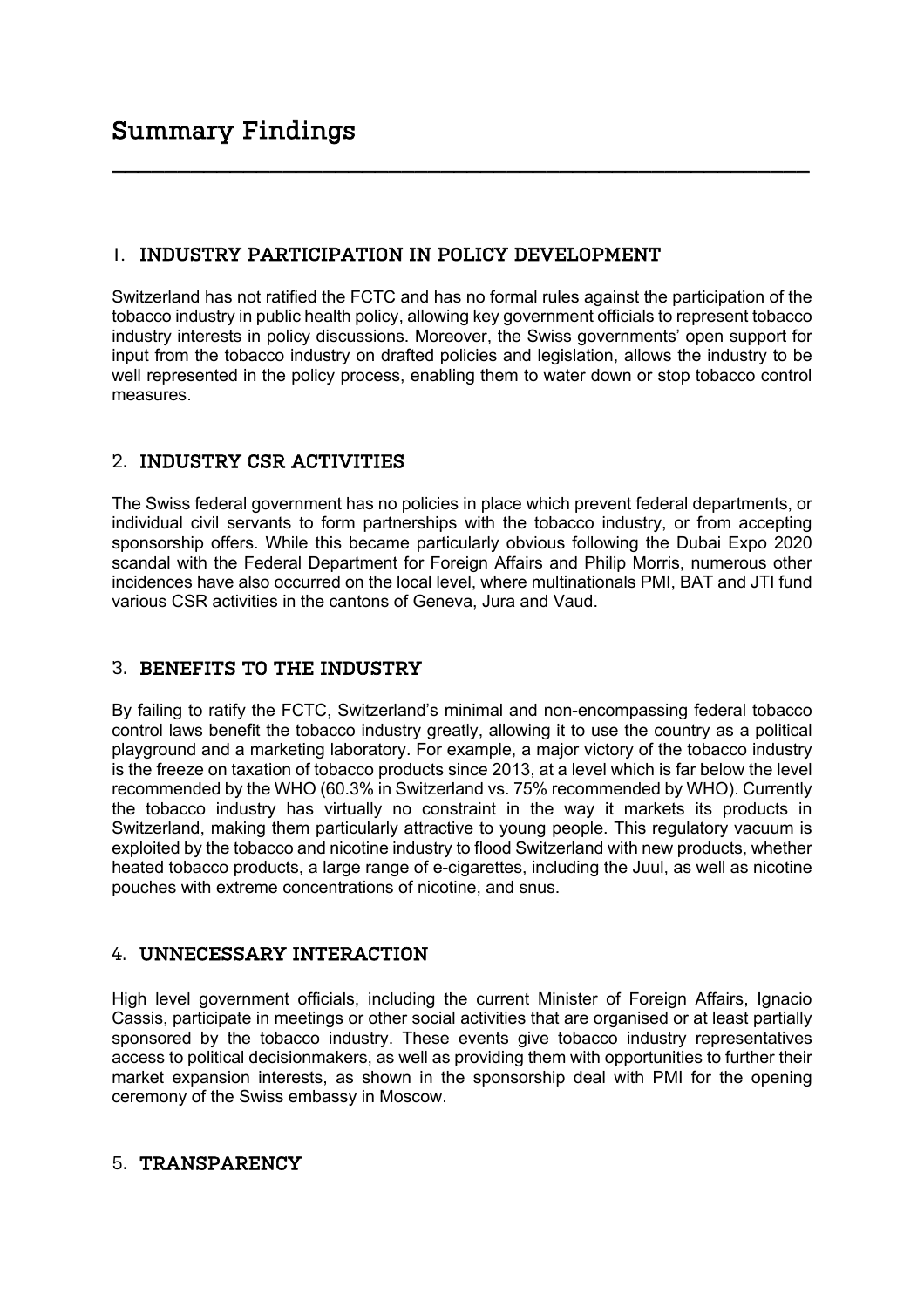# Summary Findings

## 1. INDUSTRY PARTICIPATION IN POLICY DEVELOPMENT

Switzerland has not ratified the FCTC and has no formal rules against the participation of the tobacco industry in public health policy, allowing key government officials to represent tobacco industry interests in policy discussions. Moreover, the Swiss governments' open support for input from the tobacco industry on drafted policies and legislation, allows the industry to be well represented in the policy process, enabling them to water down or stop tobacco control measures.

## 2. INDUSTRY CSR ACTIVITIES

The Swiss federal government has no policies in place which prevent federal departments, or individual civil servants to form partnerships with the tobacco industry, or from accepting sponsorship offers. While this became particularly obvious following the Dubai Expo 2020 scandal with the Federal Department for Foreign Affairs and Philip Morris, numerous other incidences have also occurred on the local level, where multinationals PMI, BAT and JTI fund various CSR activities in the cantons of Geneva, Jura and Vaud.

## 3. BENEFITS TO THE INDUSTRY

By failing to ratify the FCTC, Switzerland's minimal and non-encompassing federal tobacco control laws benefit the tobacco industry greatly, allowing it to use the country as a political playground and a marketing laboratory. For example, a major victory of the tobacco industry is the freeze on taxation of tobacco products since 2013, at a level which is far below the level recommended by the WHO (60.3% in Switzerland vs. 75% recommended by WHO). Currently the tobacco industry has virtually no constraint in the way it markets its products in Switzerland, making them particularly attractive to young people. This regulatory vacuum is exploited by the tobacco and nicotine industry to flood Switzerland with new products, whether heated tobacco products, a large range of e-cigarettes, including the Juul, as well as nicotine pouches with extreme concentrations of nicotine, and snus.

## 4. UNNECESSARY INTERACTION

High level government officials, including the current Minister of Foreign Affairs, Ignacio Cassis, participate in meetings or other social activities that are organised or at least partially sponsored by the tobacco industry. These events give tobacco industry representatives access to political decisionmakers, as well as providing them with opportunities to further their market expansion interests, as shown in the sponsorship deal with PMI for the opening ceremony of the Swiss embassy in Moscow.

## 5. TRANSPARENCY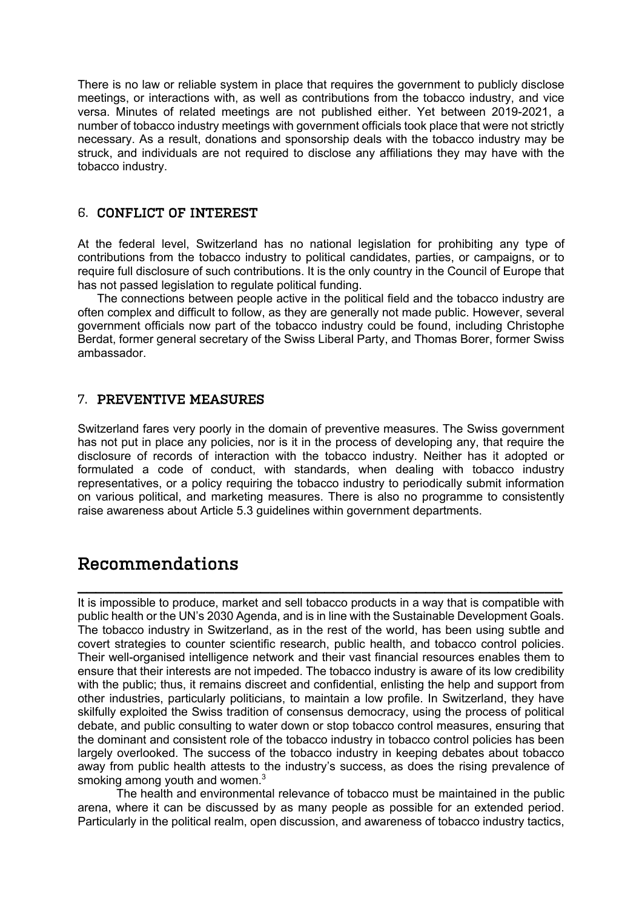There is no law or reliable system in place that requires the government to publicly disclose meetings, or interactions with, as well as contributions from the tobacco industry, and vice versa. Minutes of related meetings are not published either. Yet between 2019-2021, a number of tobacco industry meetings with government officials took place that were not strictly necessary. As a result, donations and sponsorship deals with the tobacco industry may be struck, and individuals are not required to disclose any affiliations they may have with the tobacco industry.

### 6. CONFLICT OF INTEREST

At the federal level, Switzerland has no national legislation for prohibiting any type of contributions from the tobacco industry to political candidates, parties, or campaigns, or to require full disclosure of such contributions. It is the only country in the Council of Europe that has not passed legislation to regulate political funding.

The connections between people active in the political field and the tobacco industry are often complex and difficult to follow, as they are generally not made public. However, several government officials now part of the tobacco industry could be found, including Christophe Berdat, former general secretary of the Swiss Liberal Party, and Thomas Borer, former Swiss ambassador.

### 7. PREVENTIVE MEASURES

Switzerland fares very poorly in the domain of preventive measures. The Swiss government has not put in place any policies, nor is it in the process of developing any, that require the disclosure of records of interaction with the tobacco industry. Neither has it adopted or formulated a code of conduct, with standards, when dealing with tobacco industry representatives, or a policy requiring the tobacco industry to periodically submit information on various political, and marketing measures. There is also no programme to consistently raise awareness about Article 5.3 guidelines within government departments.

## Recommendations

It is impossible to produce, market and sell tobacco products in a way that is compatible with public health or the UN's 2030 Agenda, and is in line with the Sustainable Development Goals. The tobacco industry in Switzerland, as in the rest of the world, has been using subtle and covert strategies to counter scientific research, public health, and tobacco control policies. Their well-organised intelligence network and their vast financial resources enables them to ensure that their interests are not impeded. The tobacco industry is aware of its low credibility with the public; thus, it remains discreet and confidential, enlisting the help and support from other industries, particularly politicians, to maintain a low profile. In Switzerland, they have skilfully exploited the Swiss tradition of consensus democracy, using the process of political debate, and public consulting to water down or stop tobacco control measures, ensuring that the dominant and consistent role of the tobacco industry in tobacco control policies has been largely overlooked. The success of the tobacco industry in keeping debates about tobacco away from public health attests to the industry's success, as does the rising prevalence of smoking among youth and women.[3]

The health and environmental relevance of tobacco must be maintained in the public arena, where it can be discussed by as many people as possible for an extended period. Particularly in the political realm, open discussion, and awareness of tobacco industry tactics,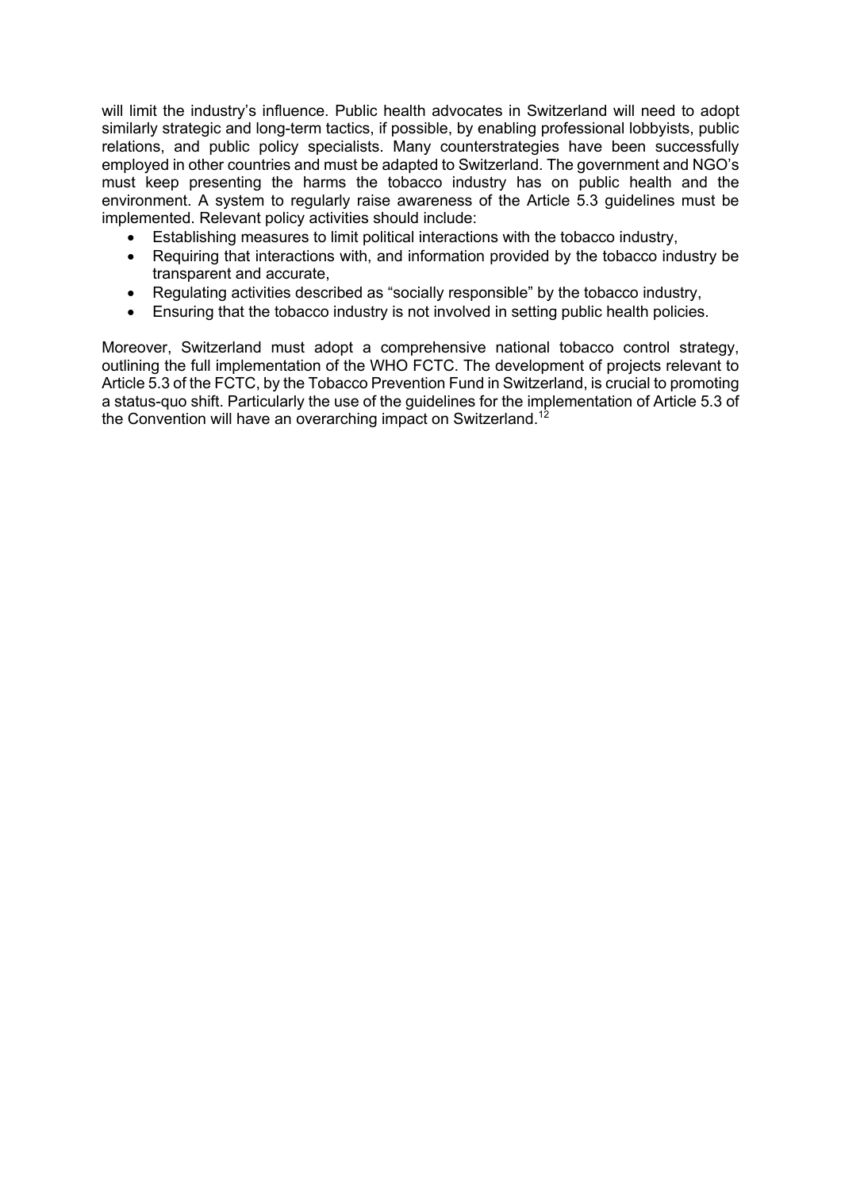will limit the industry's influence. Public health advocates in Switzerland will need to adopt similarly strategic and long-term tactics, if possible, by enabling professional lobbyists, public relations, and public policy specialists. Many counterstrategies have been successfully employed in other countries and must be adapted to Switzerland. The government and NGO's must keep presenting the harms the tobacco industry has on public health and the environment. A system to regularly raise awareness of the Article 5.3 guidelines must be implemented. Relevant policy activities should include:

- Establishing measures to limit political interactions with the tobacco industry,
- Requiring that interactions with, and information provided by the tobacco industry be transparent and accurate,
- Regulating activities described as "socially responsible" by the tobacco industry,
- Ensuring that the tobacco industry is not involved in setting public health policies.

Moreover, Switzerland must adopt a comprehensive national tobacco control strategy, outlining the full implementation of the WHO FCTC. The development of projects relevant to Article 5.3 of the FCTC, by the Tobacco Prevention Fund in Switzerland, is crucial to promoting a status-quo shift. Particularly the use of the guidelines for the implementation of Article 5.3 of the Convention will have an overarching impact on Switzerland.[12]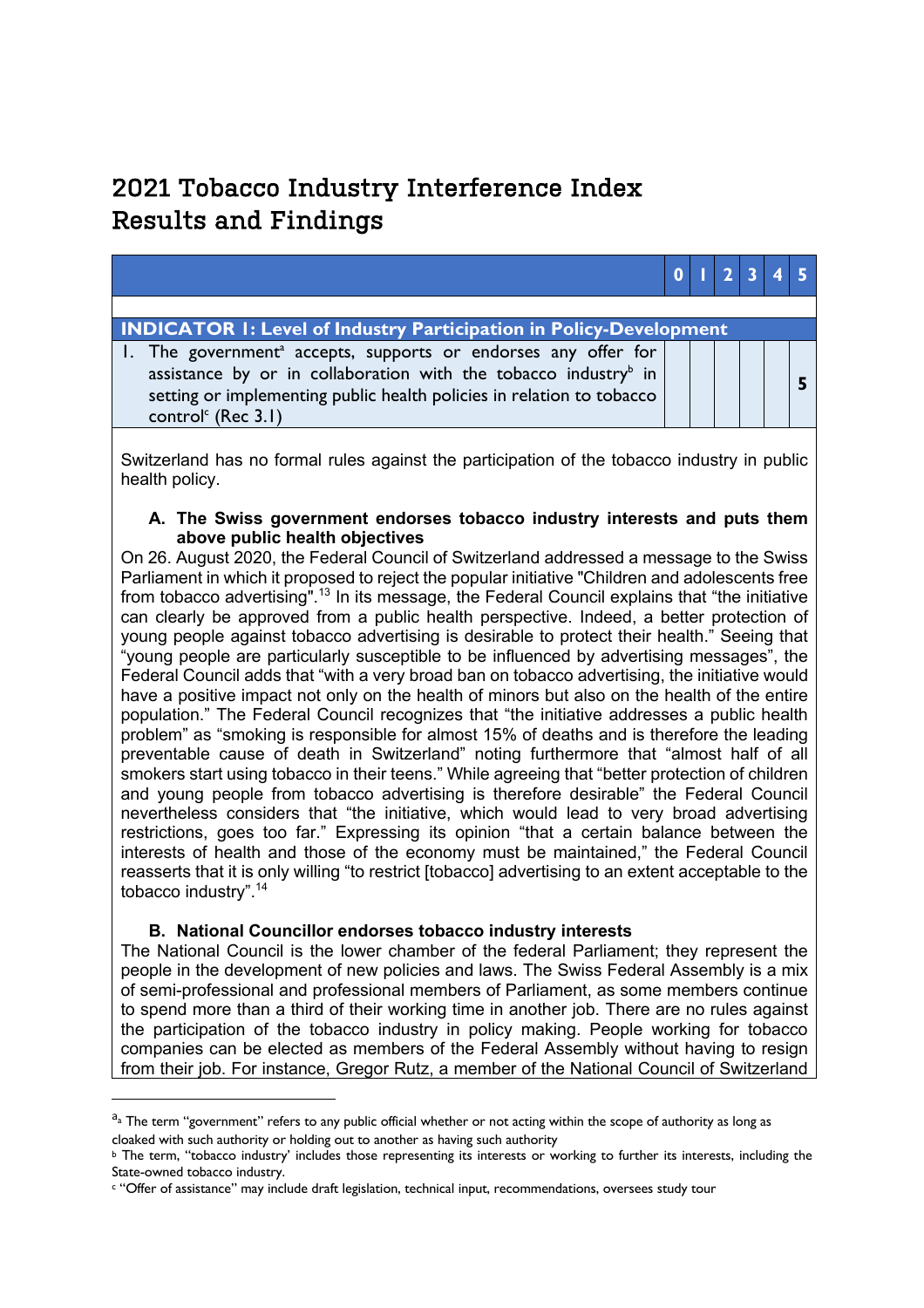# 2021 Tobacco Industry Interference Index Results and Findings

| | 0 | 1 | 2 | 3 | 4 | 5 |
|---|---|---|---|---|---|---|
| **INDICATOR 1: Level of Industry Participation in Policy-Development** | | | | | | |
| 1. The government[a] accepts, supports or endorses any offer for assistance by or in collaboration with the tobacco industry[b] in setting or implementing public health policies in relation to tobacco control[c] (Rec 3.1) | | | | | | **5** |

Switzerland has no formal rules against the participation of the tobacco industry in public health policy.

**A. The Swiss government endorses tobacco industry interests and puts them above public health objectives**

On 26. August 2020, the Federal Council of Switzerland addressed a message to the Swiss Parliament in which it proposed to reject the popular initiative "Children and adolescents free from tobacco advertising".[13] In its message, the Federal Council explains that "the initiative can clearly be approved from a public health perspective. Indeed, a better protection of young people against tobacco advertising is desirable to protect their health." Seeing that "young people are particularly susceptible to be influenced by advertising messages", the Federal Council adds that "with a very broad ban on tobacco advertising, the initiative would have a positive impact not only on the health of minors but also on the health of the entire population." The Federal Council recognizes that "the initiative addresses a public health problem" as "smoking is responsible for almost 15% of deaths and is therefore the leading preventable cause of death in Switzerland" noting furthermore that "almost half of all smokers start using tobacco in their teens." While agreeing that "better protection of children and young people from tobacco advertising is therefore desirable" the Federal Council nevertheless considers that "the initiative, which would lead to very broad advertising restrictions, goes too far." Expressing its opinion "that a certain balance between the interests of health and those of the economy must be maintained," the Federal Council reasserts that it is only willing "to restrict [tobacco] advertising to an extent acceptable to the tobacco industry".[14]

**B. National Councillor endorses tobacco industry interests**

The National Council is the lower chamber of the federal Parliament; they represent the people in the development of new policies and laws. The Swiss Federal Assembly is a mix of semi-professional and professional members of Parliament, as some members continue to spend more than a third of their working time in another job. There are no rules against the participation of the tobacco industry in policy making. People working for tobacco companies can be elected as members of the Federal Assembly without having to resign from their job. For instance, Gregor Rutz, a member of the National Council of Switzerland

---

[a] The term "government" refers to any public official whether or not acting within the scope of authority as long as cloaked with such authority or holding out to another as having such authority

[b] The term, "tobacco industry' includes those representing its interests or working to further its interests, including the State-owned tobacco industry.

[c] "Offer of assistance" may include draft legislation, technical input, recommendations, oversees study tour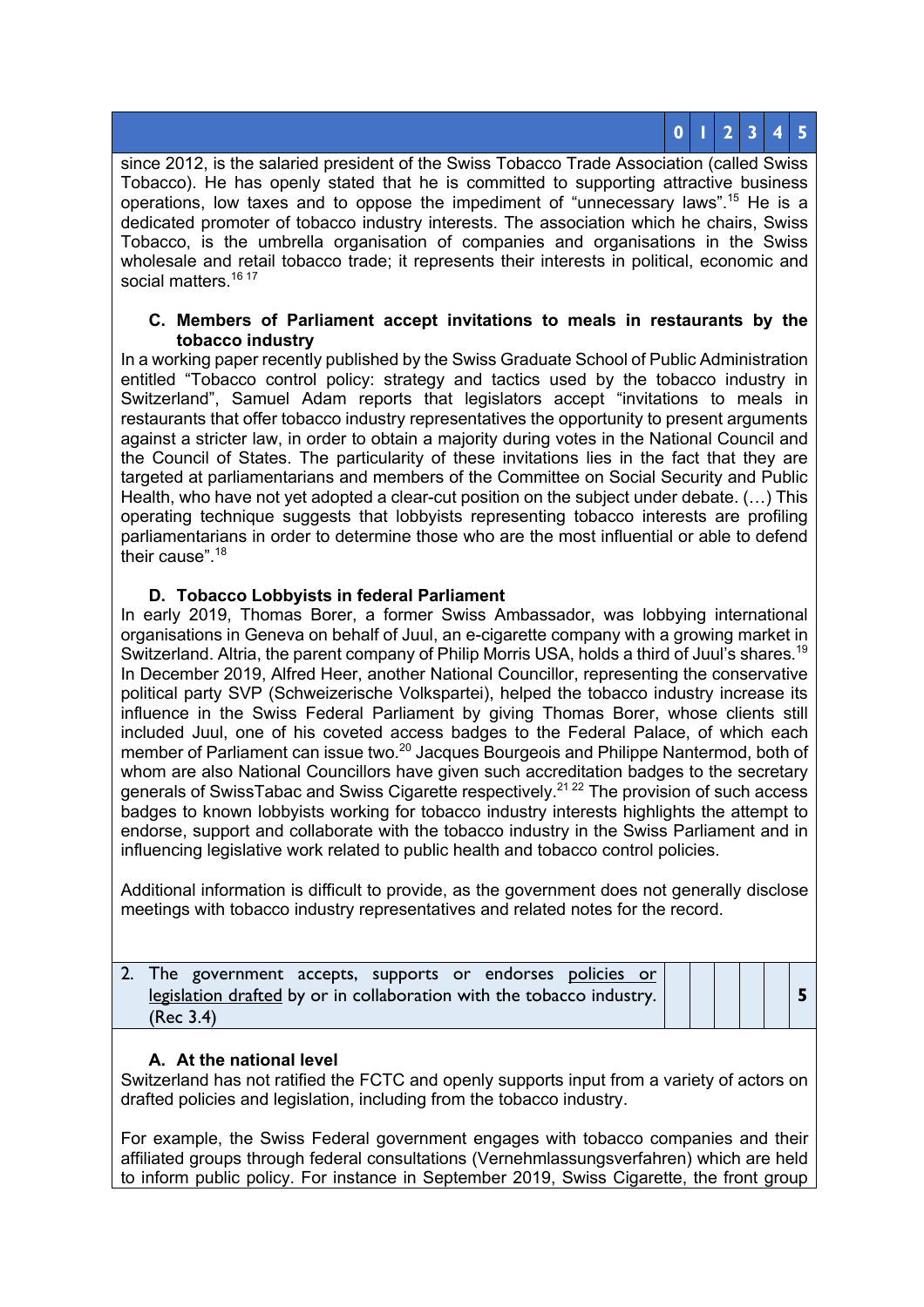| | 0 | 1 | 2 | 3 | 4 | 5 |
|---|---|---|---|---|---|---|

since 2012, is the salaried president of the Swiss Tobacco Trade Association (called Swiss Tobacco). He has openly stated that he is committed to supporting attractive business operations, low taxes and to oppose the impediment of "unnecessary laws".[15] He is a dedicated promoter of tobacco industry interests. The association which he chairs, Swiss Tobacco, is the umbrella organisation of companies and organisations in the Swiss wholesale and retail tobacco trade; it represents their interests in political, economic and social matters.[16 17]

**C. Members of Parliament accept invitations to meals in restaurants by the tobacco industry**

In a working paper recently published by the Swiss Graduate School of Public Administration entitled "Tobacco control policy: strategy and tactics used by the tobacco industry in Switzerland", Samuel Adam reports that legislators accept "invitations to meals in restaurants that offer tobacco industry representatives the opportunity to present arguments against a stricter law, in order to obtain a majority during votes in the National Council and the Council of States. The particularity of these invitations lies in the fact that they are targeted at parliamentarians and members of the Committee on Social Security and Public Health, who have not yet adopted a clear-cut position on the subject under debate. (…) This operating technique suggests that lobbyists representing tobacco interests are profiling parliamentarians in order to determine those who are the most influential or able to defend their cause".[18]

**D. Tobacco Lobbyists in federal Parliament**

In early 2019, Thomas Borer, a former Swiss Ambassador, was lobbying international organisations in Geneva on behalf of Juul, an e-cigarette company with a growing market in Switzerland. Altria, the parent company of Philip Morris USA, holds a third of Juul's shares.[19] In December 2019, Alfred Heer, another National Councillor, representing the conservative political party SVP (Schweizerische Volkspartei), helped the tobacco industry increase its influence in the Swiss Federal Parliament by giving Thomas Borer, whose clients still included Juul, one of his coveted access badges to the Federal Palace, of which each member of Parliament can issue two.[20] Jacques Bourgeois and Philippe Nantermod, both of whom are also National Councillors have given such accreditation badges to the secretary generals of SwissTabac and Swiss Cigarette respectively.[21 22] The provision of such access badges to known lobbyists working for tobacco industry interests highlights the attempt to endorse, support and collaborate with the tobacco industry in the Swiss Parliament and in influencing legislative work related to public health and tobacco control policies.

Additional information is difficult to provide, as the government does not generally disclose meetings with tobacco industry representatives and related notes for the record.

| | 0 | 1 | 2 | 3 | 4 | 5 |
|---|---|---|---|---|---|---|
| 2. The government accepts, supports or endorses policies or legislation drafted by or in collaboration with the tobacco industry. (Rec 3.4) | | | | | | 5 |

**A. At the national level**

Switzerland has not ratified the FCTC and openly supports input from a variety of actors on drafted policies and legislation, including from the tobacco industry.

For example, the Swiss Federal government engages with tobacco companies and their affiliated groups through federal consultations (Vernehmlassungsverfahren) which are held to inform public policy. For instance in September 2019, Swiss Cigarette, the front group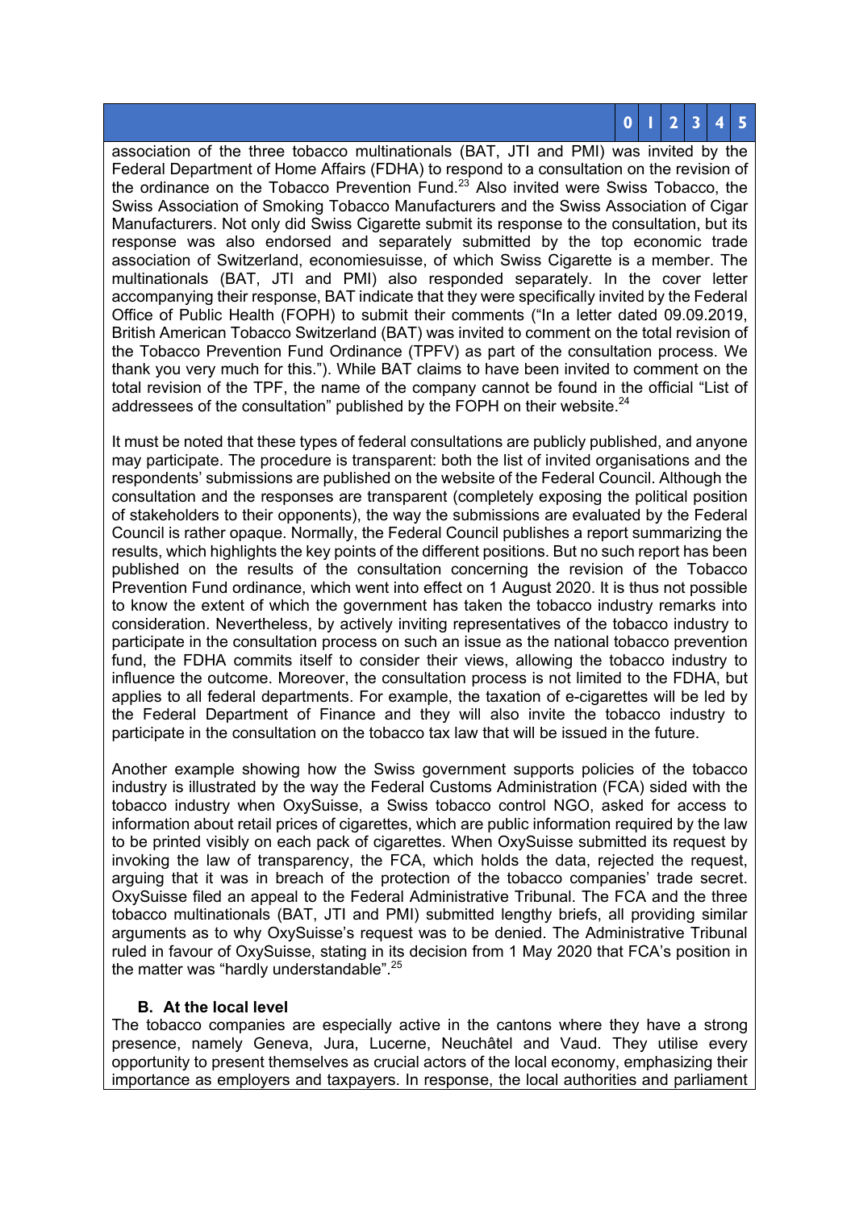association of the three tobacco multinationals (BAT, JTI and PMI) was invited by the Federal Department of Home Affairs (FDHA) to respond to a consultation on the revision of the ordinance on the Tobacco Prevention Fund.[23] Also invited were Swiss Tobacco, the Swiss Association of Smoking Tobacco Manufacturers and the Swiss Association of Cigar Manufacturers. Not only did Swiss Cigarette submit its response to the consultation, but its response was also endorsed and separately submitted by the top economic trade association of Switzerland, economiesuisse, of which Swiss Cigarette is a member. The multinationals (BAT, JTI and PMI) also responded separately. In the cover letter accompanying their response, BAT indicate that they were specifically invited by the Federal Office of Public Health (FOPH) to submit their comments ("In a letter dated 09.09.2019, British American Tobacco Switzerland (BAT) was invited to comment on the total revision of the Tobacco Prevention Fund Ordinance (TPFV) as part of the consultation process. We thank you very much for this."). While BAT claims to have been invited to comment on the total revision of the TPF, the name of the company cannot be found in the official "List of addressees of the consultation" published by the FOPH on their website.[24]

It must be noted that these types of federal consultations are publicly published, and anyone may participate. The procedure is transparent: both the list of invited organisations and the respondents' submissions are published on the website of the Federal Council. Although the consultation and the responses are transparent (completely exposing the political position of stakeholders to their opponents), the way the submissions are evaluated by the Federal Council is rather opaque. Normally, the Federal Council publishes a report summarizing the results, which highlights the key points of the different positions. But no such report has been published on the results of the consultation concerning the revision of the Tobacco Prevention Fund ordinance, which went into effect on 1 August 2020. It is thus not possible to know the extent of which the government has taken the tobacco industry remarks into consideration. Nevertheless, by actively inviting representatives of the tobacco industry to participate in the consultation process on such an issue as the national tobacco prevention fund, the FDHA commits itself to consider their views, allowing the tobacco industry to influence the outcome. Moreover, the consultation process is not limited to the FDHA, but applies to all federal departments. For example, the taxation of e-cigarettes will be led by the Federal Department of Finance and they will also invite the tobacco industry to participate in the consultation on the tobacco tax law that will be issued in the future.

Another example showing how the Swiss government supports policies of the tobacco industry is illustrated by the way the Federal Customs Administration (FCA) sided with the tobacco industry when OxySuisse, a Swiss tobacco control NGO, asked for access to information about retail prices of cigarettes, which are public information required by the law to be printed visibly on each pack of cigarettes. When OxySuisse submitted its request by invoking the law of transparency, the FCA, which holds the data, rejected the request, arguing that it was in breach of the protection of the tobacco companies' trade secret. OxySuisse filed an appeal to the Federal Administrative Tribunal. The FCA and the three tobacco multinationals (BAT, JTI and PMI) submitted lengthy briefs, all providing similar arguments as to why OxySuisse's request was to be denied. The Administrative Tribunal ruled in favour of OxySuisse, stating in its decision from 1 May 2020 that FCA's position in the matter was "hardly understandable".[25]

### B. At the local level

The tobacco companies are especially active in the cantons where they have a strong presence, namely Geneva, Jura, Lucerne, Neuchâtel and Vaud. They utilise every opportunity to present themselves as crucial actors of the local economy, emphasizing their importance as employers and taxpayers. In response, the local authorities and parliament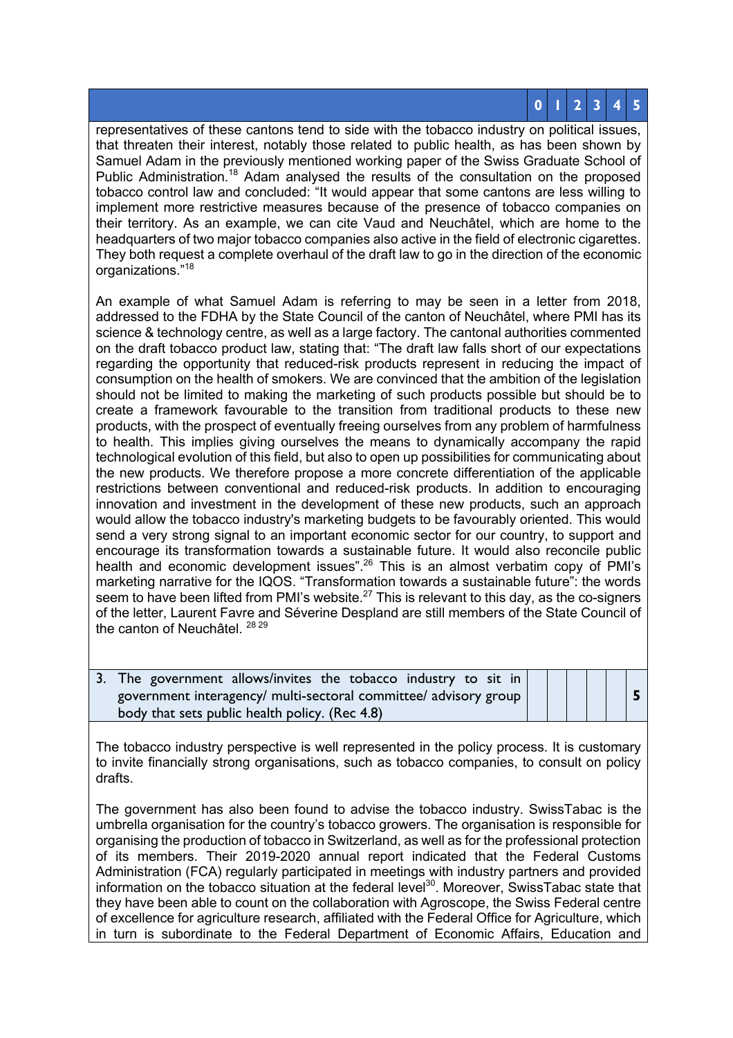| | 0 | 1 | 2 | 3 | 4 | 5 |
|---|---|---|---|---|---|---|

representatives of these cantons tend to side with the tobacco industry on political issues, that threaten their interest, notably those related to public health, as has been shown by Samuel Adam in the previously mentioned working paper of the Swiss Graduate School of Public Administration.[18] Adam analysed the results of the consultation on the proposed tobacco control law and concluded: "It would appear that some cantons are less willing to implement more restrictive measures because of the presence of tobacco companies on their territory. As an example, we can cite Vaud and Neuchâtel, which are home to the headquarters of two major tobacco companies also active in the field of electronic cigarettes. They both request a complete overhaul of the draft law to go in the direction of the economic organizations."[18]

An example of what Samuel Adam is referring to may be seen in a letter from 2018, addressed to the FDHA by the State Council of the canton of Neuchâtel, where PMI has its science & technology centre, as well as a large factory. The cantonal authorities commented on the draft tobacco product law, stating that: "The draft law falls short of our expectations regarding the opportunity that reduced-risk products represent in reducing the impact of consumption on the health of smokers. We are convinced that the ambition of the legislation should not be limited to making the marketing of such products possible but should be to create a framework favourable to the transition from traditional products to these new products, with the prospect of eventually freeing ourselves from any problem of harmfulness to health. This implies giving ourselves the means to dynamically accompany the rapid technological evolution of this field, but also to open up possibilities for communicating about the new products. We therefore propose a more concrete differentiation of the applicable restrictions between conventional and reduced-risk products. In addition to encouraging innovation and investment in the development of these new products, such an approach would allow the tobacco industry's marketing budgets to be favourably oriented. This would send a very strong signal to an important economic sector for our country, to support and encourage its transformation towards a sustainable future. It would also reconcile public health and economic development issues".[26] This is an almost verbatim copy of PMI's marketing narrative for the IQOS. "Transformation towards a sustainable future": the words seem to have been lifted from PMI's website.[27] This is relevant to this day, as the co-signers of the letter, Laurent Favre and Séverine Despland are still members of the State Council of the canton of Neuchâtel. [28 29]

| 3. The government allows/invites the tobacco industry to sit in government interagency/ multi-sectoral committee/ advisory group body that sets public health policy. (Rec 4.8) | | | | | | **5** |
|---|---|---|---|---|---|---|

The tobacco industry perspective is well represented in the policy process. It is customary to invite financially strong organisations, such as tobacco companies, to consult on policy drafts.

The government has also been found to advise the tobacco industry. SwissTabac is the umbrella organisation for the country's tobacco growers. The organisation is responsible for organising the production of tobacco in Switzerland, as well as for the professional protection of its members. Their 2019-2020 annual report indicated that the Federal Customs Administration (FCA) regularly participated in meetings with industry partners and provided information on the tobacco situation at the federal level[30]. Moreover, SwissTabac state that they have been able to count on the collaboration with Agroscope, the Swiss Federal centre of excellence for agriculture research, affiliated with the Federal Office for Agriculture, which in turn is subordinate to the Federal Department of Economic Affairs, Education and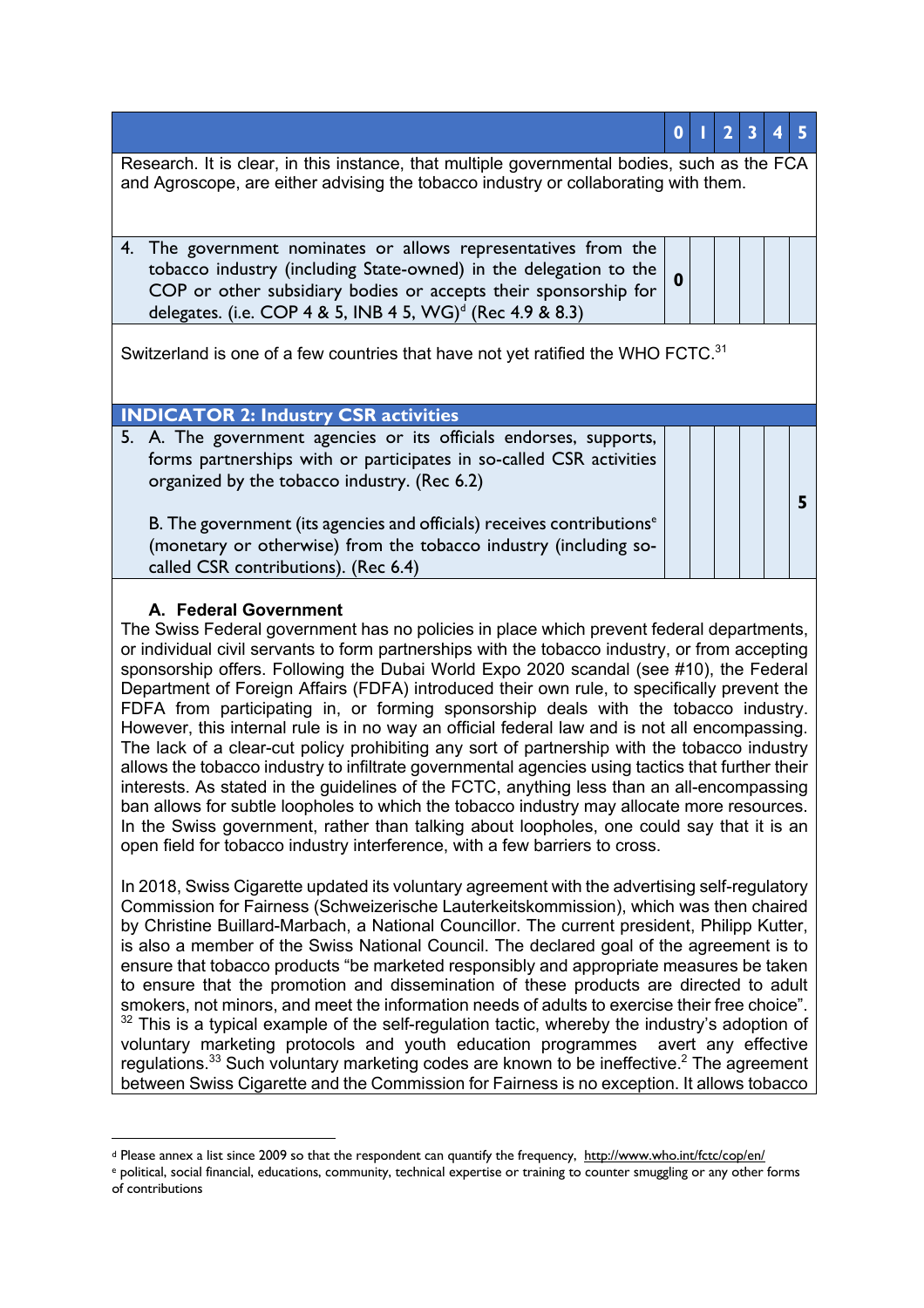| | 0 | 1 | 2 | 3 | 4 | 5 |
|---|---|---|---|---|---|---|
| Research. It is clear, in this instance, that multiple governmental bodies, such as the FCA and Agroscope, are either advising the tobacco industry or collaborating with them. | | | | | | |
| 4. The government nominates or allows representatives from the tobacco industry (including State-owned) in the delegation to the COP or other subsidiary bodies or accepts their sponsorship for delegates. (i.e. COP 4 & 5, INB 4 5, WG)[d] (Rec 4.9 & 8.3) | 0 | | | | | |
| Switzerland is one of a few countries that have not yet ratified the WHO FCTC.[31] | | | | | | |
| **INDICATOR 2: Industry CSR activities** | | | | | | |
| 5. A. The government agencies or its officials endorses, supports, forms partnerships with or participates in so-called CSR activities organized by the tobacco industry. (Rec 6.2)<br><br>B. The government (its agencies and officials) receives contributions[e] (monetary or otherwise) from the tobacco industry (including so-called CSR contributions). (Rec 6.4) | | | | | | 5 |

**A. Federal Government**

The Swiss Federal government has no policies in place which prevent federal departments, or individual civil servants to form partnerships with the tobacco industry, or from accepting sponsorship offers. Following the Dubai World Expo 2020 scandal (see #10), the Federal Department of Foreign Affairs (FDFA) introduced their own rule, to specifically prevent the FDFA from participating in, or forming sponsorship deals with the tobacco industry. However, this internal rule is in no way an official federal law and is not all encompassing. The lack of a clear-cut policy prohibiting any sort of partnership with the tobacco industry allows the tobacco industry to infiltrate governmental agencies using tactics that further their interests. As stated in the guidelines of the FCTC, anything less than an all-encompassing ban allows for subtle loopholes to which the tobacco industry may allocate more resources. In the Swiss government, rather than talking about loopholes, one could say that it is an open field for tobacco industry interference, with a few barriers to cross.

In 2018, Swiss Cigarette updated its voluntary agreement with the advertising self-regulatory Commission for Fairness (Schweizerische Lauterkeitskommission), which was then chaired by Christine Buillard-Marbach, a National Councillor. The current president, Philipp Kutter, is also a member of the Swiss National Council. The declared goal of the agreement is to ensure that tobacco products "be marketed responsibly and appropriate measures be taken to ensure that the promotion and dissemination of these products are directed to adult smokers, not minors, and meet the information needs of adults to exercise their free choice".[32] This is a typical example of the self-regulation tactic, whereby the industry's adoption of voluntary marketing protocols and youth education programmes avert any effective regulations.[33] Such voluntary marketing codes are known to be ineffective.[2] The agreement between Swiss Cigarette and the Commission for Fairness is no exception. It allows tobacco

---

[d] Please annex a list since 2009 so that the respondent can quantify the frequency, http://www.who.int/fctc/cop/en/

[e] political, social financial, educations, community, technical expertise or training to counter smuggling or any other forms of contributions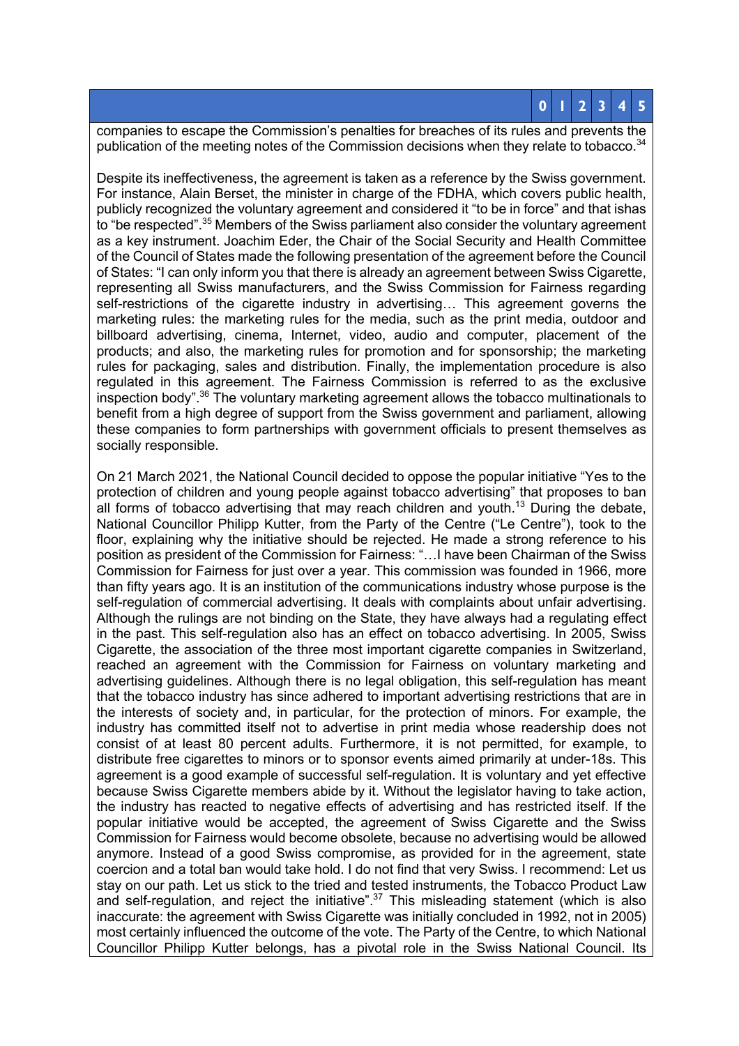companies to escape the Commission's penalties for breaches of its rules and prevents the publication of the meeting notes of the Commission decisions when they relate to tobacco.[34]

Despite its ineffectiveness, the agreement is taken as a reference by the Swiss government. For instance, Alain Berset, the minister in charge of the FDHA, which covers public health, publicly recognized the voluntary agreement and considered it "to be in force" and that ishas to "be respected".[35] Members of the Swiss parliament also consider the voluntary agreement as a key instrument. Joachim Eder, the Chair of the Social Security and Health Committee of the Council of States made the following presentation of the agreement before the Council of States: "I can only inform you that there is already an agreement between Swiss Cigarette, representing all Swiss manufacturers, and the Swiss Commission for Fairness regarding self-restrictions of the cigarette industry in advertising… This agreement governs the marketing rules: the marketing rules for the media, such as the print media, outdoor and billboard advertising, cinema, Internet, video, audio and computer, placement of the products; and also, the marketing rules for promotion and for sponsorship; the marketing rules for packaging, sales and distribution. Finally, the implementation procedure is also regulated in this agreement. The Fairness Commission is referred to as the exclusive inspection body".[36] The voluntary marketing agreement allows the tobacco multinationals to benefit from a high degree of support from the Swiss government and parliament, allowing these companies to form partnerships with government officials to present themselves as socially responsible.

On 21 March 2021, the National Council decided to oppose the popular initiative "Yes to the protection of children and young people against tobacco advertising" that proposes to ban all forms of tobacco advertising that may reach children and youth.[13] During the debate, National Councillor Philipp Kutter, from the Party of the Centre ("Le Centre"), took to the floor, explaining why the initiative should be rejected. He made a strong reference to his position as president of the Commission for Fairness: "…I have been Chairman of the Swiss Commission for Fairness for just over a year. This commission was founded in 1966, more than fifty years ago. It is an institution of the communications industry whose purpose is the self-regulation of commercial advertising. It deals with complaints about unfair advertising. Although the rulings are not binding on the State, they have always had a regulating effect in the past. This self-regulation also has an effect on tobacco advertising. In 2005, Swiss Cigarette, the association of the three most important cigarette companies in Switzerland, reached an agreement with the Commission for Fairness on voluntary marketing and advertising guidelines. Although there is no legal obligation, this self-regulation has meant that the tobacco industry has since adhered to important advertising restrictions that are in the interests of society and, in particular, for the protection of minors. For example, the industry has committed itself not to advertise in print media whose readership does not consist of at least 80 percent adults. Furthermore, it is not permitted, for example, to distribute free cigarettes to minors or to sponsor events aimed primarily at under-18s. This agreement is a good example of successful self-regulation. It is voluntary and yet effective because Swiss Cigarette members abide by it. Without the legislator having to take action, the industry has reacted to negative effects of advertising and has restricted itself. If the popular initiative would be accepted, the agreement of Swiss Cigarette and the Swiss Commission for Fairness would become obsolete, because no advertising would be allowed anymore. Instead of a good Swiss compromise, as provided for in the agreement, state coercion and a total ban would take hold. I do not find that very Swiss. I recommend: Let us stay on our path. Let us stick to the tried and tested instruments, the Tobacco Product Law and self-regulation, and reject the initiative".[37] This misleading statement (which is also inaccurate: the agreement with Swiss Cigarette was initially concluded in 1992, not in 2005) most certainly influenced the outcome of the vote. The Party of the Centre, to which National Councillor Philipp Kutter belongs, has a pivotal role in the Swiss National Council. Its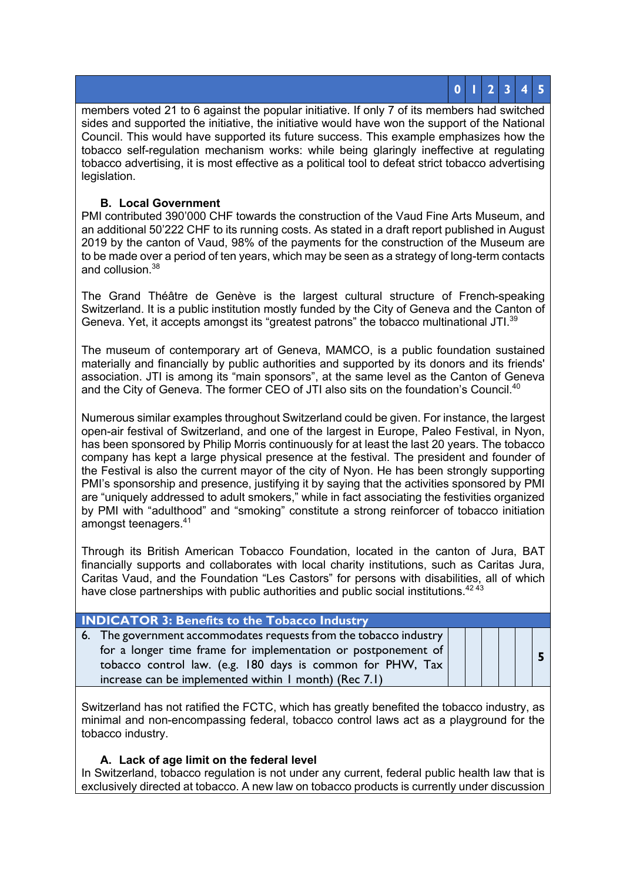| | 0 | 1 | 2 | 3 | 4 | 5 |
|---|---|---|---|---|---|---|

members voted 21 to 6 against the popular initiative. If only 7 of its members had switched sides and supported the initiative, the initiative would have won the support of the National Council. This would have supported its future success. This example emphasizes how the tobacco self-regulation mechanism works: while being glaringly ineffective at regulating tobacco advertising, it is most effective as a political tool to defeat strict tobacco advertising legislation.

**B. Local Government**

PMI contributed 390'000 CHF towards the construction of the Vaud Fine Arts Museum, and an additional 50'222 CHF to its running costs. As stated in a draft report published in August 2019 by the canton of Vaud, 98% of the payments for the construction of the Museum are to be made over a period of ten years, which may be seen as a strategy of long-term contacts and collusion.[38]

The Grand Théâtre de Genève is the largest cultural structure of French-speaking Switzerland. It is a public institution mostly funded by the City of Geneva and the Canton of Geneva. Yet, it accepts amongst its "greatest patrons" the tobacco multinational JTI.[39]

The museum of contemporary art of Geneva, MAMCO, is a public foundation sustained materially and financially by public authorities and supported by its donors and its friends' association. JTI is among its "main sponsors", at the same level as the Canton of Geneva and the City of Geneva. The former CEO of JTI also sits on the foundation's Council.[40]

Numerous similar examples throughout Switzerland could be given. For instance, the largest open-air festival of Switzerland, and one of the largest in Europe, Paleo Festival, in Nyon, has been sponsored by Philip Morris continuously for at least the last 20 years. The tobacco company has kept a large physical presence at the festival. The president and founder of the Festival is also the current mayor of the city of Nyon. He has been strongly supporting PMI's sponsorship and presence, justifying it by saying that the activities sponsored by PMI are "uniquely addressed to adult smokers," while in fact associating the festivities organized by PMI with "adulthood" and "smoking" constitute a strong reinforcer of tobacco initiation amongst teenagers.[41]

Through its British American Tobacco Foundation, located in the canton of Jura, BAT financially supports and collaborates with local charity institutions, such as Caritas Jura, Caritas Vaud, and the Foundation "Les Castors" for persons with disabilities, all of which have close partnerships with public authorities and public social institutions.[42][43]

| **INDICATOR 3: Benefits to the Tobacco Industry** | | | | | | |
|---|---|---|---|---|---|---|
| 6. The government accommodates requests from the tobacco industry for a longer time frame for implementation or postponement of tobacco control law. (e.g. 180 days is common for PHW, Tax increase can be implemented within 1 month) (Rec 7.1) | | | | | | 5 |

Switzerland has not ratified the FCTC, which has greatly benefited the tobacco industry, as minimal and non-encompassing federal, tobacco control laws act as a playground for the tobacco industry.

**A. Lack of age limit on the federal level**

In Switzerland, tobacco regulation is not under any current, federal public health law that is exclusively directed at tobacco. A new law on tobacco products is currently under discussion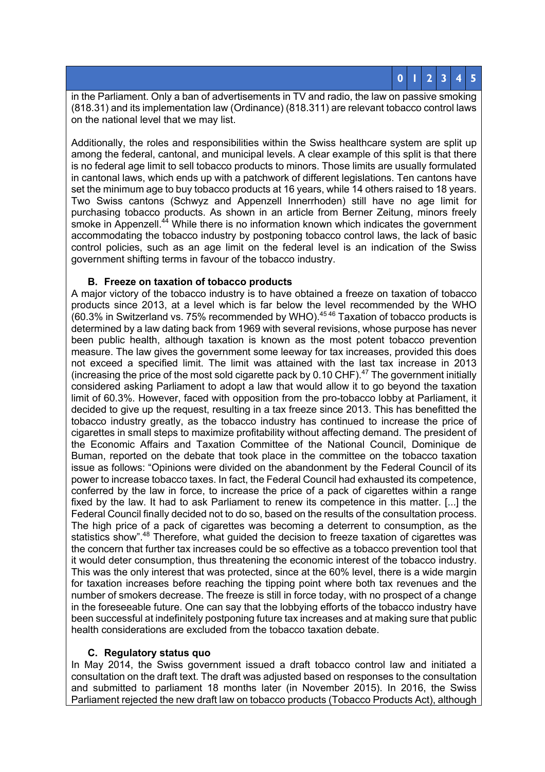in the Parliament. Only a ban of advertisements in TV and radio, the law on passive smoking (818.31) and its implementation law (Ordinance) (818.311) are relevant tobacco control laws on the national level that we may list.

Additionally, the roles and responsibilities within the Swiss healthcare system are split up among the federal, cantonal, and municipal levels. A clear example of this split is that there is no federal age limit to sell tobacco products to minors. Those limits are usually formulated in cantonal laws, which ends up with a patchwork of different legislations. Ten cantons have set the minimum age to buy tobacco products at 16 years, while 14 others raised to 18 years. Two Swiss cantons (Schwyz and Appenzell Innerrhoden) still have no age limit for purchasing tobacco products. As shown in an article from Berner Zeitung, minors freely smoke in Appenzell.[44] While there is no information known which indicates the government accommodating the tobacco industry by postponing tobacco control laws, the lack of basic control policies, such as an age limit on the federal level is an indication of the Swiss government shifting terms in favour of the tobacco industry.

### B. Freeze on taxation of tobacco products

A major victory of the tobacco industry is to have obtained a freeze on taxation of tobacco products since 2013, at a level which is far below the level recommended by the WHO (60.3% in Switzerland vs. 75% recommended by WHO).[45 46] Taxation of tobacco products is determined by a law dating back from 1969 with several revisions, whose purpose has never been public health, although taxation is known as the most potent tobacco prevention measure. The law gives the government some leeway for tax increases, provided this does not exceed a specified limit. The limit was attained with the last tax increase in 2013 (increasing the price of the most sold cigarette pack by 0.10 CHF).[47] The government initially considered asking Parliament to adopt a law that would allow it to go beyond the taxation limit of 60.3%. However, faced with opposition from the pro-tobacco lobby at Parliament, it decided to give up the request, resulting in a tax freeze since 2013. This has benefitted the tobacco industry greatly, as the tobacco industry has continued to increase the price of cigarettes in small steps to maximize profitability without affecting demand. The president of the Economic Affairs and Taxation Committee of the National Council, Dominique de Buman, reported on the debate that took place in the committee on the tobacco taxation issue as follows: "Opinions were divided on the abandonment by the Federal Council of its power to increase tobacco taxes. In fact, the Federal Council had exhausted its competence, conferred by the law in force, to increase the price of a pack of cigarettes within a range fixed by the law. It had to ask Parliament to renew its competence in this matter. [...] the Federal Council finally decided not to do so, based on the results of the consultation process. The high price of a pack of cigarettes was becoming a deterrent to consumption, as the statistics show".[48] Therefore, what guided the decision to freeze taxation of cigarettes was the concern that further tax increases could be so effective as a tobacco prevention tool that it would deter consumption, thus threatening the economic interest of the tobacco industry. This was the only interest that was protected, since at the 60% level, there is a wide margin for taxation increases before reaching the tipping point where both tax revenues and the number of smokers decrease. The freeze is still in force today, with no prospect of a change in the foreseeable future. One can say that the lobbying efforts of the tobacco industry have been successful at indefinitely postponing future tax increases and at making sure that public health considerations are excluded from the tobacco taxation debate.

### C. Regulatory status quo

In May 2014, the Swiss government issued a draft tobacco control law and initiated a consultation on the draft text. The draft was adjusted based on responses to the consultation and submitted to parliament 18 months later (in November 2015). In 2016, the Swiss Parliament rejected the new draft law on tobacco products (Tobacco Products Act), although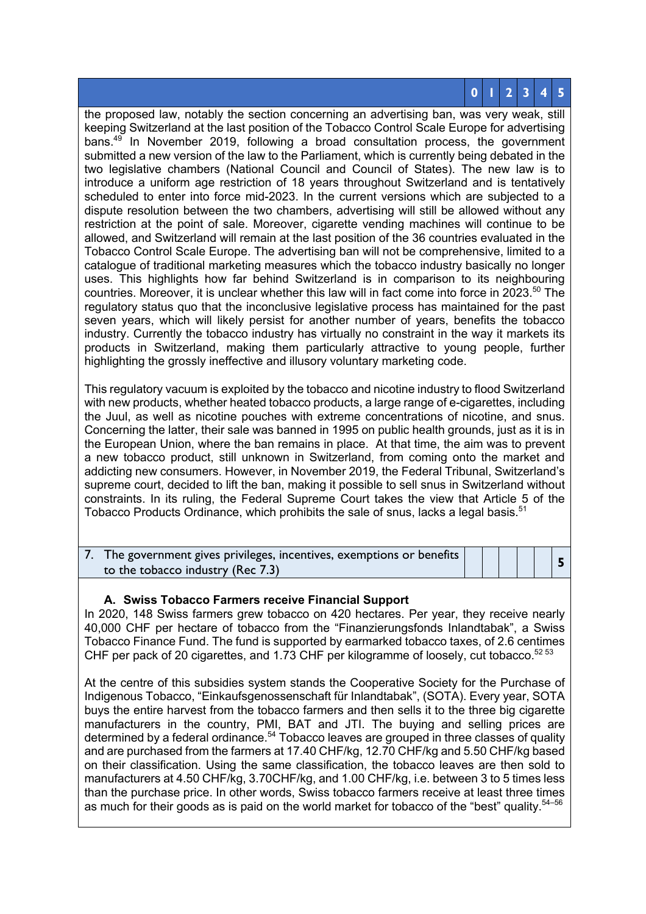| | 0 | 1 | 2 | 3 | 4 | 5 |
|---|---|---|---|---|---|---|

the proposed law, notably the section concerning an advertising ban, was very weak, still keeping Switzerland at the last position of the Tobacco Control Scale Europe for advertising bans.[49] In November 2019, following a broad consultation process, the government submitted a new version of the law to the Parliament, which is currently being debated in the two legislative chambers (National Council and Council of States). The new law is to introduce a uniform age restriction of 18 years throughout Switzerland and is tentatively scheduled to enter into force mid-2023. In the current versions which are subjected to a dispute resolution between the two chambers, advertising will still be allowed without any restriction at the point of sale. Moreover, cigarette vending machines will continue to be allowed, and Switzerland will remain at the last position of the 36 countries evaluated in the Tobacco Control Scale Europe. The advertising ban will not be comprehensive, limited to a catalogue of traditional marketing measures which the tobacco industry basically no longer uses. This highlights how far behind Switzerland is in comparison to its neighbouring countries. Moreover, it is unclear whether this law will in fact come into force in 2023.[50] The regulatory status quo that the inconclusive legislative process has maintained for the past seven years, which will likely persist for another number of years, benefits the tobacco industry. Currently the tobacco industry has virtually no constraint in the way it markets its products in Switzerland, making them particularly attractive to young people, further highlighting the grossly ineffective and illusory voluntary marketing code.

This regulatory vacuum is exploited by the tobacco and nicotine industry to flood Switzerland with new products, whether heated tobacco products, a large range of e-cigarettes, including the Juul, as well as nicotine pouches with extreme concentrations of nicotine, and snus. Concerning the latter, their sale was banned in 1995 on public health grounds, just as it is in the European Union, where the ban remains in place. At that time, the aim was to prevent a new tobacco product, still unknown in Switzerland, from coming onto the market and addicting new consumers. However, in November 2019, the Federal Tribunal, Switzerland's supreme court, decided to lift the ban, making it possible to sell snus in Switzerland without constraints. In its ruling, the Federal Supreme Court takes the view that Article 5 of the Tobacco Products Ordinance, which prohibits the sale of snus, lacks a legal basis.[51]

| | 0 | 1 | 2 | 3 | 4 | 5 |
|---|---|---|---|---|---|---|
| 7. The government gives privileges, incentives, exemptions or benefits to the tobacco industry (Rec 7.3) | | | | | | 5 |

**A. Swiss Tobacco Farmers receive Financial Support**

In 2020, 148 Swiss farmers grew tobacco on 420 hectares. Per year, they receive nearly 40,000 CHF per hectare of tobacco from the "Finanzierungsfonds Inlandtabak", a Swiss Tobacco Finance Fund. The fund is supported by earmarked tobacco taxes, of 2.6 centimes CHF per pack of 20 cigarettes, and 1.73 CHF per kilogramme of loosely, cut tobacco.[52 53]

At the centre of this subsidies system stands the Cooperative Society for the Purchase of Indigenous Tobacco, "Einkaufsgenossenschaft für Inlandtabak", (SOTA). Every year, SOTA buys the entire harvest from the tobacco farmers and then sells it to the three big cigarette manufacturers in the country, PMI, BAT and JTI. The buying and selling prices are determined by a federal ordinance.[54] Tobacco leaves are grouped in three classes of quality and are purchased from the farmers at 17.40 CHF/kg, 12.70 CHF/kg and 5.50 CHF/kg based on their classification. Using the same classification, the tobacco leaves are then sold to manufacturers at 4.50 CHF/kg, 3.70CHF/kg, and 1.00 CHF/kg, i.e. between 3 to 5 times less than the purchase price. In other words, Swiss tobacco farmers receive at least three times as much for their goods as is paid on the world market for tobacco of the "best" quality.[54–56]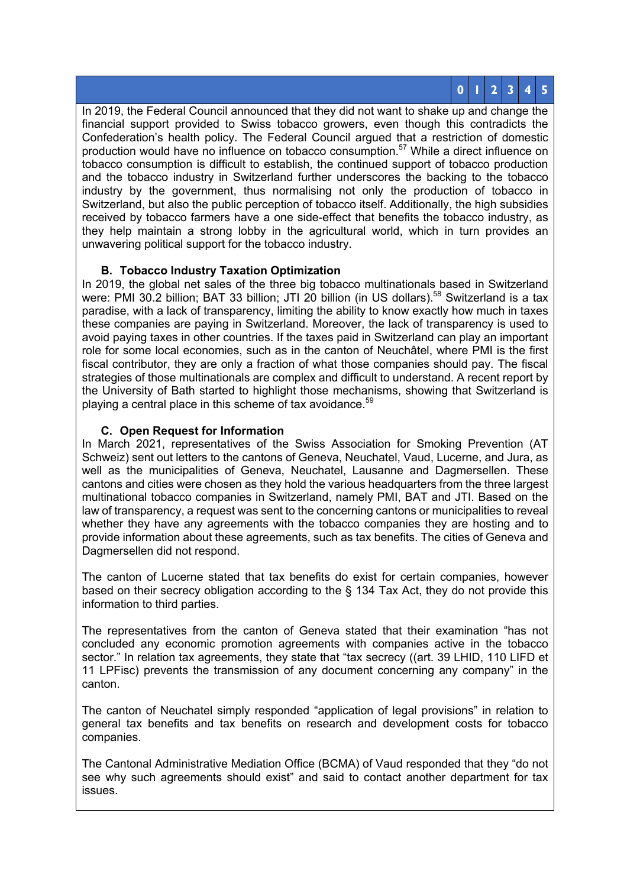| 0 | 1 | 2 | 3 | 4 | 5 |
|---|---|---|---|---|---|

In 2019, the Federal Council announced that they did not want to shake up and change the financial support provided to Swiss tobacco growers, even though this contradicts the Confederation's health policy. The Federal Council argued that a restriction of domestic production would have no influence on tobacco consumption.[57] While a direct influence on tobacco consumption is difficult to establish, the continued support of tobacco production and the tobacco industry in Switzerland further underscores the backing to the tobacco industry by the government, thus normalising not only the production of tobacco in Switzerland, but also the public perception of tobacco itself. Additionally, the high subsidies received by tobacco farmers have a one side-effect that benefits the tobacco industry, as they help maintain a strong lobby in the agricultural world, which in turn provides an unwavering political support for the tobacco industry.

### B. Tobacco Industry Taxation Optimization

In 2019, the global net sales of the three big tobacco multinationals based in Switzerland were: PMI 30.2 billion; BAT 33 billion; JTI 20 billion (in US dollars).[58] Switzerland is a tax paradise, with a lack of transparency, limiting the ability to know exactly how much in taxes these companies are paying in Switzerland. Moreover, the lack of transparency is used to avoid paying taxes in other countries. If the taxes paid in Switzerland can play an important role for some local economies, such as in the canton of Neuchâtel, where PMI is the first fiscal contributor, they are only a fraction of what those companies should pay. The fiscal strategies of those multinationals are complex and difficult to understand. A recent report by the University of Bath started to highlight those mechanisms, showing that Switzerland is playing a central place in this scheme of tax avoidance.[59]

### C. Open Request for Information

In March 2021, representatives of the Swiss Association for Smoking Prevention (AT Schweiz) sent out letters to the cantons of Geneva, Neuchatel, Vaud, Lucerne, and Jura, as well as the municipalities of Geneva, Neuchatel, Lausanne and Dagmersellen. These cantons and cities were chosen as they hold the various headquarters from the three largest multinational tobacco companies in Switzerland, namely PMI, BAT and JTI. Based on the law of transparency, a request was sent to the concerning cantons or municipalities to reveal whether they have any agreements with the tobacco companies they are hosting and to provide information about these agreements, such as tax benefits. The cities of Geneva and Dagmersellen did not respond.

The canton of Lucerne stated that tax benefits do exist for certain companies, however based on their secrecy obligation according to the § 134 Tax Act, they do not provide this information to third parties.

The representatives from the canton of Geneva stated that their examination "has not concluded any economic promotion agreements with companies active in the tobacco sector." In relation tax agreements, they state that "tax secrecy ((art. 39 LHID, 110 LIFD et 11 LPFisc) prevents the transmission of any document concerning any company" in the canton.

The canton of Neuchatel simply responded "application of legal provisions" in relation to general tax benefits and tax benefits on research and development costs for tobacco companies.

The Cantonal Administrative Mediation Office (BCMA) of Vaud responded that they "do not see why such agreements should exist" and said to contact another department for tax issues.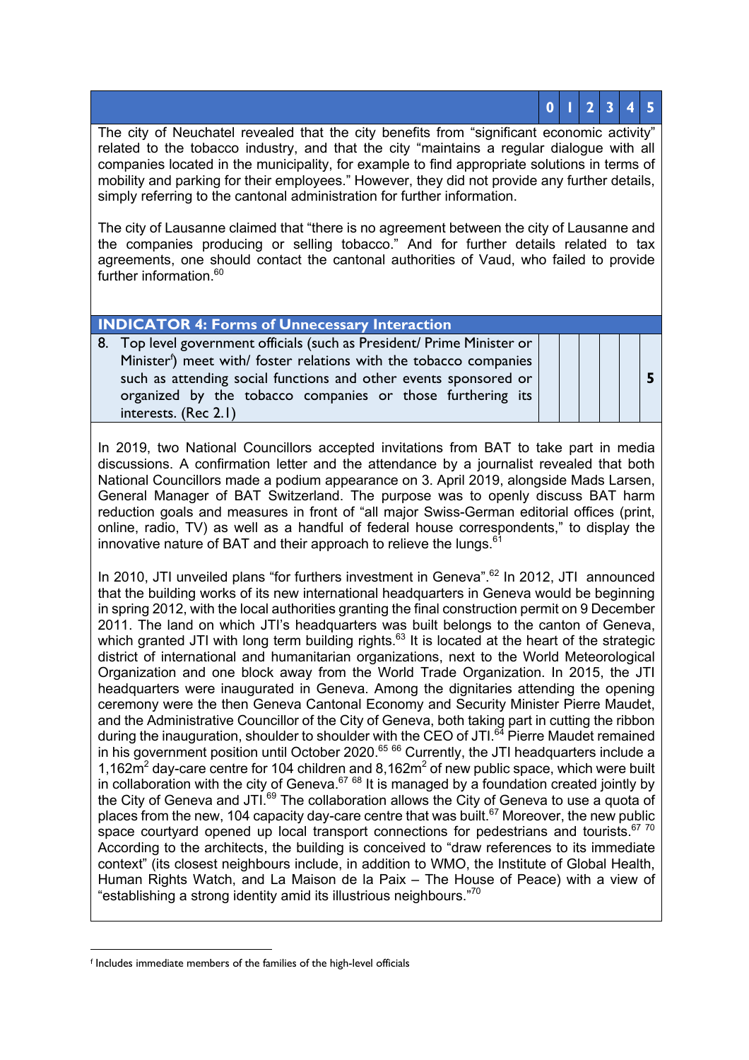| | 0 | 1 | 2 | 3 | 4 | 5 |
|---|---|---|---|---|---|---|

The city of Neuchatel revealed that the city benefits from "significant economic activity" related to the tobacco industry, and that the city "maintains a regular dialogue with all companies located in the municipality, for example to find appropriate solutions in terms of mobility and parking for their employees." However, they did not provide any further details, simply referring to the cantonal administration for further information.

The city of Lausanne claimed that "there is no agreement between the city of Lausanne and the companies producing or selling tobacco." And for further details related to tax agreements, one should contact the cantonal authorities of Vaud, who failed to provide further information.[60]

| **INDICATOR 4: Forms of Unnecessary Interaction** | | | | | | |
|---|---|---|---|---|---|---|
| 8. Top level government officials (such as President/ Prime Minister or Minister[f]) meet with/ foster relations with the tobacco companies such as attending social functions and other events sponsored or organized by the tobacco companies or those furthering its interests. (Rec 2.1) | | | | | | **5** |

In 2019, two National Councillors accepted invitations from BAT to take part in media discussions. A confirmation letter and the attendance by a journalist revealed that both National Councillors made a podium appearance on 3. April 2019, alongside Mads Larsen, General Manager of BAT Switzerland. The purpose was to openly discuss BAT harm reduction goals and measures in front of "all major Swiss-German editorial offices (print, online, radio, TV) as well as a handful of federal house correspondents," to display the innovative nature of BAT and their approach to relieve the lungs.[61]

In 2010, JTI unveiled plans "for furthers investment in Geneva".[62] In 2012, JTI announced that the building works of its new international headquarters in Geneva would be beginning in spring 2012, with the local authorities granting the final construction permit on 9 December 2011. The land on which JTI's headquarters was built belongs to the canton of Geneva, which granted JTI with long term building rights.[63] It is located at the heart of the strategic district of international and humanitarian organizations, next to the World Meteorological Organization and one block away from the World Trade Organization. In 2015, the JTI headquarters were inaugurated in Geneva. Among the dignitaries attending the opening ceremony were the then Geneva Cantonal Economy and Security Minister Pierre Maudet, and the Administrative Councillor of the City of Geneva, both taking part in cutting the ribbon during the inauguration, shoulder to shoulder with the CEO of JTI.[64] Pierre Maudet remained in his government position until October 2020.[65] [66] Currently, the JTI headquarters include a 1,162m$^2$ day-care centre for 104 children and 8,162m$^2$ of new public space, which were built in collaboration with the city of Geneva.[67] [68] It is managed by a foundation created jointly by the City of Geneva and JTI.[69] The collaboration allows the City of Geneva to use a quota of places from the new, 104 capacity day-care centre that was built.[67] Moreover, the new public space courtyard opened up local transport connections for pedestrians and tourists.[67] [70] According to the architects, the building is conceived to "draw references to its immediate context" (its closest neighbours include, in addition to WMO, the Institute of Global Health, Human Rights Watch, and La Maison de la Paix – The House of Peace) with a view of "establishing a strong identity amid its illustrious neighbours."[70]

[f] Includes immediate members of the families of the high-level officials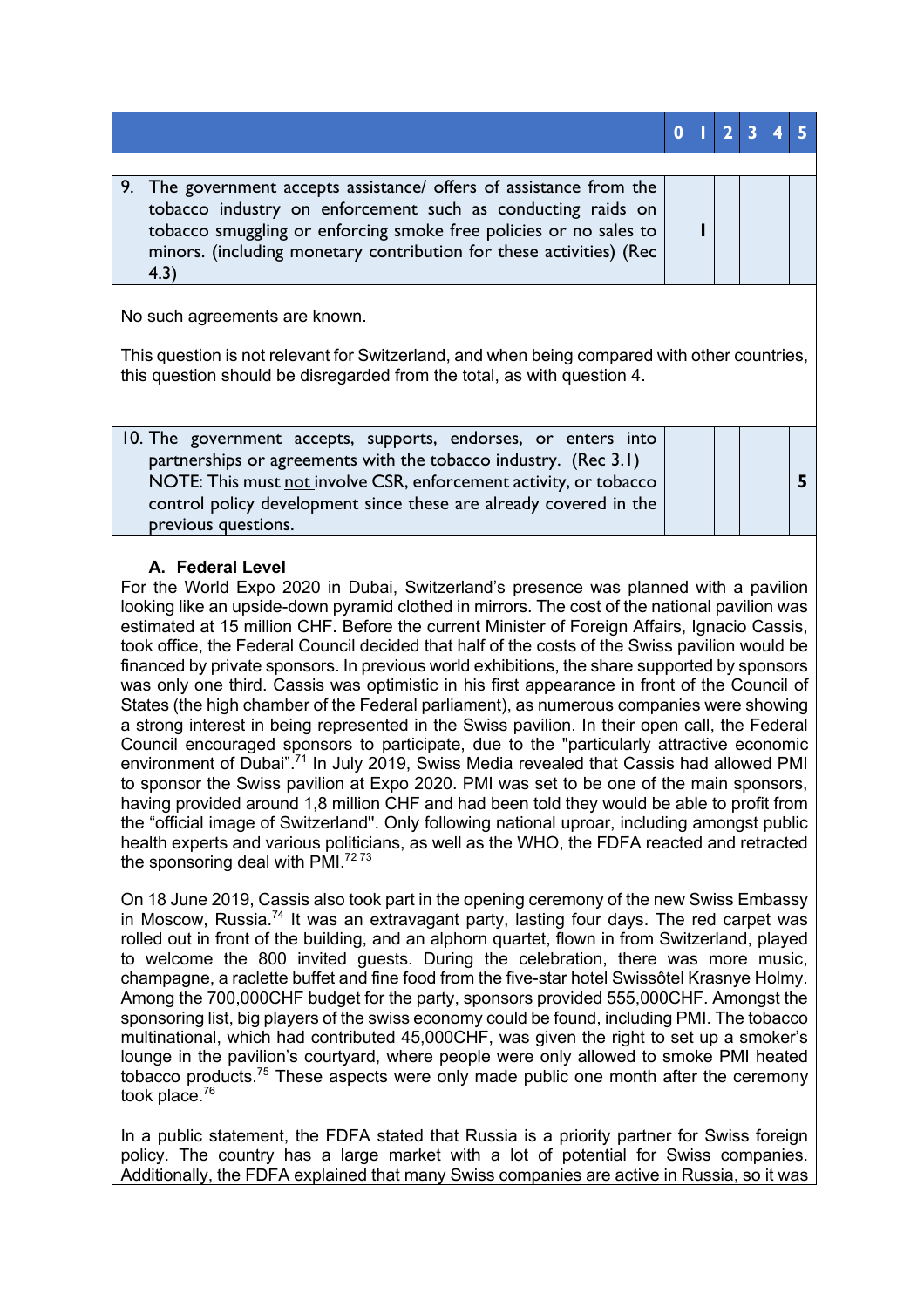| | 0 | 1 | 2 | 3 | 4 | 5 |
|---|---|---|---|---|---|---|
| | | | | | | |
| 9. The government accepts assistance/ offers of assistance from the tobacco industry on enforcement such as conducting raids on tobacco smuggling or enforcing smoke free policies or no sales to minors. (including monetary contribution for these activities) (Rec 4.3) | | 1 | | | | |

No such agreements are known.

This question is not relevant for Switzerland, and when being compared with other countries, this question should be disregarded from the total, as with question 4.

| | 0 | 1 | 2 | 3 | 4 | 5 |
|---|---|---|---|---|---|---|
| 10. The government accepts, supports, endorses, or enters into partnerships or agreements with the tobacco industry. (Rec 3.1) NOTE: This must not involve CSR, enforcement activity, or tobacco control policy development since these are already covered in the previous questions. | | | | | | 5 |

**A. Federal Level**

For the World Expo 2020 in Dubai, Switzerland's presence was planned with a pavilion looking like an upside-down pyramid clothed in mirrors. The cost of the national pavilion was estimated at 15 million CHF. Before the current Minister of Foreign Affairs, Ignacio Cassis, took office, the Federal Council decided that half of the costs of the Swiss pavilion would be financed by private sponsors. In previous world exhibitions, the share supported by sponsors was only one third. Cassis was optimistic in his first appearance in front of the Council of States (the high chamber of the Federal parliament), as numerous companies were showing a strong interest in being represented in the Swiss pavilion. In their open call, the Federal Council encouraged sponsors to participate, due to the "particularly attractive economic environment of Dubai".[71] In July 2019, Swiss Media revealed that Cassis had allowed PMI to sponsor the Swiss pavilion at Expo 2020. PMI was set to be one of the main sponsors, having provided around 1,8 million CHF and had been told they would be able to profit from the "official image of Switzerland". Only following national uproar, including amongst public health experts and various politicians, as well as the WHO, the FDFA reacted and retracted the sponsoring deal with PMI.[72][73]

On 18 June 2019, Cassis also took part in the opening ceremony of the new Swiss Embassy in Moscow, Russia.[74] It was an extravagant party, lasting four days. The red carpet was rolled out in front of the building, and an alphorn quartet, flown in from Switzerland, played to welcome the 800 invited guests. During the celebration, there was more music, champagne, a raclette buffet and fine food from the five-star hotel Swissôtel Krasnye Holmy. Among the 700,000CHF budget for the party, sponsors provided 555,000CHF. Amongst the sponsoring list, big players of the swiss economy could be found, including PMI. The tobacco multinational, which had contributed 45,000CHF, was given the right to set up a smoker's lounge in the pavilion's courtyard, where people were only allowed to smoke PMI heated tobacco products.[75] These aspects were only made public one month after the ceremony took place.[76]

In a public statement, the FDFA stated that Russia is a priority partner for Swiss foreign policy. The country has a large market with a lot of potential for Swiss companies. Additionally, the FDFA explained that many Swiss companies are active in Russia, so it was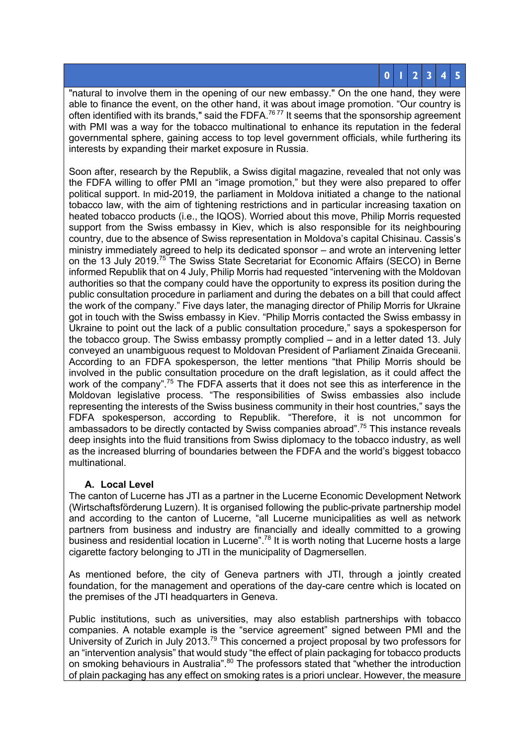"natural to involve them in the opening of our new embassy." On the one hand, they were able to finance the event, on the other hand, it was about image promotion. “Our country is often identified with its brands," said the FDFA.[76 77] It seems that the sponsorship agreement with PMI was a way for the tobacco multinational to enhance its reputation in the federal governmental sphere, gaining access to top level government officials, while furthering its interests by expanding their market exposure in Russia.

Soon after, research by the Republik, a Swiss digital magazine, revealed that not only was the FDFA willing to offer PMI an “image promotion,” but they were also prepared to offer political support. In mid-2019, the parliament in Moldova initiated a change to the national tobacco law, with the aim of tightening restrictions and in particular increasing taxation on heated tobacco products (i.e., the IQOS). Worried about this move, Philip Morris requested support from the Swiss embassy in Kiev, which is also responsible for its neighbouring country, due to the absence of Swiss representation in Moldova's capital Chisinau. Cassis's ministry immediately agreed to help its dedicated sponsor – and wrote an intervening letter on the 13 July 2019.[75] The Swiss State Secretariat for Economic Affairs (SECO) in Berne informed Republik that on 4 July, Philip Morris had requested “intervening with the Moldovan authorities so that the company could have the opportunity to express its position during the public consultation procedure in parliament and during the debates on a bill that could affect the work of the company.” Five days later, the managing director of Philip Morris for Ukraine got in touch with the Swiss embassy in Kiev. “Philip Morris contacted the Swiss embassy in Ukraine to point out the lack of a public consultation procedure,” says a spokesperson for the tobacco group. The Swiss embassy promptly complied – and in a letter dated 13. July conveyed an unambiguous request to Moldovan President of Parliament Zinaida Greceanii. According to an FDFA spokesperson, the letter mentions “that Philip Morris should be involved in the public consultation procedure on the draft legislation, as it could affect the work of the company”.[75] The FDFA asserts that it does not see this as interference in the Moldovan legislative process. “The responsibilities of Swiss embassies also include representing the interests of the Swiss business community in their host countries,” says the FDFA spokesperson, according to Republik. “Therefore, it is not uncommon for ambassadors to be directly contacted by Swiss companies abroad”.[75] This instance reveals deep insights into the fluid transitions from Swiss diplomacy to the tobacco industry, as well as the increased blurring of boundaries between the FDFA and the world's biggest tobacco multinational.

### A. Local Level

The canton of Lucerne has JTI as a partner in the Lucerne Economic Development Network (Wirtschaftsförderung Luzern). It is organised following the public-private partnership model and according to the canton of Lucerne, “all Lucerne municipalities as well as network partners from business and industry are financially and ideally committed to a growing business and residential location in Lucerne”.[78] It is worth noting that Lucerne hosts a large cigarette factory belonging to JTI in the municipality of Dagmersellen.

As mentioned before, the city of Geneva partners with JTI, through a jointly created foundation, for the management and operations of the day-care centre which is located on the premises of the JTI headquarters in Geneva.

Public institutions, such as universities, may also establish partnerships with tobacco companies. A notable example is the “service agreement” signed between PMI and the University of Zurich in July 2013.[79] This concerned a project proposal by two professors for an “intervention analysis” that would study “the effect of plain packaging for tobacco products on smoking behaviours in Australia”.[80] The professors stated that “whether the introduction of plain packaging has any effect on smoking rates is a priori unclear. However, the measure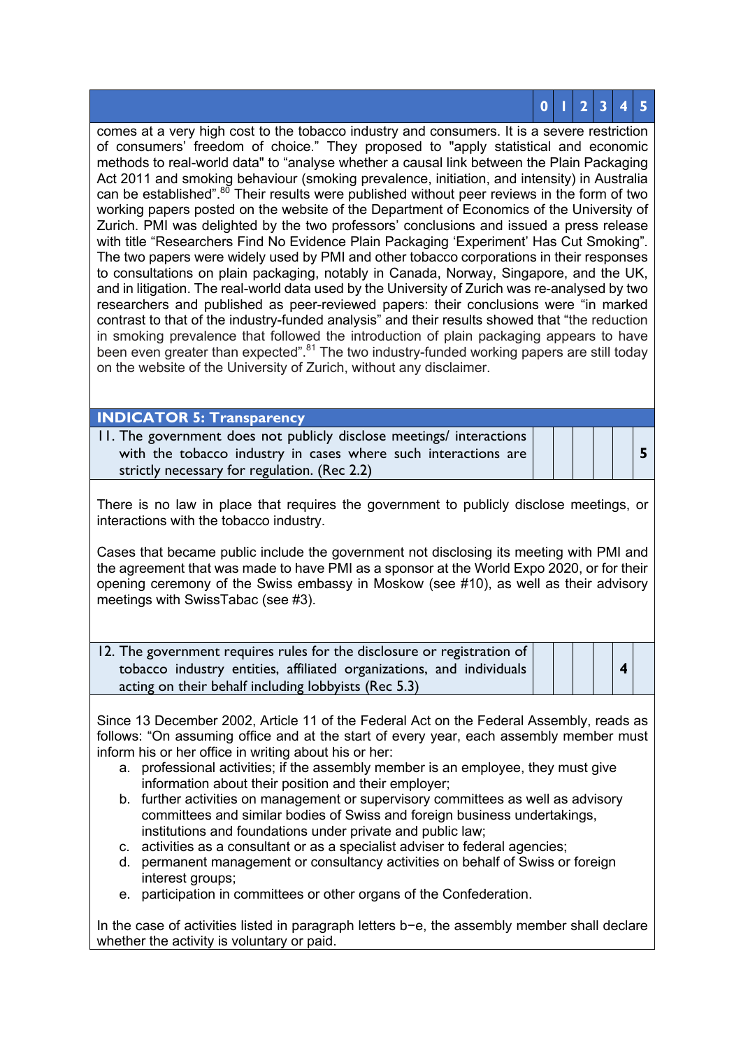| | 0 | 1 | 2 | 3 | 4 | 5 |
|---|---|---|---|---|---|---|

comes at a very high cost to the tobacco industry and consumers. It is a severe restriction of consumers' freedom of choice." They proposed to "apply statistical and economic methods to real-world data" to "analyse whether a causal link between the Plain Packaging Act 2011 and smoking behaviour (smoking prevalence, initiation, and intensity) in Australia can be established".[80] Their results were published without peer reviews in the form of two working papers posted on the website of the Department of Economics of the University of Zurich. PMI was delighted by the two professors' conclusions and issued a press release with title "Researchers Find No Evidence Plain Packaging 'Experiment' Has Cut Smoking". The two papers were widely used by PMI and other tobacco corporations in their responses to consultations on plain packaging, notably in Canada, Norway, Singapore, and the UK, and in litigation. The real-world data used by the University of Zurich was re-analysed by two researchers and published as peer-reviewed papers: their conclusions were "in marked contrast to that of the industry-funded analysis" and their results showed that "the reduction in smoking prevalence that followed the introduction of plain packaging appears to have been even greater than expected".[81] The two industry-funded working papers are still today on the website of the University of Zurich, without any disclaimer.

## INDICATOR 5: Transparency

| | 0 | 1 | 2 | 3 | 4 | 5 |
|---|---|---|---|---|---|---|
| 11. The government does not publicly disclose meetings/ interactions with the tobacco industry in cases where such interactions are strictly necessary for regulation. (Rec 2.2) | | | | | | 5 |

There is no law in place that requires the government to publicly disclose meetings, or interactions with the tobacco industry.

Cases that became public include the government not disclosing its meeting with PMI and the agreement that was made to have PMI as a sponsor at the World Expo 2020, or for their opening ceremony of the Swiss embassy in Moskow (see #10), as well as their advisory meetings with SwissTabac (see #3).

| | 0 | 1 | 2 | 3 | 4 | 5 |
|---|---|---|---|---|---|---|
| 12. The government requires rules for the disclosure or registration of tobacco industry entities, affiliated organizations, and individuals acting on their behalf including lobbyists (Rec 5.3) | | | | | 4 | |

Since 13 December 2002, Article 11 of the Federal Act on the Federal Assembly, reads as follows: "On assuming office and at the start of every year, each assembly member must inform his or her office in writing about his or her:

a. professional activities; if the assembly member is an employee, they must give information about their position and their employer;
b. further activities on management or supervisory committees as well as advisory committees and similar bodies of Swiss and foreign business undertakings, institutions and foundations under private and public law;
c. activities as a consultant or as a specialist adviser to federal agencies;
d. permanent management or consultancy activities on behalf of Swiss or foreign interest groups;
e. participation in committees or other organs of the Confederation.

In the case of activities listed in paragraph letters b−e, the assembly member shall declare whether the activity is voluntary or paid.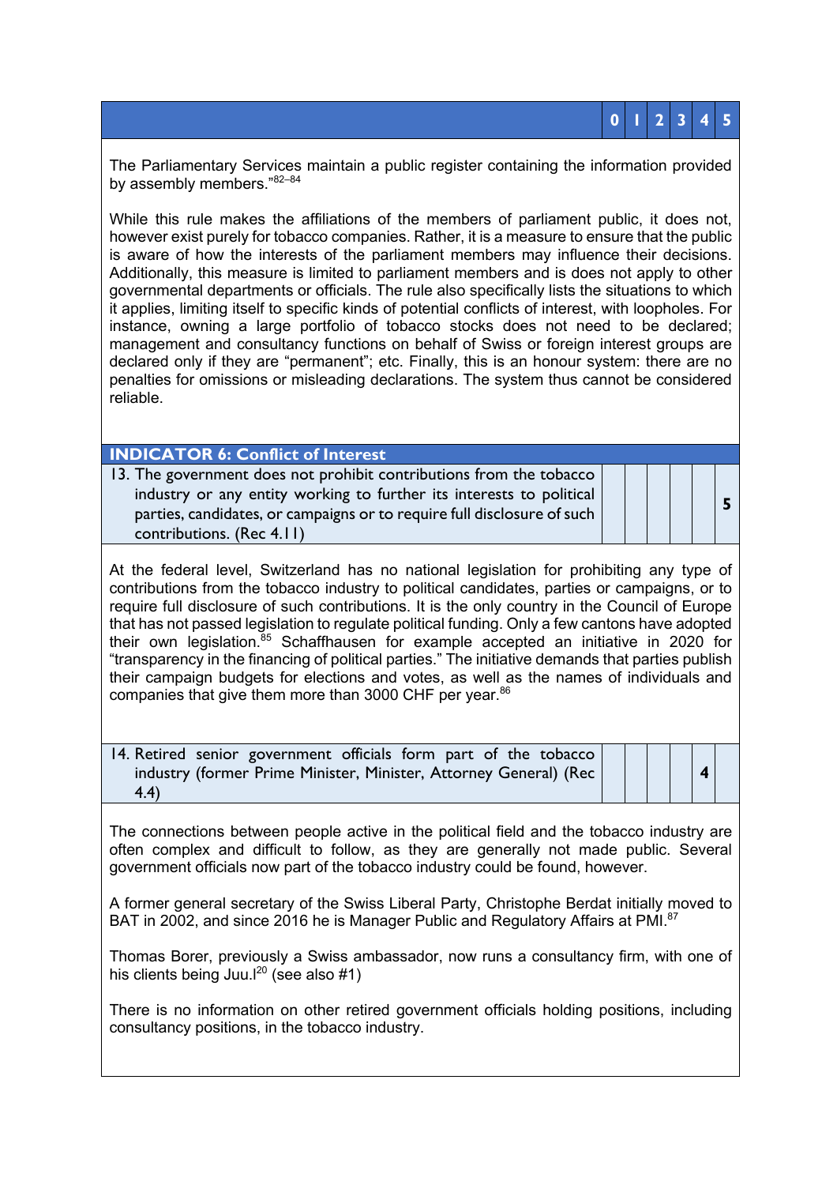| | 0 | 1 | 2 | 3 | 4 | 5 |
|---|---|---|---|---|---|---|

The Parliamentary Services maintain a public register containing the information provided by assembly members."[82–84]

While this rule makes the affiliations of the members of parliament public, it does not, however exist purely for tobacco companies. Rather, it is a measure to ensure that the public is aware of how the interests of the parliament members may influence their decisions. Additionally, this measure is limited to parliament members and is does not apply to other governmental departments or officials. The rule also specifically lists the situations to which it applies, limiting itself to specific kinds of potential conflicts of interest, with loopholes. For instance, owning a large portfolio of tobacco stocks does not need to be declared; management and consultancy functions on behalf of Swiss or foreign interest groups are declared only if they are "permanent"; etc. Finally, this is an honour system: there are no penalties for omissions or misleading declarations. The system thus cannot be considered reliable.

## INDICATOR 6: Conflict of Interest

| | 0 | 1 | 2 | 3 | 4 | 5 |
|---|---|---|---|---|---|---|
| 13. The government does not prohibit contributions from the tobacco industry or any entity working to further its interests to political parties, candidates, or campaigns or to require full disclosure of such contributions. (Rec 4.11) | | | | | | 5 |

At the federal level, Switzerland has no national legislation for prohibiting any type of contributions from the tobacco industry to political candidates, parties or campaigns, or to require full disclosure of such contributions. It is the only country in the Council of Europe that has not passed legislation to regulate political funding. Only a few cantons have adopted their own legislation.[85] Schaffhausen for example accepted an initiative in 2020 for "transparency in the financing of political parties." The initiative demands that parties publish their campaign budgets for elections and votes, as well as the names of individuals and companies that give them more than 3000 CHF per year.[86]

| | 0 | 1 | 2 | 3 | 4 | 5 |
|---|---|---|---|---|---|---|
| 14. Retired senior government officials form part of the tobacco industry (former Prime Minister, Minister, Attorney General) (Rec 4.4) | | | | | 4 | |

The connections between people active in the political field and the tobacco industry are often complex and difficult to follow, as they are generally not made public. Several government officials now part of the tobacco industry could be found, however.

A former general secretary of the Swiss Liberal Party, Christophe Berdat initially moved to BAT in 2002, and since 2016 he is Manager Public and Regulatory Affairs at PMI.[87]

Thomas Borer, previously a Swiss ambassador, now runs a consultancy firm, with one of his clients being Juul.[20] (see also #1)

There is no information on other retired government officials holding positions, including consultancy positions, in the tobacco industry.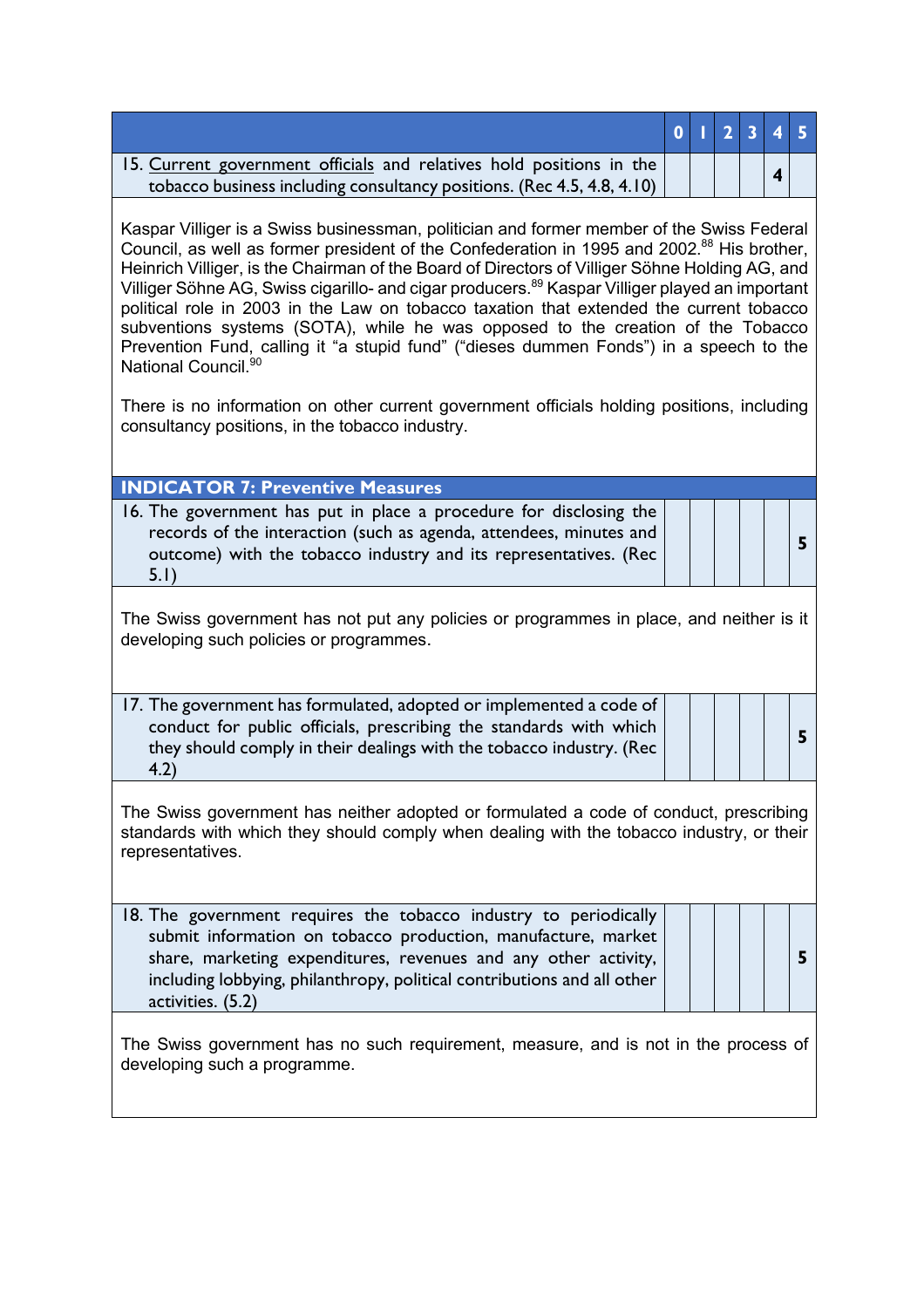| | 0 | 1 | 2 | 3 | 4 | 5 |
|---|---|---|---|---|---|---|
| 15. Current government officials and relatives hold positions in the tobacco business including consultancy positions. (Rec 4.5, 4.8, 4.10) | | | | | 4 | |

Kaspar Villiger is a Swiss businessman, politician and former member of the Swiss Federal Council, as well as former president of the Confederation in 1995 and 2002.[88] His brother, Heinrich Villiger, is the Chairman of the Board of Directors of Villiger Söhne Holding AG, and Villiger Söhne AG, Swiss cigarillo- and cigar producers.[89] Kaspar Villiger played an important political role in 2003 in the Law on tobacco taxation that extended the current tobacco subventions systems (SOTA), while he was opposed to the creation of the Tobacco Prevention Fund, calling it "a stupid fund" ("dieses dummen Fonds") in a speech to the National Council.[90]

There is no information on other current government officials holding positions, including consultancy positions, in the tobacco industry.

## INDICATOR 7: Preventive Measures

| | 0 | 1 | 2 | 3 | 4 | 5 |
|---|---|---|---|---|---|---|
| 16. The government has put in place a procedure for disclosing the records of the interaction (such as agenda, attendees, minutes and outcome) with the tobacco industry and its representatives. (Rec 5.1) | | | | | | 5 |

The Swiss government has not put any policies or programmes in place, and neither is it developing such policies or programmes.

| | 0 | 1 | 2 | 3 | 4 | 5 |
|---|---|---|---|---|---|---|
| 17. The government has formulated, adopted or implemented a code of conduct for public officials, prescribing the standards with which they should comply in their dealings with the tobacco industry. (Rec 4.2) | | | | | | 5 |

The Swiss government has neither adopted or formulated a code of conduct, prescribing standards with which they should comply when dealing with the tobacco industry, or their representatives.

| | 0 | 1 | 2 | 3 | 4 | 5 |
|---|---|---|---|---|---|---|
| 18. The government requires the tobacco industry to periodically submit information on tobacco production, manufacture, market share, marketing expenditures, revenues and any other activity, including lobbying, philanthropy, political contributions and all other activities. (5.2) | | | | | | 5 |

The Swiss government has no such requirement, measure, and is not in the process of developing such a programme.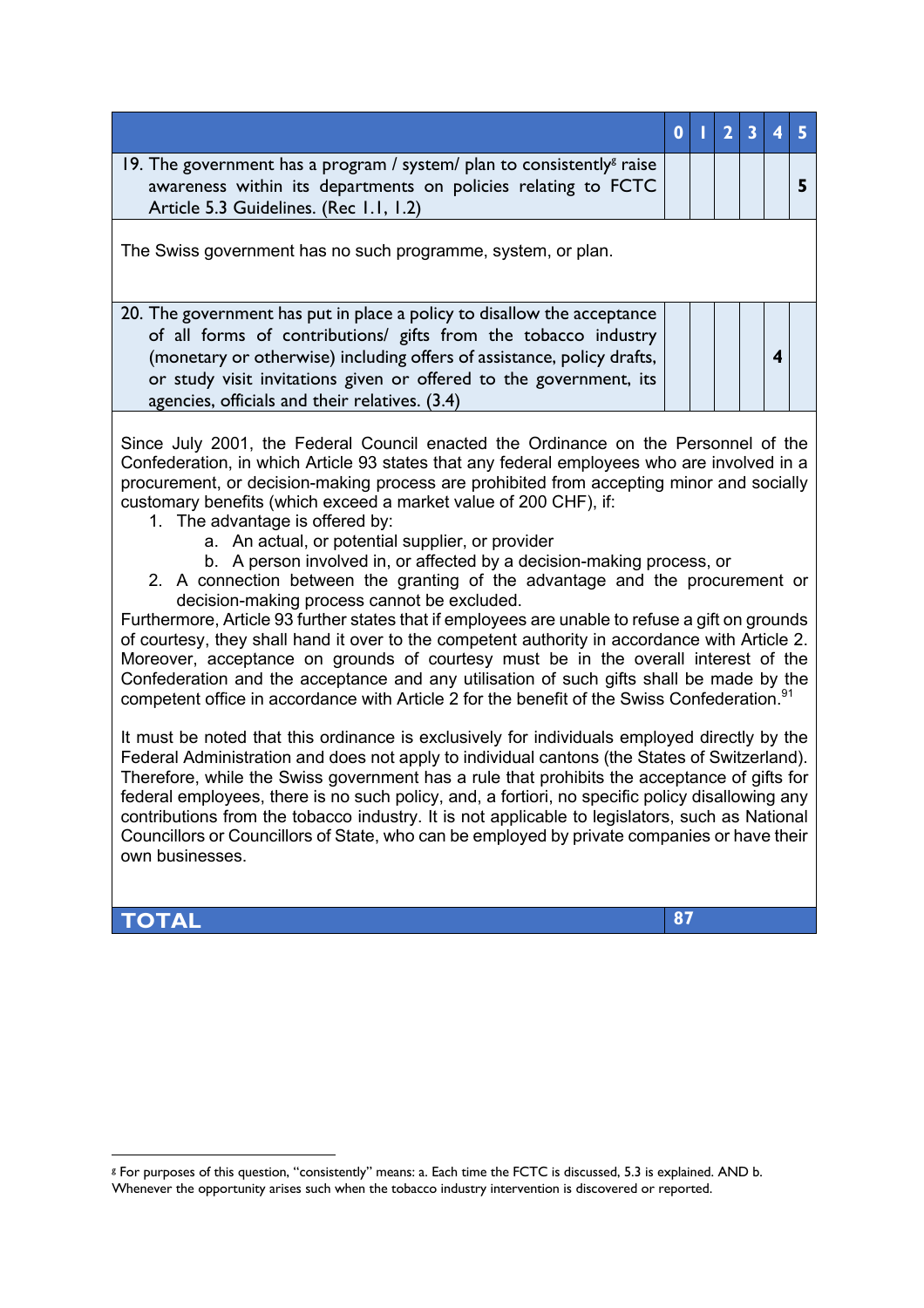| | 0 | 1 | 2 | 3 | 4 | 5 |
|---|---|---|---|---|---|---|
| 19. The government has a program / system/ plan to consistently[g] raise awareness within its departments on policies relating to FCTC Article 5.3 Guidelines. (Rec 1.1, 1.2) | | | | | | 5 |
| The Swiss government has no such programme, system, or plan. | | | | | | |
| 20. The government has put in place a policy to disallow the acceptance of all forms of contributions/ gifts from the tobacco industry (monetary or otherwise) including offers of assistance, policy drafts, or study visit invitations given or offered to the government, its agencies, officials and their relatives. (3.4) | | | | | 4 | |

Since July 2001, the Federal Council enacted the Ordinance on the Personnel of the Confederation, in which Article 93 states that any federal employees who are involved in a procurement, or decision-making process are prohibited from accepting minor and socially customary benefits (which exceed a market value of 200 CHF), if:

1. The advantage is offered by:
   a. An actual, or potential supplier, or provider
   b. A person involved in, or affected by a decision-making process, or
2. A connection between the granting of the advantage and the procurement or decision-making process cannot be excluded.

Furthermore, Article 93 further states that if employees are unable to refuse a gift on grounds of courtesy, they shall hand it over to the competent authority in accordance with Article 2. Moreover, acceptance on grounds of courtesy must be in the overall interest of the Confederation and the acceptance and any utilisation of such gifts shall be made by the competent office in accordance with Article 2 for the benefit of the Swiss Confederation.[91]

It must be noted that this ordinance is exclusively for individuals employed directly by the Federal Administration and does not apply to individual cantons (the States of Switzerland). Therefore, while the Swiss government has a rule that prohibits the acceptance of gifts for federal employees, there is no such policy, and, a fortiori, no specific policy disallowing any contributions from the tobacco industry. It is not applicable to legislators, such as National Councillors or Councillors of State, who can be employed by private companies or have their own businesses.

| **TOTAL** | **87** |
|---|---|

[g] For purposes of this question, "consistently" means: a. Each time the FCTC is discussed, 5.3 is explained. AND b. Whenever the opportunity arises such when the tobacco industry intervention is discovered or reported.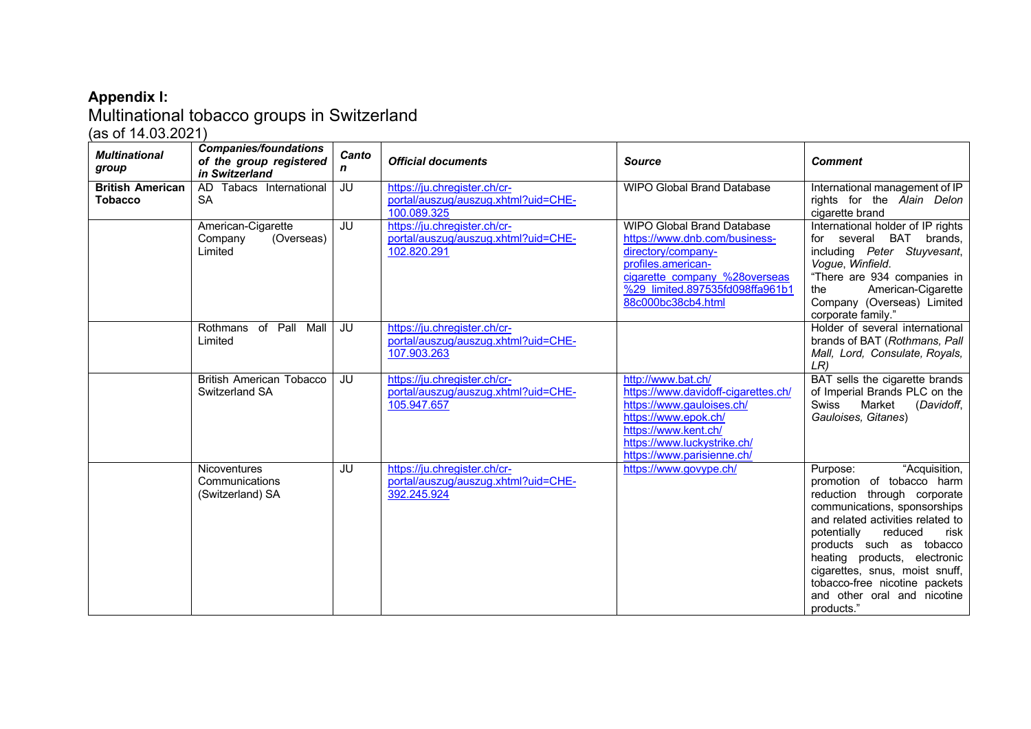**Appendix I:**

## Multinational tobacco groups in Switzerland

(as of 14.03.2021)

| ***Multinational group*** | ***Companies/foundations of the group registered in Switzerland*** | ***Canton*** | ***Official documents*** | ***Source*** | ***Comment*** |
|---|---|---|---|---|---|
| **British American Tobacco** | AD Tabacs International SA | JU | https://ju.chregister.ch/cr-portal/auszug/auszug.xhtml?uid=CHE-100.089.325 | WIPO Global Brand Database | International management of IP rights for the *Alain Delon* cigarette brand |
| | American-Cigarette Company (Overseas) Limited | JU | https://ju.chregister.ch/cr-portal/auszug/auszug.xhtml?uid=CHE-102.820.291 | WIPO Global Brand Database https://www.dnb.com/business-directory/company-profiles.american-cigarette_company_%28overseas%29_limited.897535fd098ffa961b188c000bc38cb4.html | International holder of IP rights for several BAT brands, including *Peter Stuyvesant*, *Vogue*, *Winfield*. "There are 934 companies in the American-Cigarette Company (Overseas) Limited corporate family." |
| | Rothmans of Pall Mall Limited | JU | https://ju.chregister.ch/cr-portal/auszug/auszug.xhtml?uid=CHE-107.903.263 | | Holder of several international brands of BAT (*Rothmans, Pall Mall, Lord, Consulate, Royals, LR*) |
| | British American Tobacco Switzerland SA | JU | https://ju.chregister.ch/cr-portal/auszug/auszug.xhtml?uid=CHE-105.947.657 | http://www.bat.ch/ https://www.davidoff-cigarettes.ch/ https://www.gauloises.ch/ https://www.epok.ch/ https://www.kent.ch/ https://www.luckystrike.ch/ https://www.parisienne.ch/ | BAT sells the cigarette brands of Imperial Brands PLC on the Swiss Market (*Davidoff, Gauloises, Gitanes*) |
| | Nicoventures Communications (Switzerland) SA | JU | https://ju.chregister.ch/cr-portal/auszug/auszug.xhtml?uid=CHE-392.245.924 | https://www.govype.ch/ | Purpose: "Acquisition, promotion of tobacco harm reduction through corporate communications, sponsorships and related activities related to potentially reduced risk products such as tobacco heating products, electronic cigarettes, snus, moist snuff, tobacco-free nicotine packets and other oral and nicotine products." |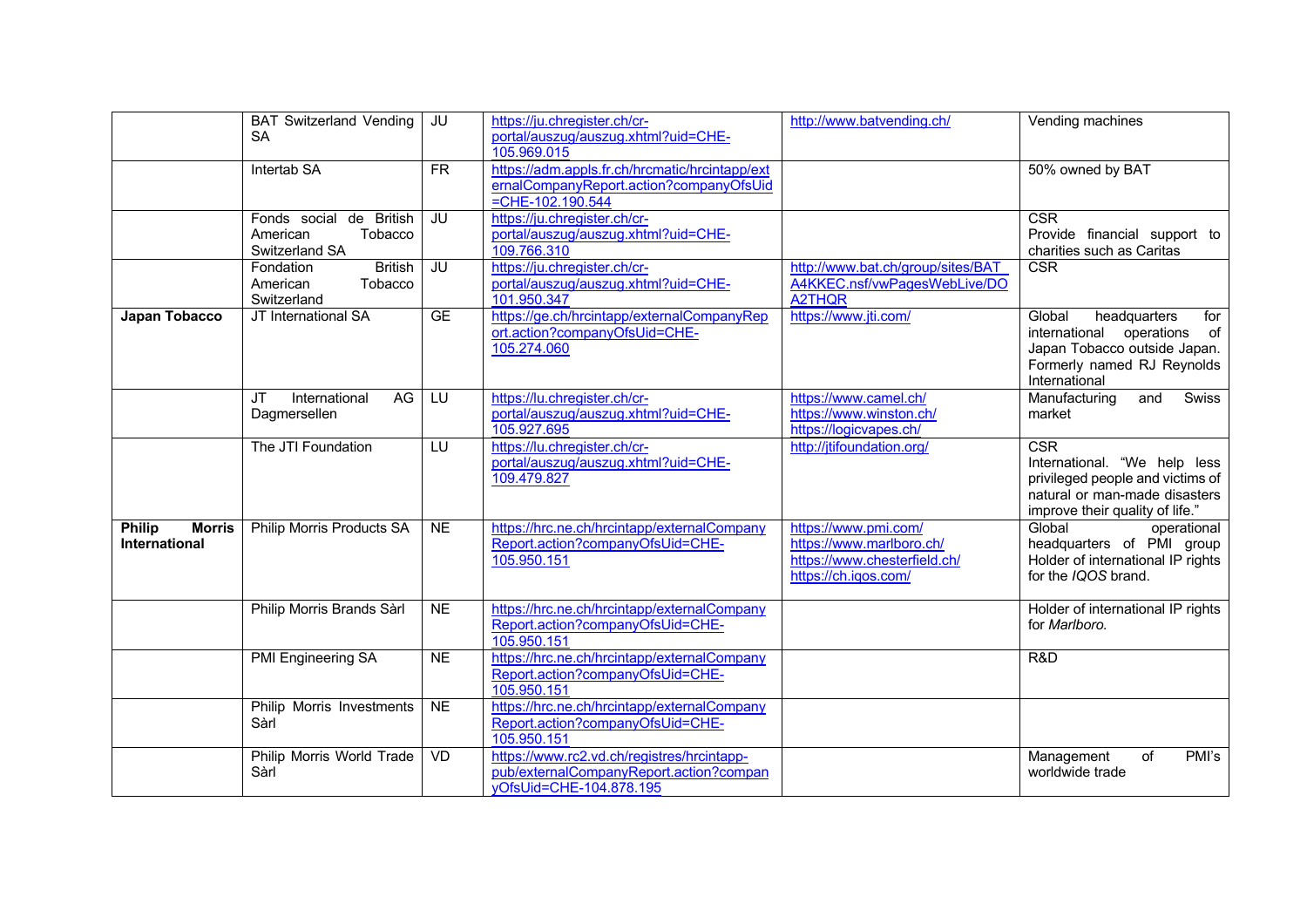| | | | | | |
|---|---|---|---|---|---|
| | BAT Switzerland Vending SA | JU | https://ju.chregister.ch/cr-portal/auszug/auszug.xhtml?uid=CHE-105.969.015 | http://www.batvending.ch/ | Vending machines |
| | Intertab SA | FR | https://adm.appls.fr.ch/hrcmatic/hrcintapp/externalCompanyReport.action?companyOfsUid=CHE-102.190.544 | | 50% owned by BAT |
| | Fonds social de British American Tobacco Switzerland SA | JU | https://ju.chregister.ch/cr-portal/auszug/auszug.xhtml?uid=CHE-109.766.310 | | CSR<br>Provide financial support to charities such as Caritas |
| | Fondation British American Tobacco Switzerland | JU | https://ju.chregister.ch/cr-portal/auszug/auszug.xhtml?uid=CHE-101.950.347 | http://www.bat.ch/group/sites/BAT_A4KKEC.nsf/vwPagesWebLive/DOA2THQR | CSR |
| **Japan Tobacco** | JT International SA | GE | https://ge.ch/hrcintapp/externalCompanyReport.action?companyOfsUid=CHE-105.274.060 | https://www.jti.com/ | Global headquarters for international operations of Japan Tobacco outside Japan. Formerly named RJ Reynolds International |
| | JT International AG Dagmersellen | LU | https://lu.chregister.ch/cr-portal/auszug/auszug.xhtml?uid=CHE-105.927.695 | https://www.camel.ch/<br>https://www.winston.ch/<br>https://logicvapes.ch/ | Manufacturing and Swiss market |
| | The JTI Foundation | LU | https://lu.chregister.ch/cr-portal/auszug/auszug.xhtml?uid=CHE-109.479.827 | http://jtifoundation.org/ | CSR<br>International. "We help less privileged people and victims of natural or man-made disasters improve their quality of life." |
| **Philip Morris International** | Philip Morris Products SA | NE | https://hrc.ne.ch/hrcintapp/externalCompanyReport.action?companyOfsUid=CHE-105.950.151 | https://www.pmi.com/<br>https://www.marlboro.ch/<br>https://www.chesterfield.ch/<br>https://ch.iqos.com/ | Global operational headquarters of PMI group<br>Holder of international IP rights for the *IQOS* brand. |
| | Philip Morris Brands Sàrl | NE | https://hrc.ne.ch/hrcintapp/externalCompanyReport.action?companyOfsUid=CHE-105.950.151 | | Holder of international IP rights for *Marlboro.* |
| | PMI Engineering SA | NE | https://hrc.ne.ch/hrcintapp/externalCompanyReport.action?companyOfsUid=CHE-105.950.151 | | R&D |
| | Philip Morris Investments Sàrl | NE | https://hrc.ne.ch/hrcintapp/externalCompanyReport.action?companyOfsUid=CHE-105.950.151 | | |
| | Philip Morris World Trade Sàrl | VD | https://www.rc2.vd.ch/registres/hrcintapp-pub/externalCompanyReport.action?companyOfsUid=CHE-104.878.195 | | Management of PMI's worldwide trade |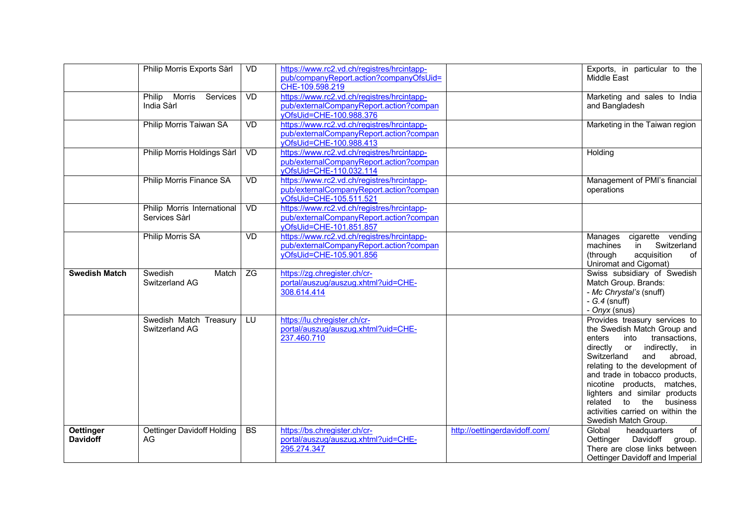| | | | | | |
|---|---|---|---|---|---|
| | Philip Morris Exports Sàrl | VD | https://www.rc2.vd.ch/registres/hrcintapp-pub/companyReport.action?companyOfsUid=CHE-109.598.219 | | Exports, in particular to the Middle East |
| | Philip Morris Services India Sàrl | VD | https://www.rc2.vd.ch/registres/hrcintapp-pub/externalCompanyReport.action?companyOfsUid=CHE-100.988.376 | | Marketing and sales to India and Bangladesh |
| | Philip Morris Taiwan SA | VD | https://www.rc2.vd.ch/registres/hrcintapp-pub/externalCompanyReport.action?companyOfsUid=CHE-100.988.413 | | Marketing in the Taiwan region |
| | Philip Morris Holdings Sàrl | VD | https://www.rc2.vd.ch/registres/hrcintapp-pub/externalCompanyReport.action?companyOfsUid=CHE-110.032.114 | | Holding |
| | Philip Morris Finance SA | VD | https://www.rc2.vd.ch/registres/hrcintapp-pub/externalCompanyReport.action?companyOfsUid=CHE-105.511.521 | | Management of PMI's financial operations |
| | Philip Morris International Services Sàrl | VD | https://www.rc2.vd.ch/registres/hrcintapp-pub/externalCompanyReport.action?companyOfsUid=CHE-101.851.857 | | |
| | Philip Morris SA | VD | https://www.rc2.vd.ch/registres/hrcintapp-pub/externalCompanyReport.action?companyOfsUid=CHE-105.901.856 | | Manages cigarette vending machines in Switzerland (through acquisition of Uniromat and Cigomat) |
| **Swedish Match** | Swedish Match Switzerland AG | ZG | https://zg.chregister.ch/cr-portal/auszug/auszug.xhtml?uid=CHE-308.614.414 | | Swiss subsidiary of Swedish Match Group. Brands:<br>- *Mc Chrystal's* (snuff)<br>- *G.4* (snuff)<br>- *Onyx* (snus) |
| | Swedish Match Treasury Switzerland AG | LU | https://lu.chregister.ch/cr-portal/auszug/auszug.xhtml?uid=CHE-237.460.710 | | Provides treasury services to the Swedish Match Group and enters into transactions, directly or indirectly, in Switzerland and abroad, relating to the development of and trade in tobacco products, nicotine products, matches, lighters and similar products related to the business activities carried on within the Swedish Match Group. |
| **Oettinger Davidoff** | Oettinger Davidoff Holding AG | BS | https://bs.chregister.ch/cr-portal/auszug/auszug.xhtml?uid=CHE-295.274.347 | http://oettingerdavidoff.com/ | Global headquarters of Oettinger Davidoff group. There are close links between Oettinger Davidoff and Imperial |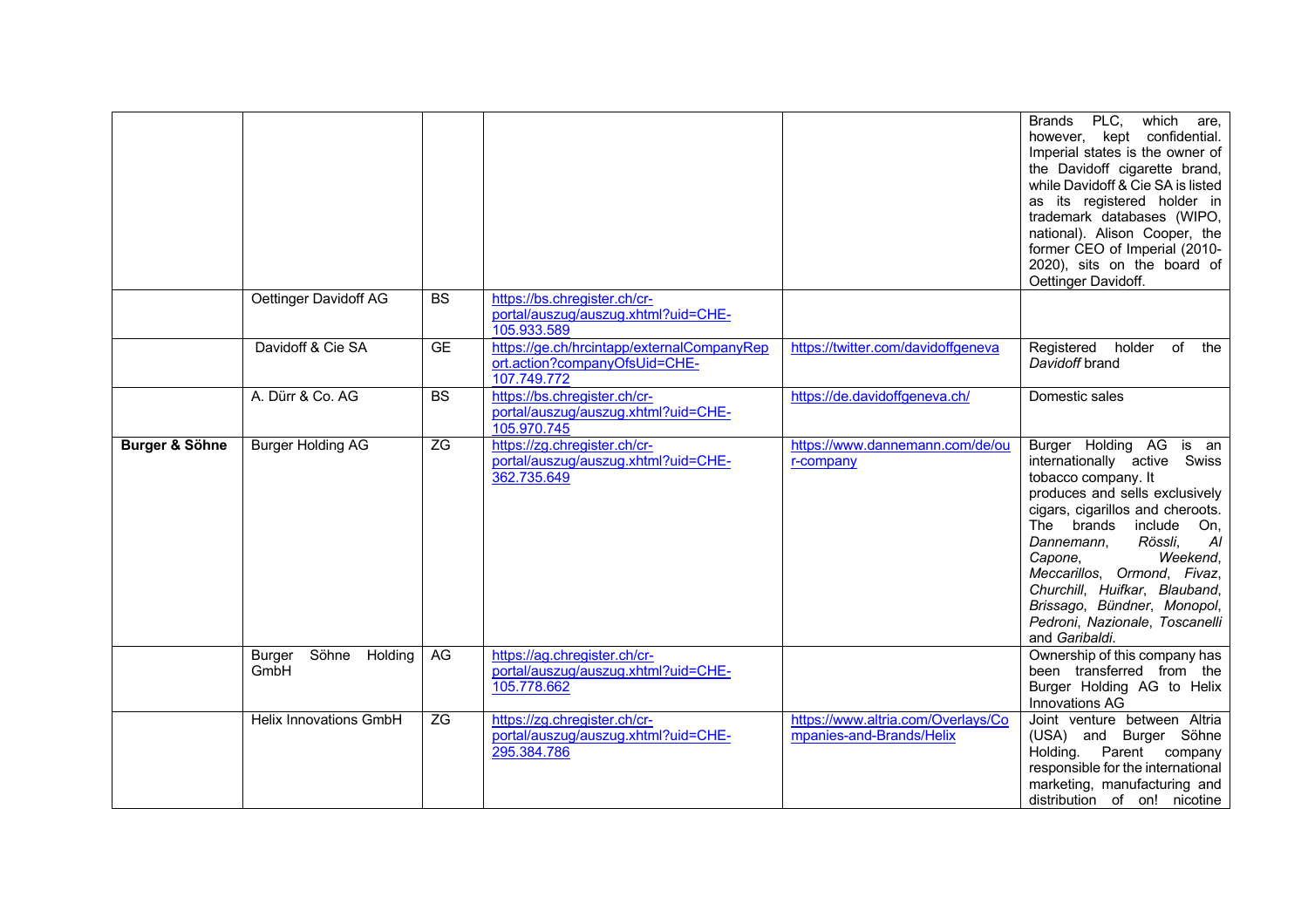| | | | | | |
|---|---|---|---|---|---|
| | | | | | Brands PLC, which are, however, kept confidential. Imperial states is the owner of the Davidoff cigarette brand, while Davidoff & Cie SA is listed as its registered holder in trademark databases (WIPO, national). Alison Cooper, the former CEO of Imperial (2010-2020), sits on the board of Oettinger Davidoff. |
| | Oettinger Davidoff AG | BS | https://bs.chregister.ch/cr-portal/auszug/auszug.xhtml?uid=CHE-105.933.589 | | |
| | Davidoff & Cie SA | GE | https://ge.ch/hrcintapp/externalCompanyReport.action?companyOfsUid=CHE-107.749.772 | https://twitter.com/davidoffgeneva | Registered holder of the *Davidoff* brand |
| | A. Dürr & Co. AG | BS | https://bs.chregister.ch/cr-portal/auszug/auszug.xhtml?uid=CHE-105.970.745 | https://de.davidoffgeneva.ch/ | Domestic sales |
| **Burger & Söhne** | Burger Holding AG | ZG | https://zg.chregister.ch/cr-portal/auszug/auszug.xhtml?uid=CHE-362.735.649 | https://www.dannemann.com/de/our-company | Burger Holding AG is an internationally active Swiss tobacco company. It produces and sells exclusively cigars, cigarillos and cheroots. The brands include On, *Dannemann*, *Rössli*, *Al Capone*, *Weekend*, *Meccarillos*, *Ormond*, *Fivaz*, *Churchill*, *Huifkar*, *Blauband*, *Brissago*, *Bündner*, *Monopol*, *Pedroni*, *Nazionale*, *Toscanelli* and *Garibaldi*. |
| | Burger Söhne Holding GmbH | AG | https://ag.chregister.ch/cr-portal/auszug/auszug.xhtml?uid=CHE-105.778.662 | | Ownership of this company has been transferred from the Burger Holding AG to Helix Innovations AG |
| | Helix Innovations GmbH | ZG | https://zg.chregister.ch/cr-portal/auszug/auszug.xhtml?uid=CHE-295.384.786 | https://www.altria.com/Overlays/Companies-and-Brands/Helix | Joint venture between Altria (USA) and Burger Söhne Holding. Parent company responsible for the international marketing, manufacturing and distribution of on! nicotine |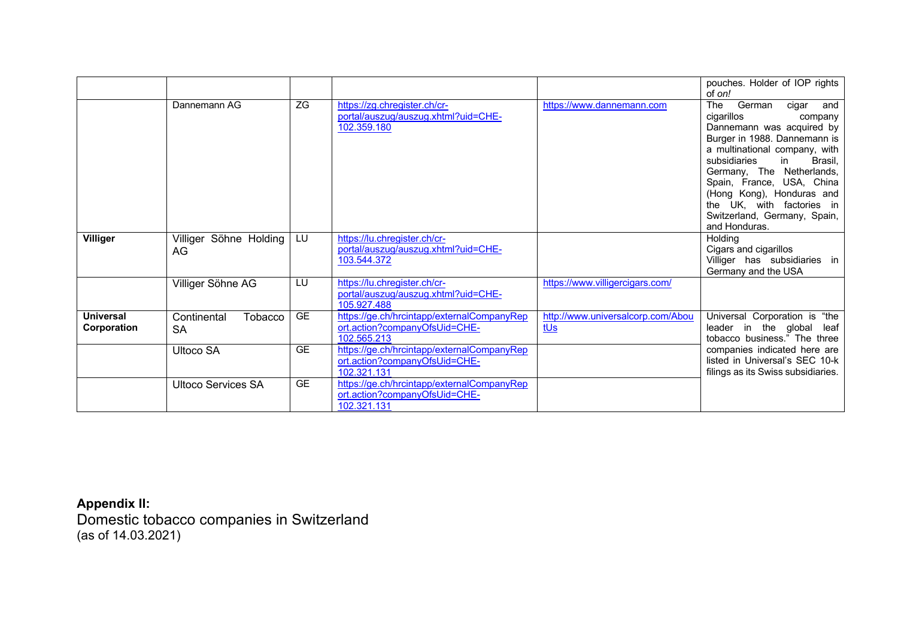| | | | | | |
|---|---|---|---|---|---|
| | | | | | pouches. Holder of IOP rights of *on!* |
| | Dannemann AG | ZG | https://zg.chregister.ch/cr-portal/auszug/auszug.xhtml?uid=CHE-102.359.180 | https://www.dannemann.com | The German cigar and cigarillos company Dannemann was acquired by Burger in 1988. Dannemann is a multinational company, with subsidiaries in Brasil, Germany, The Netherlands, Spain, France, USA, China (Hong Kong), Honduras and the UK, with factories in Switzerland, Germany, Spain, and Honduras. |
| **Villiger** | Villiger Söhne Holding AG | LU | https://lu.chregister.ch/cr-portal/auszug/auszug.xhtml?uid=CHE-103.544.372 | | Holding<br>Cigars and cigarillos<br>Villiger has subsidiaries in Germany and the USA |
| | Villiger Söhne AG | LU | https://lu.chregister.ch/cr-portal/auszug/auszug.xhtml?uid=CHE-105.927.488 | https://www.villigercigars.com/ | |
| **Universal Corporation** | Continental Tobacco SA | GE | https://ge.ch/hrcintapp/externalCompanyReport.action?companyOfsUid=CHE-102.565.213 | http://www.universalcorp.com/AboutUs | Universal Corporation is "the leader in the global leaf tobacco business." The three companies indicated here are listed in Universal's SEC 10-k filings as its Swiss subsidiaries. |
| | Ultoco SA | GE | https://ge.ch/hrcintapp/externalCompanyReport.action?companyOfsUid=CHE-102.321.131 | | |
| | Ultoco Services SA | GE | https://ge.ch/hrcintapp/externalCompanyReport.action?companyOfsUid=CHE-102.321.131 | | |

**Appendix II:**

Domestic tobacco companies in Switzerland
(as of 14.03.2021)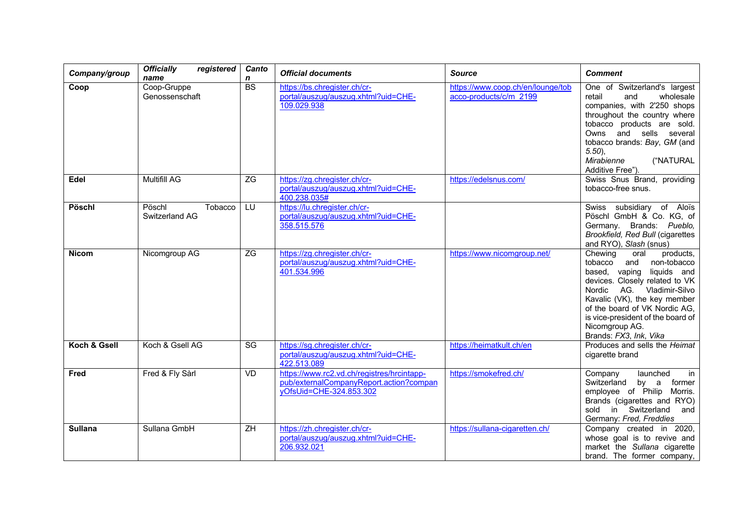| *Company/group* | *Officially registered name* | *Canton* | *Official documents* | *Source* | *Comment* |
|---|---|---|---|---|---|
| **Coop** | Coop-Gruppe Genossenschaft | BS | https://bs.chregister.ch/cr-portal/auszug/auszug.xhtml?uid=CHE-109.029.938 | https://www.coop.ch/en/lounge/tobacco-products/c/m_2199 | One of Switzerland's largest retail and wholesale companies, with 2'250 shops throughout the country where tobacco products are sold. Owns and sells several tobacco brands: *Bay*, *GM* (and *5.50*), *Mirabienne* ("NATURAL Additive Free"). |
| **Edel** | Multifill AG | ZG | https://zg.chregister.ch/cr-portal/auszug/auszug.xhtml?uid=CHE-400.238.035# | https://edelsnus.com/ | Swiss Snus Brand, providing tobacco-free snus. |
| **Pöschl** | Pöschl Tobacco Switzerland AG | LU | https://lu.chregister.ch/cr-portal/auszug/auszug.xhtml?uid=CHE-358.515.576 | | Swiss subsidiary of Aloïs Pöschl GmbH & Co. KG, of Germany. Brands: *Pueblo, Brookfield, Red Bull* (cigarettes and RYO), *Slash* (snus) |
| **Nicom** | Nicomgroup AG | ZG | https://zg.chregister.ch/cr-portal/auszug/auszug.xhtml?uid=CHE-401.534.996 | https://www.nicomgroup.net/ | Chewing oral products, tobacco and non-tobacco based, vaping liquids and devices. Closely related to VK Nordic AG. Vladimir-Silvo Kavalic (VK), the key member of the board of VK Nordic AG, is vice-president of the board of Nicomgroup AG. Brands: *FX3*, *Ink*, *Vika* |
| **Koch & Gsell** | Koch & Gsell AG | SG | https://sg.chregister.ch/cr-portal/auszug/auszug.xhtml?uid=CHE-422.513.089 | https://heimatkult.ch/en | Produces and sells the *Heimat* cigarette brand |
| **Fred** | Fred & Fly Sàrl | VD | https://www.rc2.vd.ch/registres/hrcintapp-pub/externalCompanyReport.action?companyOfsUid=CHE-324.853.302 | https://smokefred.ch/ | Company launched in Switzerland by a former employee of Philip Morris. Brands (cigarettes and RYO) sold in Switzerland and Germany: *Fred, Freddies* |
| **Sullana** | Sullana GmbH | ZH | https://zh.chregister.ch/cr-portal/auszug/auszug.xhtml?uid=CHE-206.932.021 | https://sullana-cigaretten.ch/ | Company created in 2020, whose goal is to revive and market the *Sullana* cigarette brand. The former company, |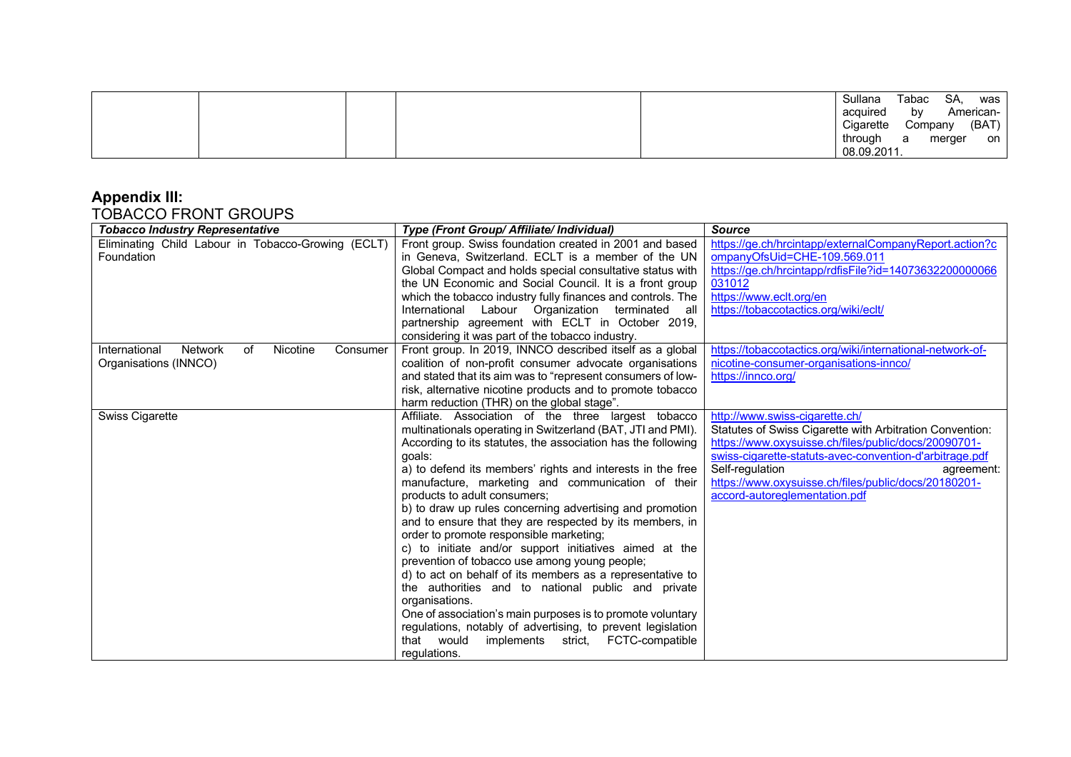| | | | | | |
|---|---|---|---|---|---|
| | | | | | Sullana Tabac SA, was acquired by American-Cigarette Company (BAT) through a merger on 08.09.2011. |

## Appendix III:

TOBACCO FRONT GROUPS

| *Tobacco Industry Representative* | *Type (Front Group/ Affiliate/ Individual)* | *Source* |
|---|---|---|
| Eliminating Child Labour in Tobacco-Growing (ECLT) Foundation | Front group. Swiss foundation created in 2001 and based in Geneva, Switzerland. ECLT is a member of the UN Global Compact and holds special consultative status with the UN Economic and Social Council. It is a front group which the tobacco industry fully finances and controls. The International Labour Organization terminated all partnership agreement with ECLT in October 2019, considering it was part of the tobacco industry. | https://ge.ch/hrcintapp/externalCompanyReport.action?companyOfsUid=CHE-109.569.011 https://ge.ch/hrcintapp/rdfisFile?id=14073632200000066031012 https://www.eclt.org/en https://tobaccotactics.org/wiki/eclt/ |
| International Network of Nicotine Consumer Organisations (INNCO) | Front group. In 2019, INNCO described itself as a global coalition of non-profit consumer advocate organisations and stated that its aim was to "represent consumers of low-risk, alternative nicotine products and to promote tobacco harm reduction (THR) on the global stage". | https://tobaccotactics.org/wiki/international-network-of-nicotine-consumer-organisations-innco/ https://innco.org/ |
| Swiss Cigarette | Affiliate. Association of the three largest tobacco multinationals operating in Switzerland (BAT, JTI and PMI). According to its statutes, the association has the following goals:<br>a) to defend its members' rights and interests in the free manufacture, marketing and communication of their products to adult consumers;<br>b) to draw up rules concerning advertising and promotion and to ensure that they are respected by its members, in order to promote responsible marketing;<br>c) to initiate and/or support initiatives aimed at the prevention of tobacco use among young people;<br>d) to act on behalf of its members as a representative to the authorities and to national public and private organisations.<br>One of association's main purposes is to promote voluntary regulations, notably of advertising, to prevent legislation that would implements strict, FCTC-compatible regulations. | http://www.swiss-cigarette.ch/<br>Statutes of Swiss Cigarette with Arbitration Convention: https://www.oxysuisse.ch/files/public/docs/20090701-swiss-cigarette-statuts-avec-convention-d'arbitrage.pdf<br>Self-regulation agreement: https://www.oxysuisse.ch/files/public/docs/20180201-accord-autoreglementation.pdf |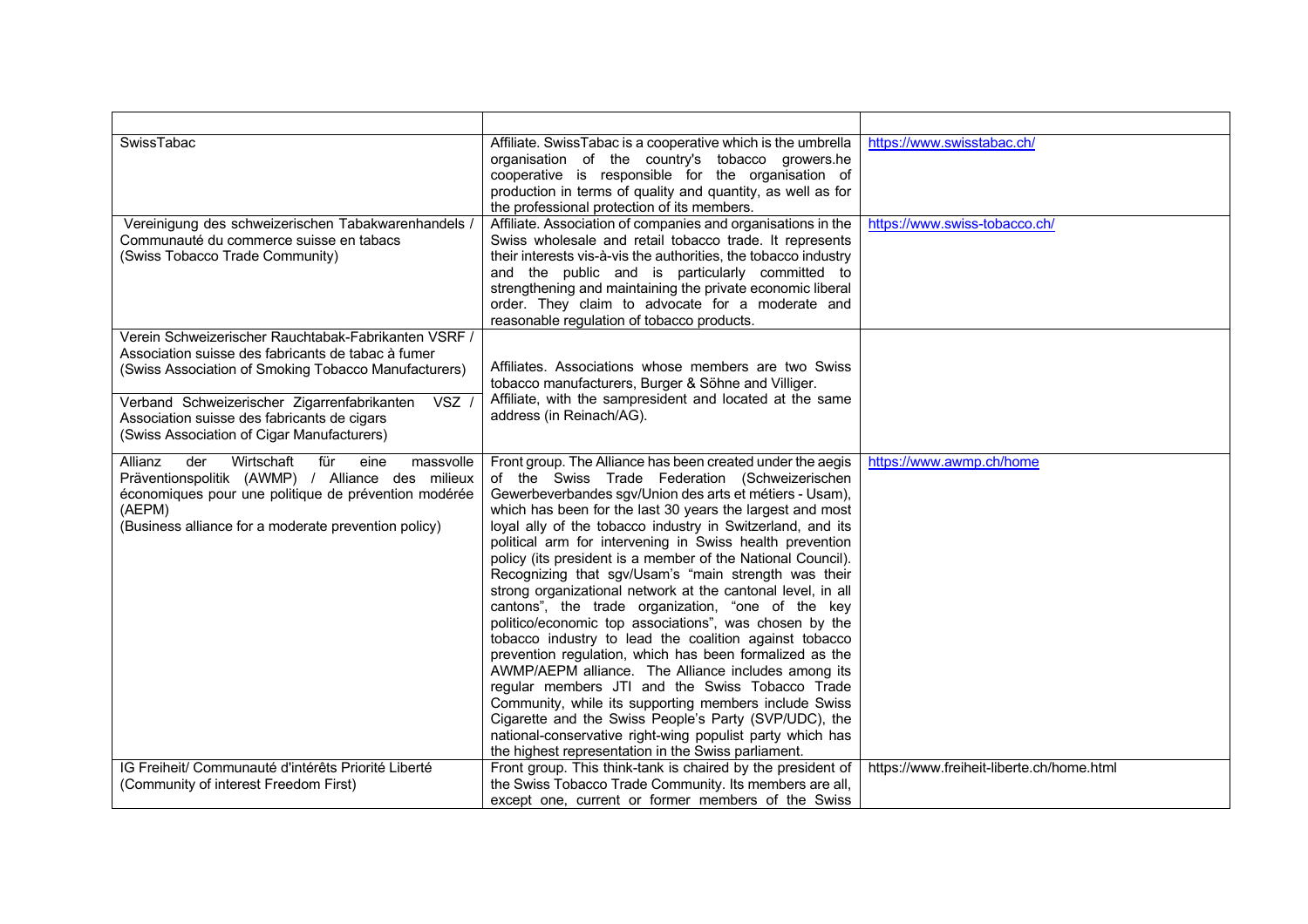| | | |
|---|---|---|
| SwissTabac | Affiliate. SwissTabac is a cooperative which is the umbrella organisation of the country's tobacco growers.he cooperative is responsible for the organisation of production in terms of quality and quantity, as well as for the professional protection of its members. | https://www.swisstabac.ch/ |
| Vereinigung des schweizerischen Tabakwarenhandels / Communauté du commerce suisse en tabacs (Swiss Tobacco Trade Community) | Affiliate. Association of companies and organisations in the Swiss wholesale and retail tobacco trade. It represents their interests vis-à-vis the authorities, the tobacco industry and the public and is particularly committed to strengthening and maintaining the private economic liberal order. They claim to advocate for a moderate and reasonable regulation of tobacco products. | https://www.swiss-tobacco.ch/ |
| Verein Schweizerischer Rauchtabak-Fabrikanten VSRF / Association suisse des fabricants de tabac à fumer (Swiss Association of Smoking Tobacco Manufacturers)<br><br>Verband Schweizerischer Zigarrenfabrikanten VSZ / Association suisse des fabricants de cigars (Swiss Association of Cigar Manufacturers) | Affiliates. Associations whose members are two Swiss tobacco manufacturers, Burger & Söhne and Villiger. Affiliate, with the sampresident and located at the same address (in Reinach/AG). | |
| Allianz der Wirtschaft für eine massvolle Präventionspolitik (AWMP) / Alliance des milieux économiques pour une politique de prévention modérée (AEPM) (Business alliance for a moderate prevention policy) | Front group. The Alliance has been created under the aegis of the Swiss Trade Federation (Schweizerischen Gewerbeverbandes sgv/Union des arts et métiers - Usam), which has been for the last 30 years the largest and most loyal ally of the tobacco industry in Switzerland, and its political arm for intervening in Swiss health prevention policy (its president is a member of the National Council). Recognizing that sgv/Usam's "main strength was their strong organizational network at the cantonal level, in all cantons", the trade organization, "one of the key politico/economic top associations", was chosen by the tobacco industry to lead the coalition against tobacco prevention regulation, which has been formalized as the AWMP/AEPM alliance. The Alliance includes among its regular members JTI and the Swiss Tobacco Trade Community, while its supporting members include Swiss Cigarette and the Swiss People's Party (SVP/UDC), the national-conservative right-wing populist party which has the highest representation in the Swiss parliament. | https://www.awmp.ch/home |
| IG Freiheit/ Communauté d'intérêts Priorité Liberté (Community of interest Freedom First) | Front group. This think-tank is chaired by the president of the Swiss Tobacco Trade Community. Its members are all, except one, current or former members of the Swiss | https://www.freiheit-liberte.ch/home.html |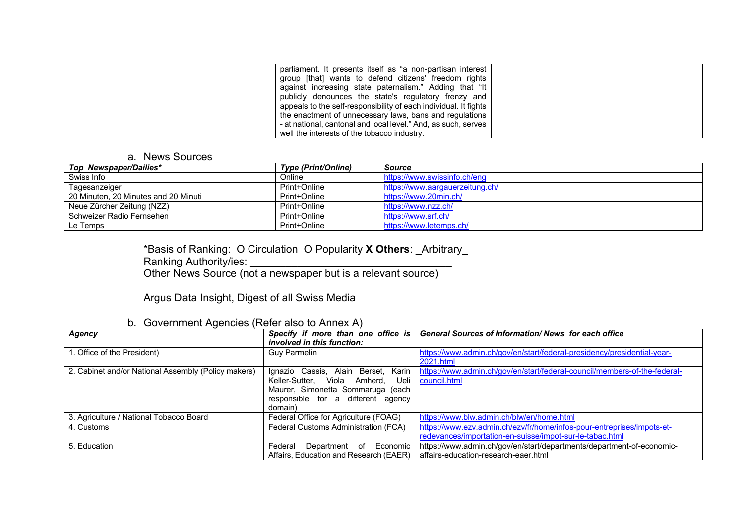| | parliament. It presents itself as "a non-partisan interest group [that] wants to defend citizens' freedom rights against increasing state paternalism." Adding that "It publicly denounces the state's regulatory frenzy and appeals to the self-responsibility of each individual. It fights the enactment of unnecessary laws, bans and regulations - at national, cantonal and local level." And, as such, serves well the interests of the tobacco industry. | |
|---|---|---|

a. News Sources

| ***Top Newspaper/Dailies**** | ***Type (Print/Online)*** | ***Source*** |
|---|---|---|
| Swiss Info | Online | https://www.swissinfo.ch/eng |
| Tagesanzeiger | Print+Online | https://www.aargauerzeitung.ch/ |
| 20 Minuten, 20 Minutes and 20 Minuti | Print+Online | https://www.20min.ch/ |
| Neue Zürcher Zeitung (NZZ) | Print+Online | https://www.nzz.ch/ |
| Schweizer Radio Fernsehen | Print+Online | https://www.srf.ch/ |
| Le Temps | Print+Online | https://www.letemps.ch/ |

*Basis of Ranking: O Circulation O Popularity **X Others**: _Arbitrary_

Ranking Authority/ies: ________________________________

Other News Source (not a newspaper but is a relevant source)

Argus Data Insight, Digest of all Swiss Media

b. Government Agencies (Refer also to Annex A)

| ***Agency*** | ***Specify if more than one office is involved in this function:*** | ***General Sources of Information/ News for each office*** |
|---|---|---|
| 1. Office of the President) | Guy Parmelin | https://www.admin.ch/gov/en/start/federal-presidency/presidential-year-2021.html |
| 2. Cabinet and/or National Assembly (Policy makers) | Ignazio Cassis, Alain Berset, Karin Keller-Sutter, Viola Amherd, Ueli Maurer, Simonetta Sommaruga (each responsible for a different agency domain) | https://www.admin.ch/gov/en/start/federal-council/members-of-the-federal-council.html |
| 3. Agriculture / National Tobacco Board | Federal Office for Agriculture (FOAG) | https://www.blw.admin.ch/blw/en/home.html |
| 4. Customs | Federal Customs Administration (FCA) | https://www.ezv.admin.ch/ezv/fr/home/infos-pour-entreprises/impots-et-redevances/importation-en-suisse/impot-sur-le-tabac.html |
| 5. Education | Federal Department of Economic Affairs, Education and Research (EAER) | https://www.admin.ch/gov/en/start/departments/department-of-economic-affairs-education-research-eaer.html |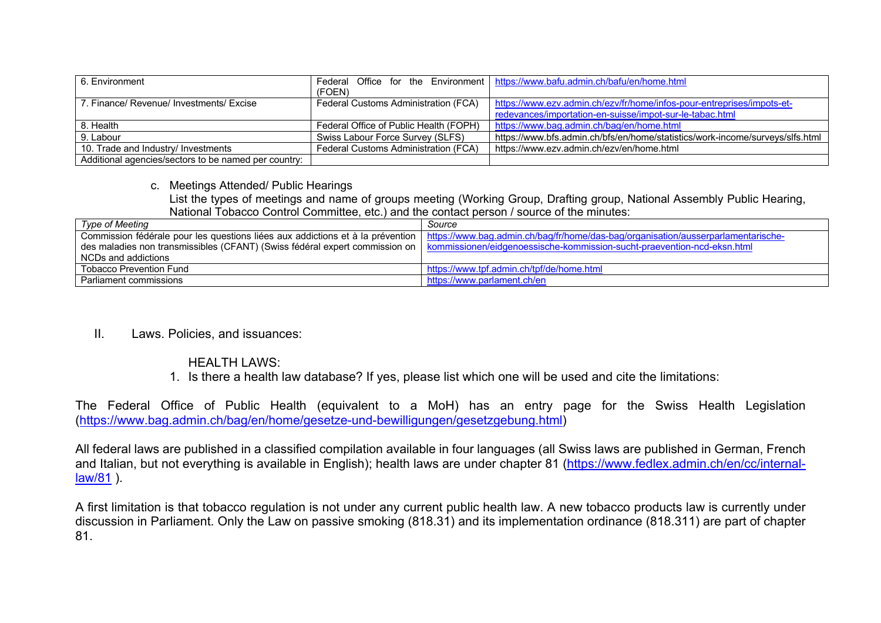| 6. Environment | Federal Office for the Environment (FOEN) | https://www.bafu.admin.ch/bafu/en/home.html |
|---|---|---|
| 7. Finance/ Revenue/ Investments/ Excise | Federal Customs Administration (FCA) | https://www.ezv.admin.ch/ezv/fr/home/infos-pour-entreprises/impots-et-redevances/importation-en-suisse/impot-sur-le-tabac.html |
| 8. Health | Federal Office of Public Health (FOPH) | https://www.bag.admin.ch/bag/en/home.html |
| 9. Labour | Swiss Labour Force Survey (SLFS) | https://www.bfs.admin.ch/bfs/en/home/statistics/work-income/surveys/slfs.html |
| 10. Trade and Industry/ Investments | Federal Customs Administration (FCA) | https://www.ezv.admin.ch/ezv/en/home.html |
| Additional agencies/sectors to be named per country: | | |

c. Meetings Attended/ Public Hearings
List the types of meetings and name of groups meeting (Working Group, Drafting group, National Assembly Public Hearing, National Tobacco Control Committee, etc.) and the contact person / source of the minutes:

| *Type of Meeting* | *Source* |
|---|---|
| Commission fédérale pour les questions liées aux addictions et à la prévention des maladies non transmissibles (CFANT) (Swiss fédéral expert commission on NCDs and addictions | https://www.bag.admin.ch/bag/fr/home/das-bag/organisation/ausserparlamentarische-kommissionen/eidgenoessische-kommission-sucht-praevention-ncd-eksn.html |
| Tobacco Prevention Fund | https://www.tpf.admin.ch/tpf/de/home.html |
| Parliament commissions | https://www.parlament.ch/en |

## II. Laws. Policies, and issuances:

### HEALTH LAWS:

1. Is there a health law database? If yes, please list which one will be used and cite the limitations:

The Federal Office of Public Health (equivalent to a MoH) has an entry page for the Swiss Health Legislation (https://www.bag.admin.ch/bag/en/home/gesetze-und-bewilligungen/gesetzgebung.html)

All federal laws are published in a classified compilation available in four languages (all Swiss laws are published in German, French and Italian, but not everything is available in English); health laws are under chapter 81 (https://www.fedlex.admin.ch/en/cc/internal-law/81 ).

A first limitation is that tobacco regulation is not under any current public health law. A new tobacco products law is currently under discussion in Parliament. Only the Law on passive smoking (818.31) and its implementation ordinance (818.311) are part of chapter 81.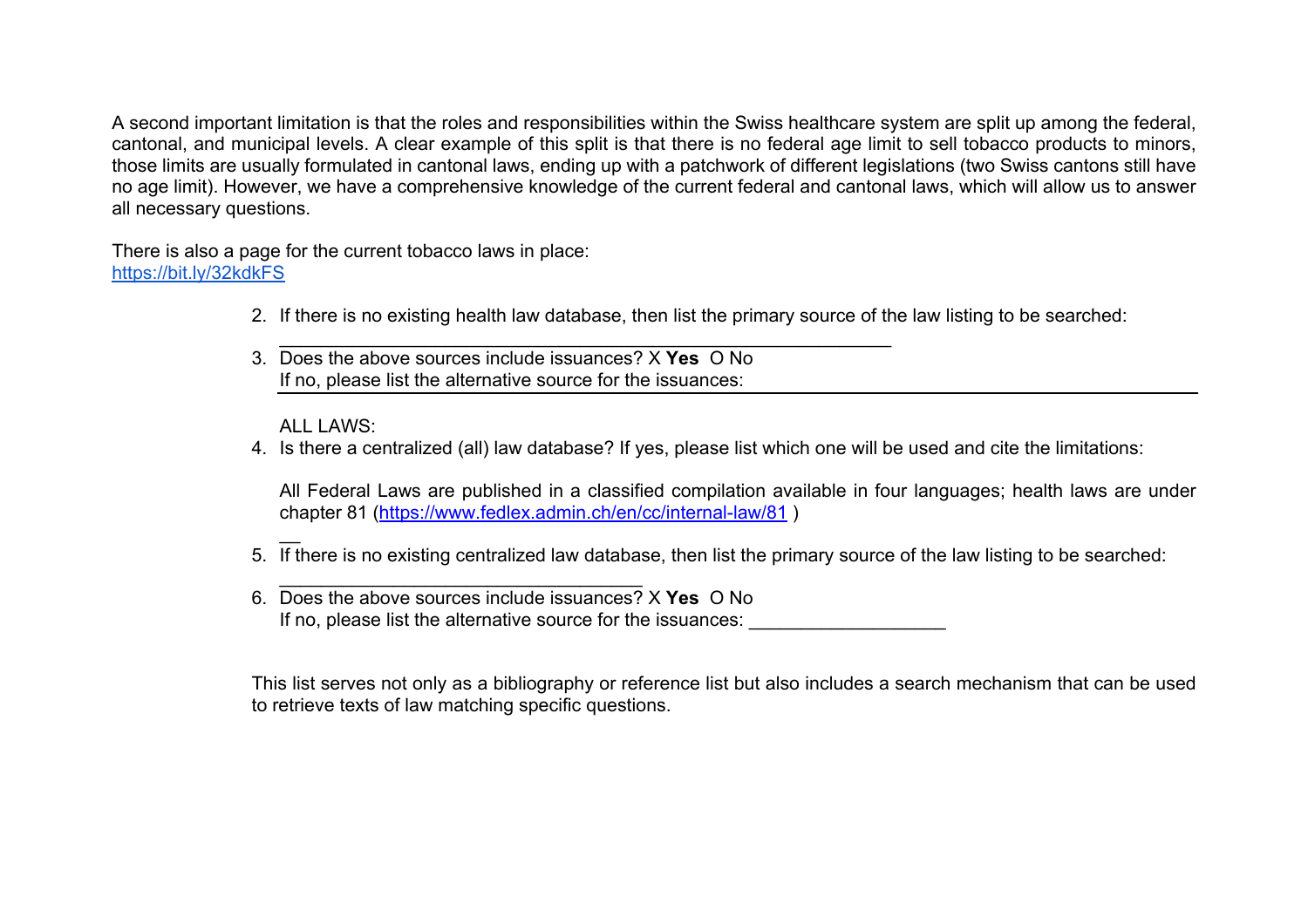A second important limitation is that the roles and responsibilities within the Swiss healthcare system are split up among the federal, cantonal, and municipal levels. A clear example of this split is that there is no federal age limit to sell tobacco products to minors, those limits are usually formulated in cantonal laws, ending up with a patchwork of different legislations (two Swiss cantons still have no age limit). However, we have a comprehensive knowledge of the current federal and cantonal laws, which will allow us to answer all necessary questions.

There is also a page for the current tobacco laws in place:
[https://bit.ly/32kdkFS](https://bit.ly/32kdkFS)

2. If there is no existing health law database, then list the primary source of the law listing to be searched: ____________________________________________________________

3. Does the above sources include issuances? X **Yes** O No
   If no, please list the alternative source for the issuances: ______________________________________________

   ALL LAWS:

4. Is there a centralized (all) law database? If yes, please list which one will be used and cite the limitations:

   All Federal Laws are published in a classified compilation available in four languages; health laws are under chapter 81 ([https://www.fedlex.admin.ch/en/cc/internal-law/81](https://www.fedlex.admin.ch/en/cc/internal-law/81) )

   __

5. If there is no existing centralized law database, then list the primary source of the law listing to be searched: ____________________________________

6. Does the above sources include issuances? X **Yes** O No
   If no, please list the alternative source for the issuances: ___________________

This list serves not only as a bibliography or reference list but also includes a search mechanism that can be used to retrieve texts of law matching specific questions.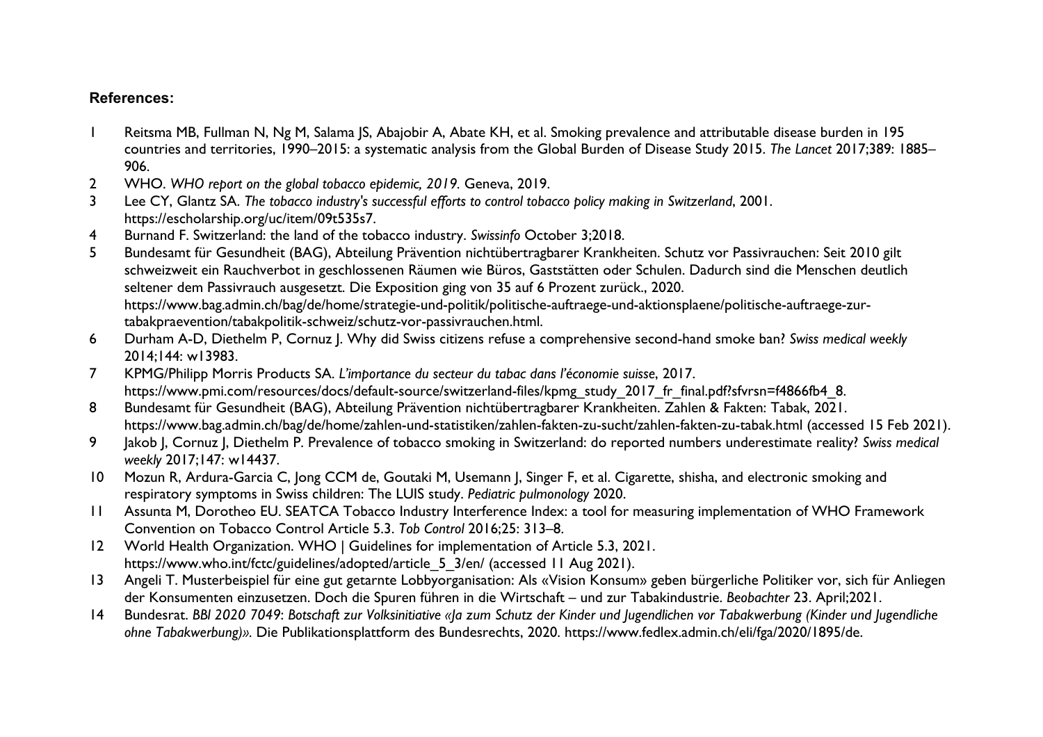**References:**

1. Reitsma MB, Fullman N, Ng M, Salama JS, Abajobir A, Abate KH, et al. Smoking prevalence and attributable disease burden in 195 countries and territories, 1990–2015: a systematic analysis from the Global Burden of Disease Study 2015. *The Lancet* 2017;389: 1885–906.
2. WHO. *WHO report on the global tobacco epidemic, 2019*. Geneva, 2019.
3. Lee CY, Glantz SA. *The tobacco industry's successful efforts to control tobacco policy making in Switzerland*, 2001. https://escholarship.org/uc/item/09t535s7.
4. Burnand F. Switzerland: the land of the tobacco industry. *Swissinfo* October 3;2018.
5. Bundesamt für Gesundheit (BAG), Abteilung Prävention nichtübertragbarer Krankheiten. Schutz vor Passivrauchen: Seit 2010 gilt schweizweit ein Rauchverbot in geschlossenen Räumen wie Büros, Gaststätten oder Schulen. Dadurch sind die Menschen deutlich seltener dem Passivrauch ausgesetzt. Die Exposition ging von 35 auf 6 Prozent zurück., 2020. https://www.bag.admin.ch/bag/de/home/strategie-und-politik/politische-auftraege-und-aktionsplaene/politische-auftraege-zur-tabakpraevention/tabakpolitik-schweiz/schutz-vor-passivrauchen.html.
6. Durham A-D, Diethelm P, Cornuz J. Why did Swiss citizens refuse a comprehensive second-hand smoke ban? *Swiss medical weekly* 2014;144: w13983.
7. KPMG/Philipp Morris Products SA. *L'importance du secteur du tabac dans l'économie suisse*, 2017. https://www.pmi.com/resources/docs/default-source/switzerland-files/kpmg_study_2017_fr_final.pdf?sfvrsn=f4866fb4_8.
8. Bundesamt für Gesundheit (BAG), Abteilung Prävention nichtübertragbarer Krankheiten. Zahlen & Fakten: Tabak, 2021. https://www.bag.admin.ch/bag/de/home/zahlen-und-statistiken/zahlen-fakten-zu-sucht/zahlen-fakten-zu-tabak.html (accessed 15 Feb 2021).
9. Jakob J, Cornuz J, Diethelm P. Prevalence of tobacco smoking in Switzerland: do reported numbers underestimate reality? *Swiss medical weekly* 2017;147: w14437.
10. Mozun R, Ardura-Garcia C, Jong CCM de, Goutaki M, Usemann J, Singer F, et al. Cigarette, shisha, and electronic smoking and respiratory symptoms in Swiss children: The LUIS study. *Pediatric pulmonology* 2020.
11. Assunta M, Dorotheo EU. SEATCA Tobacco Industry Interference Index: a tool for measuring implementation of WHO Framework Convention on Tobacco Control Article 5.3. *Tob Control* 2016;25: 313–8.
12. World Health Organization. WHO | Guidelines for implementation of Article 5.3, 2021. https://www.who.int/fctc/guidelines/adopted/article_5_3/en/ (accessed 11 Aug 2021).
13. Angeli T. Musterbeispiel für eine gut getarnte Lobbyorganisation: Als «Vision Konsum» geben bürgerliche Politiker vor, sich für Anliegen der Konsumenten einzusetzen. Doch die Spuren führen in die Wirtschaft – und zur Tabakindustrie. *Beobachter* 23. April;2021.
14. Bundesrat. *BBl 2020 7049: Botschaft zur Volksinitiative «Ja zum Schutz der Kinder und Jugendlichen vor Tabakwerbung (Kinder und Jugendliche ohne Tabakwerbung)»*. Die Publikationsplattform des Bundesrechts, 2020. https://www.fedlex.admin.ch/eli/fga/2020/1895/de.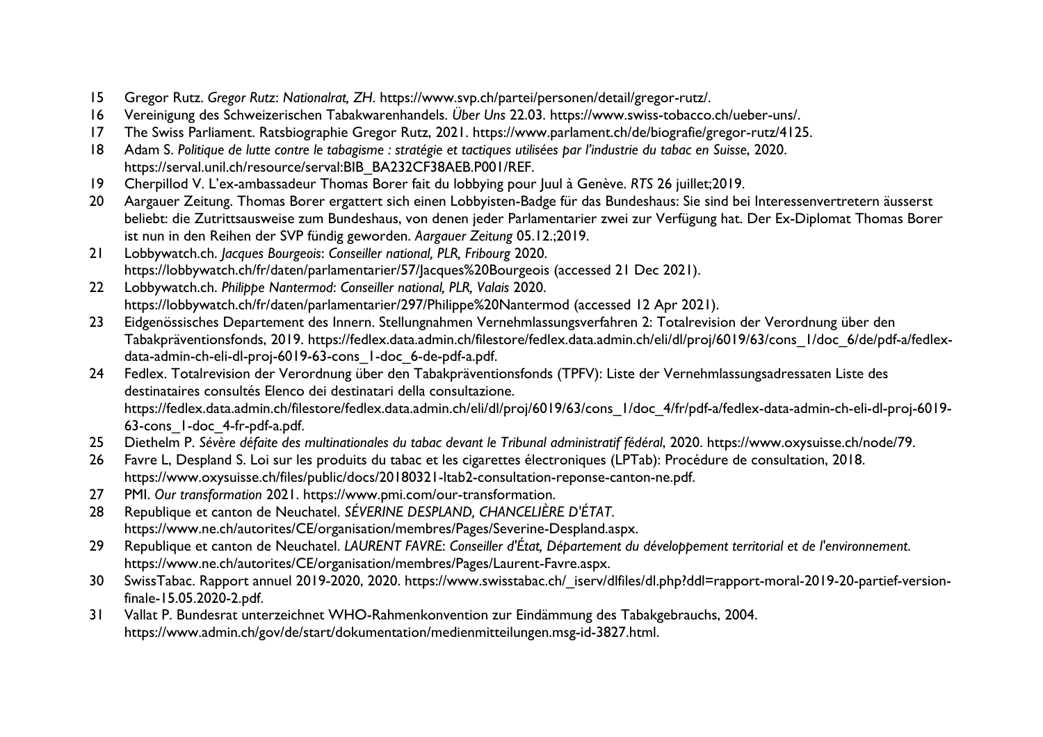15 Gregor Rutz. *Gregor Rutz*: *Nationalrat, ZH*. https://www.svp.ch/partei/personen/detail/gregor-rutz/.

16 Vereinigung des Schweizerischen Tabakwarenhandels. *Über Uns* 22.03. https://www.swiss-tobacco.ch/ueber-uns/.

17 The Swiss Parliament. Ratsbiographie Gregor Rutz, 2021. https://www.parlament.ch/de/biografie/gregor-rutz/4125.

18 Adam S. *Politique de lutte contre le tabagisme : stratégie et tactiques utilisées par l'industrie du tabac en Suisse*, 2020. https://serval.unil.ch/resource/serval:BIB_BA232CF38AEB.P001/REF.

19 Cherpillod V. L'ex-ambassadeur Thomas Borer fait du lobbying pour Juul à Genève. *RTS* 26 juillet;2019.

20 Aargauer Zeitung. Thomas Borer ergattert sich einen Lobbyisten-Badge für das Bundeshaus: Sie sind bei Interessenvertretern äusserst beliebt: die Zutrittsausweise zum Bundeshaus, von denen jeder Parlamentarier zwei zur Verfügung hat. Der Ex-Diplomat Thomas Borer ist nun in den Reihen der SVP fündig geworden. *Aargauer Zeitung* 05.12.;2019.

21 Lobbywatch.ch. *Jacques Bourgeois*: *Conseiller national, PLR, Fribourg* 2020. https://lobbywatch.ch/fr/daten/parlamentarier/57/Jacques%20Bourgeois (accessed 21 Dec 2021).

22 Lobbywatch.ch. *Philippe Nantermod*: *Conseiller national, PLR, Valais* 2020. https://lobbywatch.ch/fr/daten/parlamentarier/297/Philippe%20Nantermod (accessed 12 Apr 2021).

23 Eidgenössisches Departement des Innern. Stellungnahmen Vernehmlassungsverfahren 2: Totalrevision der Verordnung über den Tabakpräventionsfonds, 2019. https://fedlex.data.admin.ch/filestore/fedlex.data.admin.ch/eli/dl/proj/6019/63/cons_1/doc_6/de/pdf-a/fedlex-data-admin-ch-eli-dl-proj-6019-63-cons_1-doc_6-de-pdf-a.pdf.

24 Fedlex. Totalrevision der Verordnung über den Tabakpräventionsfonds (TPFV): Liste der Vernehmlassungsadressaten Liste des destinataires consultés Elenco dei destinatari della consultazione. https://fedlex.data.admin.ch/filestore/fedlex.data.admin.ch/eli/dl/proj/6019/63/cons_1/doc_4/fr/pdf-a/fedlex-data-admin-ch-eli-dl-proj-6019-63-cons_1-doc_4-fr-pdf-a.pdf.

25 Diethelm P. *Sévère défaite des multinationales du tabac devant le Tribunal administratif fédéral*, 2020. https://www.oxysuisse.ch/node/79.

26 Favre L, Despland S. Loi sur les produits du tabac et les cigarettes électroniques (LPTab): Procédure de consultation, 2018. https://www.oxysuisse.ch/files/public/docs/20180321-ltab2-consultation-reponse-canton-ne.pdf.

27 PMI. *Our transformation* 2021. https://www.pmi.com/our-transformation.

28 Republique et canton de Neuchatel. *SÉVERINE DESPLAND, CHANCELIÈRE D'ÉTAT*. https://www.ne.ch/autorites/CE/organisation/membres/Pages/Severine-Despland.aspx.

29 Republique et canton de Neuchatel. *LAURENT FAVRE*: *Conseiller d'État, Département du développement territorial et de l'environnement*. https://www.ne.ch/autorites/CE/organisation/membres/Pages/Laurent-Favre.aspx.

30 SwissTabac. Rapport annuel 2019-2020, 2020. https://www.swisstabac.ch/_iserv/dlfiles/dl.php?ddl=rapport-moral-2019-20-partief-version-finale-15.05.2020-2.pdf.

31 Vallat P. Bundesrat unterzeichnet WHO-Rahmenkonvention zur Eindämmung des Tabakgebrauchs, 2004. https://www.admin.ch/gov/de/start/dokumentation/medienmitteilungen.msg-id-3827.html.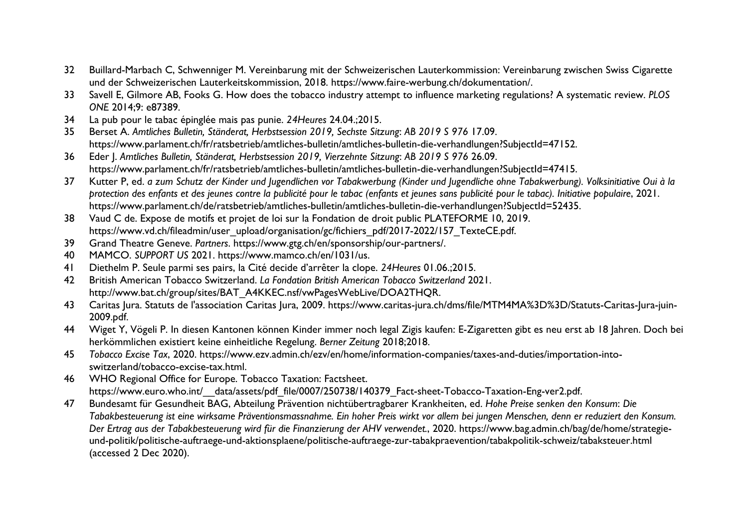32 Buillard-Marbach C, Schwenniger M. Vereinbarung mit der Schweizerischen Lauterkommission: Vereinbarung zwischen Swiss Cigarette und der Schweizerischen Lauterkeitskommission, 2018. https://www.faire-werbung.ch/dokumentation/.

33 Savell E, Gilmore AB, Fooks G. How does the tobacco industry attempt to influence marketing regulations? A systematic review. *PLOS ONE* 2014;9: e87389.

34 La pub pour le tabac épinglée mais pas punie. *24Heures* 24.04.;2015.

35 Berset A. *Amtliches Bulletin, Ständerat, Herbstsession 2019, Sechste Sitzung*: *AB 2019 S 976* 17.09. https://www.parlament.ch/fr/ratsbetrieb/amtliches-bulletin/amtliches-bulletin-die-verhandlungen?SubjectId=47152.

36 Eder J. *Amtliches Bulletin, Ständerat, Herbstsession 2019, Vierzehnte Sitzung*: *AB 2019 S 976* 26.09. https://www.parlament.ch/fr/ratsbetrieb/amtliches-bulletin/amtliches-bulletin-die-verhandlungen?SubjectId=47415.

37 Kutter P, ed. *a zum Schutz der Kinder und Jugendlichen vor Tabakwerbung (Kinder und Jugendliche ohne Tabakwerbung). Volksinitiative Oui à la protection des enfants et des jeunes contre la publicité pour le tabac (enfants et jeunes sans publicité pour le tabac). Initiative populaire*, 2021. https://www.parlament.ch/de/ratsbetrieb/amtliches-bulletin/amtliches-bulletin-die-verhandlungen?SubjectId=52435.

38 Vaud C de. Expose de motifs et projet de loi sur la Fondation de droit public PLATEFORME 10, 2019. https://www.vd.ch/fileadmin/user_upload/organisation/gc/fichiers_pdf/2017-2022/157_TexteCE.pdf.

39 Grand Theatre Geneve. *Partners*. https://www.gtg.ch/en/sponsorship/our-partners/.

40 MAMCO. *SUPPORT US* 2021. https://www.mamco.ch/en/1031/us.

41 Diethelm P. Seule parmi ses pairs, la Cité decide d'arrêter la clope. *24Heures* 01.06.;2015.

42 British American Tobacco Switzerland. *La Fondation British American Tobacco Switzerland* 2021. http://www.bat.ch/group/sites/BAT_A4KKEC.nsf/vwPagesWebLive/DOA2THQR.

43 Caritas Jura. Statuts de l'association Caritas Jura, 2009. https://www.caritas-jura.ch/dms/file/MTM4MA%3D%3D/Statuts-Caritas-Jura-juin-2009.pdf.

44 Wiget Y, Vögeli P. In diesen Kantonen können Kinder immer noch legal Zigis kaufen: E-Zigaretten gibt es neu erst ab 18 Jahren. Doch bei herkömmlichen existiert keine einheitliche Regelung. *Berner Zeitung* 2018;2018.

45 *Tobacco Excise Tax*, 2020. https://www.ezv.admin.ch/ezv/en/home/information-companies/taxes-and-duties/importation-into-switzerland/tobacco-excise-tax.html.

46 WHO Regional Office for Europe. Tobacco Taxation: Factsheet. https://www.euro.who.int/__data/assets/pdf_file/0007/250738/140379_Fact-sheet-Tobacco-Taxation-Eng-ver2.pdf.

47 Bundesamt für Gesundheit BAG, Abteilung Prävention nichtübertragbarer Krankheiten, ed. *Hohe Preise senken den Konsum*: *Die Tabakbesteuerung ist eine wirksame Präventionsmassnahme. Ein hoher Preis wirkt vor allem bei jungen Menschen, denn er reduziert den Konsum. Der Ertrag aus der Tabakbesteuerung wird für die Finanzierung der AHV verwendet.*, 2020. https://www.bag.admin.ch/bag/de/home/strategie-und-politik/politische-auftraege-und-aktionsplaene/politische-auftraege-zur-tabakpraevention/tabakpolitik-schweiz/tabaksteuer.html (accessed 2 Dec 2020).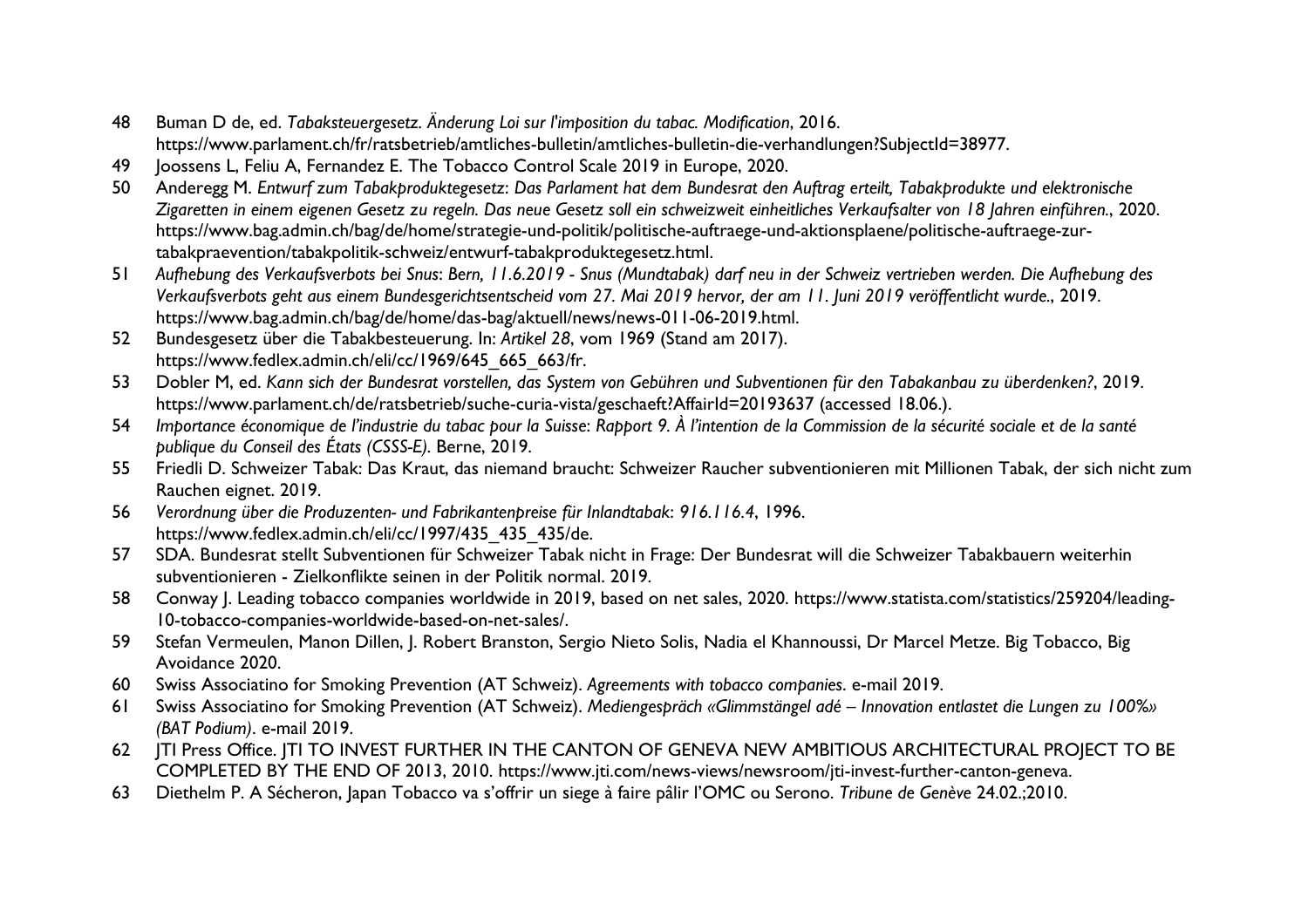48 Buman D de, ed. *Tabaksteuergesetz. Änderung Loi sur l'imposition du tabac. Modification*, 2016. https://www.parlament.ch/fr/ratsbetrieb/amtliches-bulletin/amtliches-bulletin-die-verhandlungen?SubjectId=38977.

49 Joossens L, Feliu A, Fernandez E. The Tobacco Control Scale 2019 in Europe, 2020.

50 Anderegg M. *Entwurf zum Tabakproduktegesetz*: *Das Parlament hat dem Bundesrat den Auftrag erteilt, Tabakprodukte und elektronische Zigaretten in einem eigenen Gesetz zu regeln. Das neue Gesetz soll ein schweizweit einheitliches Verkaufsalter von 18 Jahren einführen.*, 2020. https://www.bag.admin.ch/bag/de/home/strategie-und-politik/politische-auftraege-und-aktionsplaene/politische-auftraege-zur-tabakpraevention/tabakpolitik-schweiz/entwurf-tabakproduktegesetz.html.

51 *Aufhebung des Verkaufsverbots bei Snus*: *Bern, 11.6.2019 - Snus (Mundtabak) darf neu in der Schweiz vertrieben werden. Die Aufhebung des Verkaufsverbots geht aus einem Bundesgerichtsentscheid vom 27. Mai 2019 hervor, der am 11. Juni 2019 veröffentlicht wurde.*, 2019. https://www.bag.admin.ch/bag/de/home/das-bag/aktuell/news/news-011-06-2019.html.

52 Bundesgesetz über die Tabakbesteuerung. In: *Artikel 28*, vom 1969 (Stand am 2017). https://www.fedlex.admin.ch/eli/cc/1969/645_665_663/fr.

53 Dobler M, ed. *Kann sich der Bundesrat vorstellen, das System von Gebühren und Subventionen für den Tabakanbau zu überdenken?*, 2019. https://www.parlament.ch/de/ratsbetrieb/suche-curia-vista/geschaeft?AffairId=20193637 (accessed 18.06.).

54 *Importance économique de l'industrie du tabac pour la Suisse*: *Rapport 9. À l'intention de la Commission de la sécurité sociale et de la santé publique du Conseil des États (CSSS-E).* Berne, 2019.

55 Friedli D. Schweizer Tabak: Das Kraut, das niemand braucht: Schweizer Raucher subventionieren mit Millionen Tabak, der sich nicht zum Rauchen eignet. 2019.

56 *Verordnung über die Produzenten- und Fabrikantenpreise für Inlandtabak*: *916.116.4*, 1996. https://www.fedlex.admin.ch/eli/cc/1997/435_435_435/de.

57 SDA. Bundesrat stellt Subventionen für Schweizer Tabak nicht in Frage: Der Bundesrat will die Schweizer Tabakbauern weiterhin subventionieren - Zielkonflikte seinen in der Politik normal. 2019.

58 Conway J. Leading tobacco companies worldwide in 2019, based on net sales, 2020. https://www.statista.com/statistics/259204/leading-10-tobacco-companies-worldwide-based-on-net-sales/.

59 Stefan Vermeulen, Manon Dillen, J. Robert Branston, Sergio Nieto Solis, Nadia el Khannoussi, Dr Marcel Metze. Big Tobacco, Big Avoidance 2020.

60 Swiss Associatino for Smoking Prevention (AT Schweiz). *Agreements with tobacco companies*. e-mail 2019.

61 Swiss Associatino for Smoking Prevention (AT Schweiz). *Mediengespräch «Glimmstängel adé – Innovation entlastet die Lungen zu 100%» (BAT Podium)*. e-mail 2019.

62 JTI Press Office. JTI TO INVEST FURTHER IN THE CANTON OF GENEVA NEW AMBITIOUS ARCHITECTURAL PROJECT TO BE COMPLETED BY THE END OF 2013, 2010. https://www.jti.com/news-views/newsroom/jti-invest-further-canton-geneva.

63 Diethelm P. A Sécheron, Japan Tobacco va s'offrir un siege à faire pâlir l'OMC ou Serono. *Tribune de Genève* 24.02.;2010.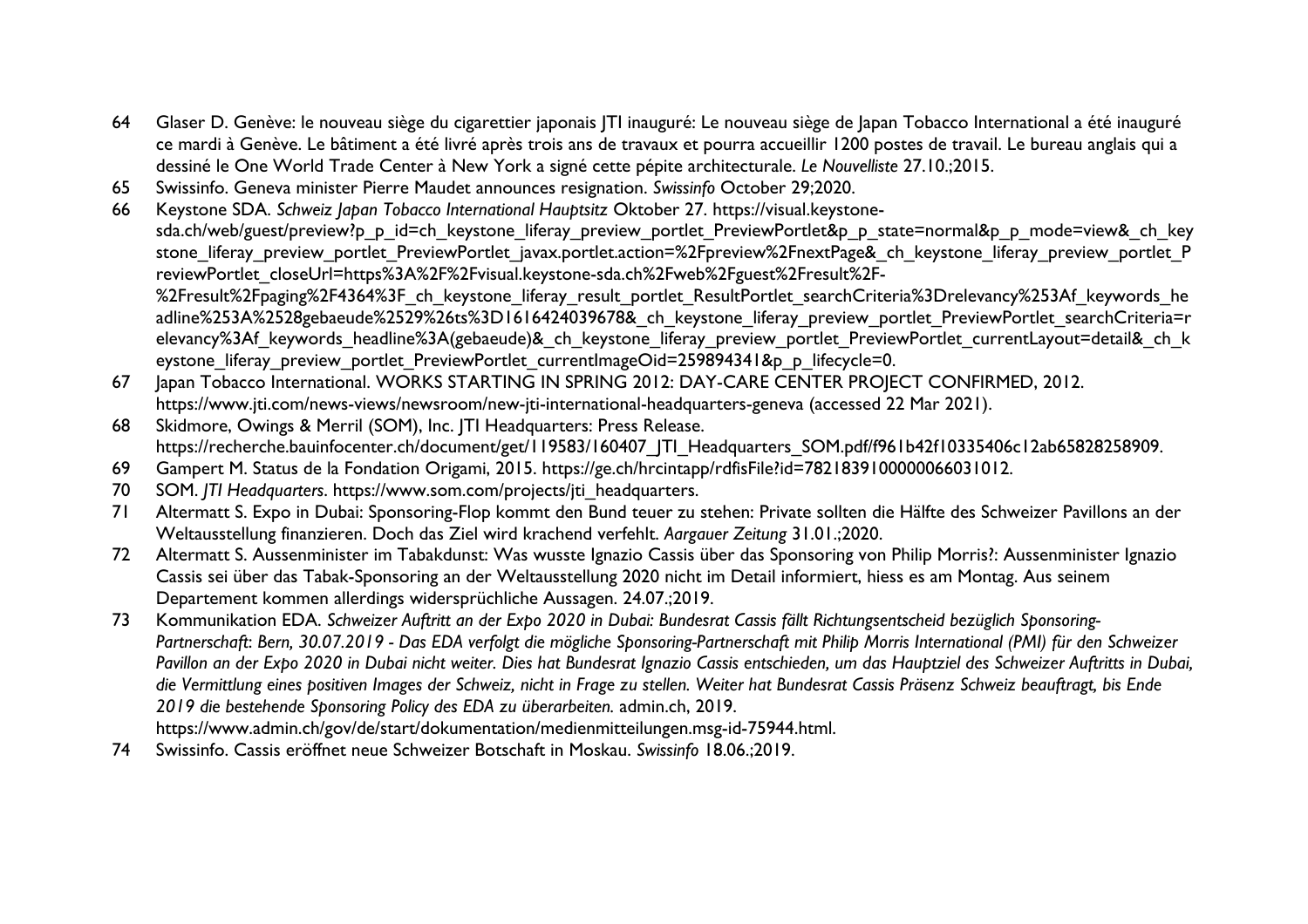64 Glaser D. Genève: le nouveau siège du cigarettier japonais JTI inauguré: Le nouveau siège de Japan Tobacco International a été inauguré ce mardi à Genève. Le bâtiment a été livré après trois ans de travaux et pourra accueillir 1200 postes de travail. Le bureau anglais qui a dessiné le One World Trade Center à New York a signé cette pépite architecturale. *Le Nouvelliste* 27.10.;2015.

65 Swissinfo. Geneva minister Pierre Maudet announces resignation. *Swissinfo* October 29;2020.

66 Keystone SDA. *Schweiz Japan Tobacco International Hauptsitz* Oktober 27. https://visual.keystone-sda.ch/web/guest/preview?p_p_id=ch_keystone_liferay_preview_portlet_PreviewPortlet&p_p_state=normal&p_p_mode=view&_ch_keystone_liferay_preview_portlet_PreviewPortlet_javax.portlet.action=%2Fpreview%2FnextPage&_ch_keystone_liferay_preview_portlet_PreviewPortlet_closeUrl=https%3A%2F%2Fvisual.keystone-sda.ch%2Fweb%2Fguest%2Fresult%2F-%2Fresult%2Fpaging%2F4364%3F_ch_keystone_liferay_result_portlet_ResultPortlet_searchCriteria%3Drelevancy%253Af_keywords_headline%253A%2528gebaeude%2529%26ts%3D1616424039678&_ch_keystone_liferay_preview_portlet_PreviewPortlet_searchCriteria=relevancy%3Af_keywords_headline%3A(gebaeude)&_ch_keystone_liferay_preview_portlet_PreviewPortlet_currentLayout=detail&_ch_keystone_liferay_preview_portlet_PreviewPortlet_currentImageOid=259894341&p_p_lifecycle=0.

67 Japan Tobacco International. WORKS STARTING IN SPRING 2012: DAY-CARE CENTER PROJECT CONFIRMED, 2012. https://www.jti.com/news-views/newsroom/new-jti-international-headquarters-geneva (accessed 22 Mar 2021).

68 Skidmore, Owings & Merril (SOM), Inc. JTI Headquarters: Press Release. https://recherche.bauinfocenter.ch/document/get/119583/160407_JTI_Headquarters_SOM.pdf/f961b42f10335406c12ab65828258909.

69 Gampert M. Status de la Fondation Origami, 2015. https://ge.ch/hrcintapp/rdfisFile?id=782183910000066031012.

70 SOM. *JTI Headquarters*. https://www.som.com/projects/jti_headquarters.

71 Altermatt S. Expo in Dubai: Sponsoring-Flop kommt den Bund teuer zu stehen: Private sollten die Hälfte des Schweizer Pavillons an der Weltausstellung finanzieren. Doch das Ziel wird krachend verfehlt. *Aargauer Zeitung* 31.01.;2020.

72 Altermatt S. Aussenminister im Tabakdunst: Was wusste Ignazio Cassis über das Sponsoring von Philip Morris?: Aussenminister Ignazio Cassis sei über das Tabak-Sponsoring an der Weltausstellung 2020 nicht im Detail informiert, hiess es am Montag. Aus seinem Departement kommen allerdings widersprüchliche Aussagen. 24.07.;2019.

73 Kommunikation EDA. *Schweizer Auftritt an der Expo 2020 in Dubai: Bundesrat Cassis fällt Richtungsentscheid bezüglich Sponsoring-Partnerschaft: Bern, 30.07.2019 - Das EDA verfolgt die mögliche Sponsoring-Partnerschaft mit Philip Morris International (PMI) für den Schweizer Pavillon an der Expo 2020 in Dubai nicht weiter. Dies hat Bundesrat Ignazio Cassis entschieden, um das Hauptziel des Schweizer Auftritts in Dubai, die Vermittlung eines positiven Images der Schweiz, nicht in Frage zu stellen. Weiter hat Bundesrat Cassis Präsenz Schweiz beauftragt, bis Ende 2019 die bestehende Sponsoring Policy des EDA zu überarbeiten.* admin.ch, 2019. https://www.admin.ch/gov/de/start/dokumentation/medienmitteilungen.msg-id-75944.html.

74 Swissinfo. Cassis eröffnet neue Schweizer Botschaft in Moskau. *Swissinfo* 18.06.;2019.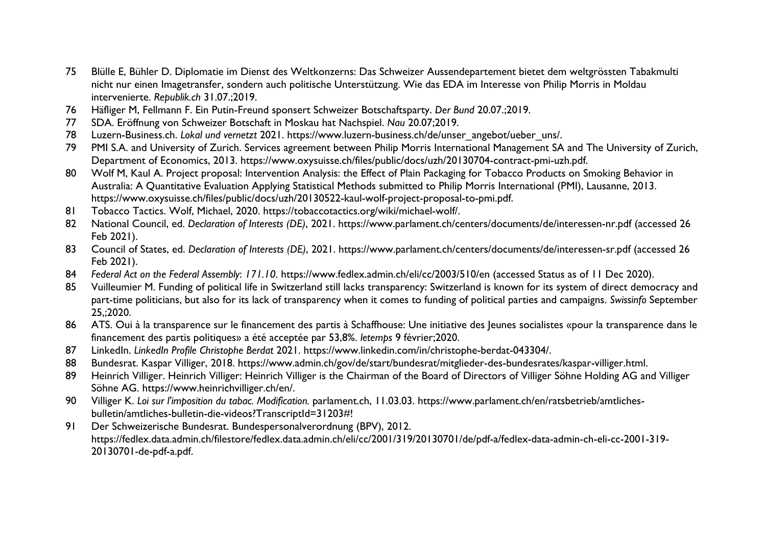75 Blülle E, Bühler D. Diplomatie im Dienst des Weltkonzerns: Das Schweizer Aussendepartement bietet dem weltgrössten Tabakmulti nicht nur einen Imagetransfer, sondern auch politische Unterstützung. Wie das EDA im Interesse von Philip Morris in Moldau intervenierte. *Republik.ch* 31.07.;2019.

76 Häfliger M, Fellmann F. Ein Putin-Freund sponsert Schweizer Botschaftsparty. *Der Bund* 20.07.;2019.

77 SDA. Eröffnung von Schweizer Botschaft in Moskau hat Nachspiel. *Nau* 20.07;2019.

78 Luzern-Business.ch. *Lokal und vernetzt* 2021. https://www.luzern-business.ch/de/unser_angebot/ueber_uns/.

79 PMI S.A. and University of Zurich. Services agreement between Philip Morris International Management SA and The University of Zurich, Department of Economics, 2013. https://www.oxysuisse.ch/files/public/docs/uzh/20130704-contract-pmi-uzh.pdf.

80 Wolf M, Kaul A. Project proposal: Intervention Analysis: the Effect of Plain Packaging for Tobacco Products on Smoking Behavior in Australia: A Quantitative Evaluation Applying Statistical Methods submitted to Philip Morris International (PMI), Lausanne, 2013. https://www.oxysuisse.ch/files/public/docs/uzh/20130522-kaul-wolf-project-proposal-to-pmi.pdf.

81 Tobacco Tactics. Wolf, Michael, 2020. https://tobaccotactics.org/wiki/michael-wolf/.

82 National Council, ed. *Declaration of Interests (DE)*, 2021. https://www.parlament.ch/centers/documents/de/interessen-nr.pdf (accessed 26 Feb 2021).

83 Council of States, ed. *Declaration of Interests (DE)*, 2021. https://www.parlament.ch/centers/documents/de/interessen-sr.pdf (accessed 26 Feb 2021).

84 *Federal Act on the Federal Assembly*: *171.10*. https://www.fedlex.admin.ch/eli/cc/2003/510/en (accessed Status as of 11 Dec 2020).

85 Vuilleumier M. Funding of political life in Switzerland still lacks transparency: Switzerland is known for its system of direct democracy and part-time politicians, but also for its lack of transparency when it comes to funding of political parties and campaigns. *Swissinfo* September 25,;2020.

86 ATS. Oui à la transparence sur le financement des partis à Schaffhouse: Une initiative des Jeunes socialistes «pour la transparence dans le financement des partis politiques» a été acceptée par 53,8%. *letemps* 9 février;2020.

87 LinkedIn. *LinkedIn Profile Christophe Berdat* 2021. https://www.linkedin.com/in/christophe-berdat-043304/.

88 Bundesrat. Kaspar Villiger, 2018. https://www.admin.ch/gov/de/start/bundesrat/mitglieder-des-bundesrates/kaspar-villiger.html.

89 Heinrich Villiger. Heinrich Villiger: Heinrich Villiger is the Chairman of the Board of Directors of Villiger Söhne Holding AG and Villiger Söhne AG. https://www.heinrichvilliger.ch/en/.

90 Villiger K. *Loi sur l'imposition du tabac. Modification.* parlament.ch, 11.03.03. https://www.parlament.ch/en/ratsbetrieb/amtliches-bulletin/amtliches-bulletin-die-videos?TranscriptId=31203#!

91 Der Schweizerische Bundesrat. Bundespersonalverordnung (BPV), 2012. https://fedlex.data.admin.ch/filestore/fedlex.data.admin.ch/eli/cc/2001/319/20130701/de/pdf-a/fedlex-data-admin-ch-eli-cc-2001-319-20130701-de-pdf-a.pdf.